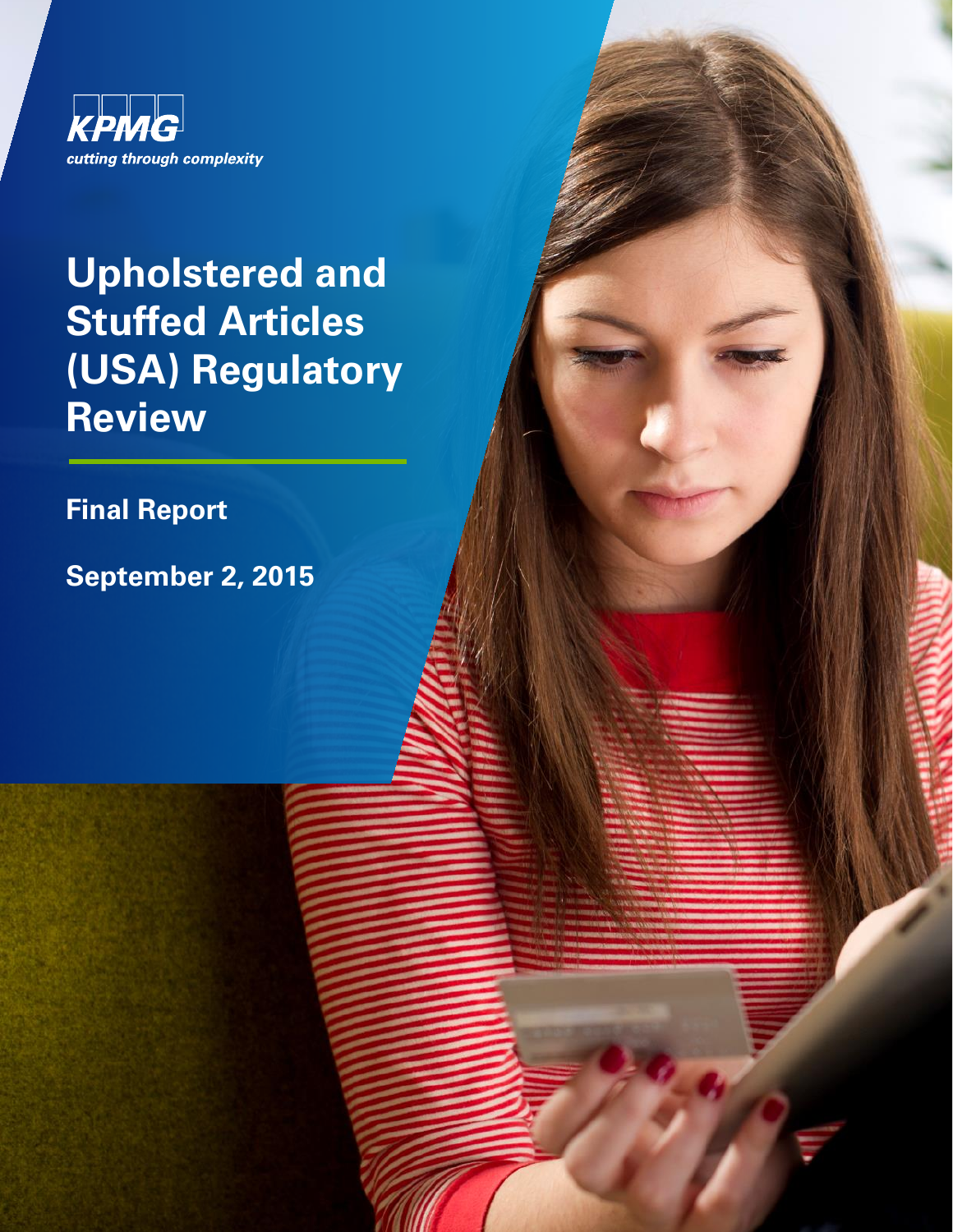KPMG

*cutting through complexity*

# Upholstered and Stuffed Articles (USA) Regulatory Review

**Final Report**

**September 2, 2015**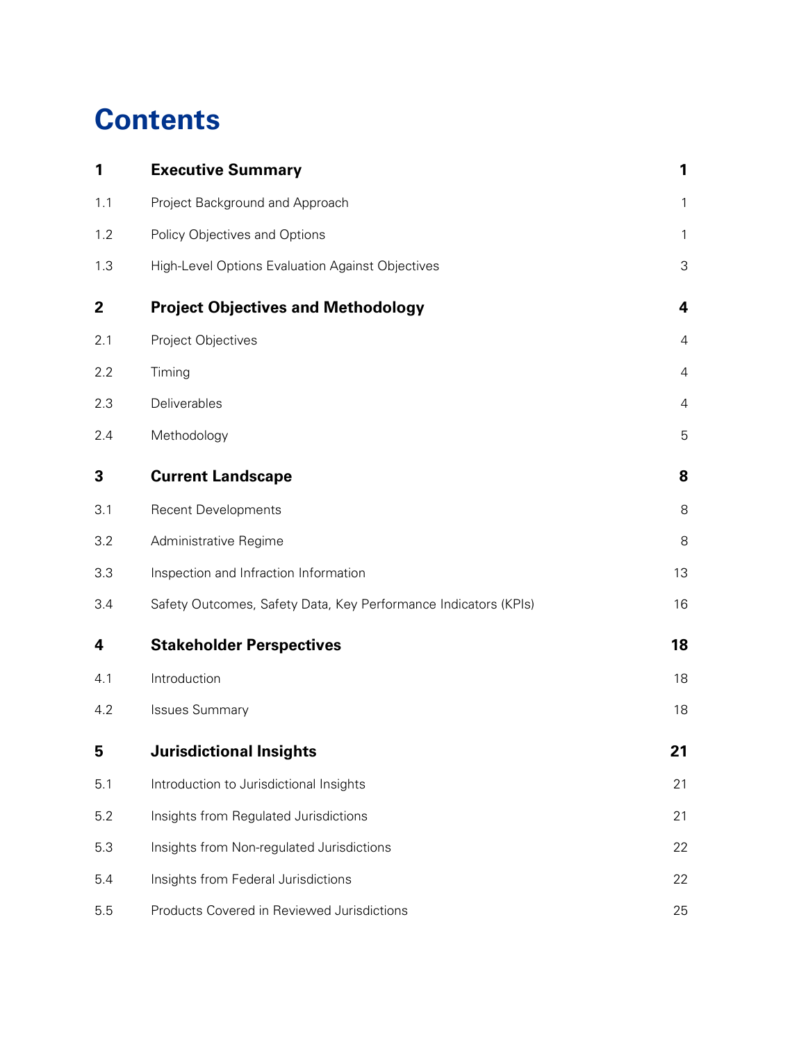# Contents

| | | |
|---|---|---|
| **1** | **Executive Summary** | **1** |
| 1.1 | Project Background and Approach | 1 |
| 1.2 | Policy Objectives and Options | 1 |
| 1.3 | High-Level Options Evaluation Against Objectives | 3 |
| **2** | **Project Objectives and Methodology** | **4** |
| 2.1 | Project Objectives | 4 |
| 2.2 | Timing | 4 |
| 2.3 | Deliverables | 4 |
| 2.4 | Methodology | 5 |
| **3** | **Current Landscape** | **8** |
| 3.1 | Recent Developments | 8 |
| 3.2 | Administrative Regime | 8 |
| 3.3 | Inspection and Infraction Information | 13 |
| 3.4 | Safety Outcomes, Safety Data, Key Performance Indicators (KPIs) | 16 |
| **4** | **Stakeholder Perspectives** | **18** |
| 4.1 | Introduction | 18 |
| 4.2 | Issues Summary | 18 |
| **5** | **Jurisdictional Insights** | **21** |
| 5.1 | Introduction to Jurisdictional Insights | 21 |
| 5.2 | Insights from Regulated Jurisdictions | 21 |
| 5.3 | Insights from Non-regulated Jurisdictions | 22 |
| 5.4 | Insights from Federal Jurisdictions | 22 |
| 5.5 | Products Covered in Reviewed Jurisdictions | 25 |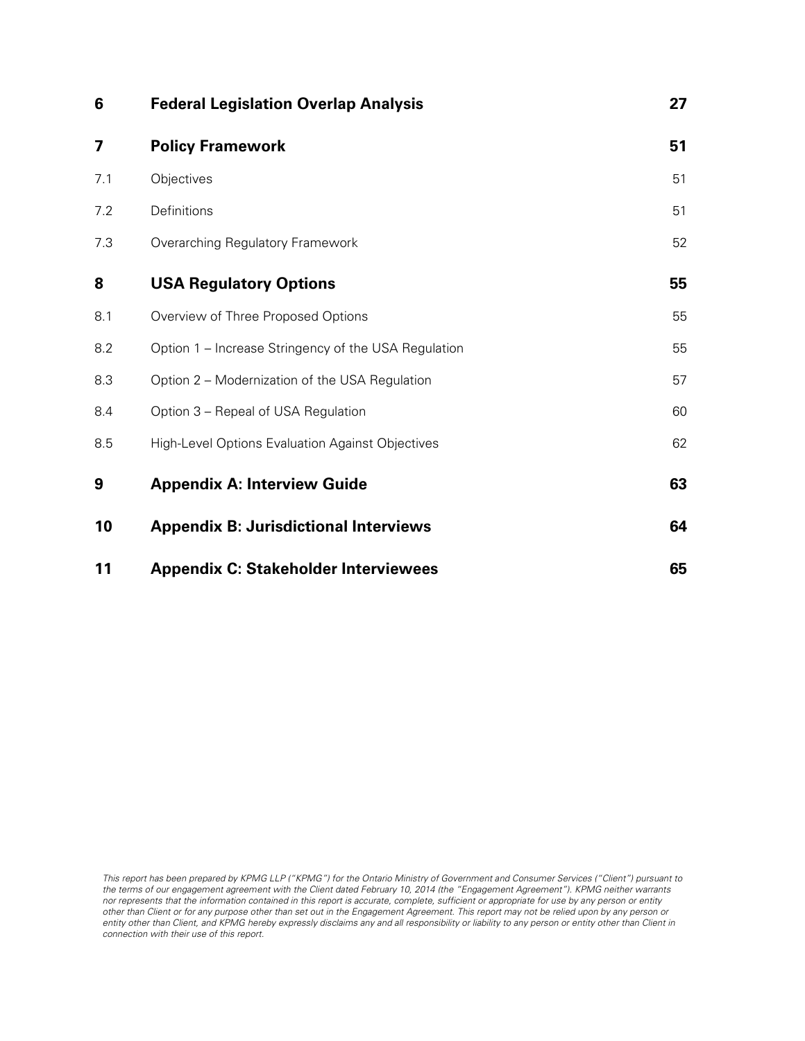| | | |
|---|---|---|
| **6** | **Federal Legislation Overlap Analysis** | **27** |
| **7** | **Policy Framework** | **51** |
| 7.1 | Objectives | 51 |
| 7.2 | Definitions | 51 |
| 7.3 | Overarching Regulatory Framework | 52 |
| **8** | **USA Regulatory Options** | **55** |
| 8.1 | Overview of Three Proposed Options | 55 |
| 8.2 | Option 1 – Increase Stringency of the USA Regulation | 55 |
| 8.3 | Option 2 – Modernization of the USA Regulation | 57 |
| 8.4 | Option 3 – Repeal of USA Regulation | 60 |
| 8.5 | High-Level Options Evaluation Against Objectives | 62 |
| **9** | **Appendix A: Interview Guide** | **63** |
| **10** | **Appendix B: Jurisdictional Interviews** | **64** |
| **11** | **Appendix C: Stakeholder Interviewees** | **65** |

*This report has been prepared by KPMG LLP ("KPMG") for the Ontario Ministry of Government and Consumer Services ("Client") pursuant to the terms of our engagement agreement with the Client dated February 10, 2014 (the "Engagement Agreement"). KPMG neither warrants nor represents that the information contained in this report is accurate, complete, sufficient or appropriate for use by any person or entity other than Client or for any purpose other than set out in the Engagement Agreement. This report may not be relied upon by any person or entity other than Client, and KPMG hereby expressly disclaims any and all responsibility or liability to any person or entity other than Client in connection with their use of this report.*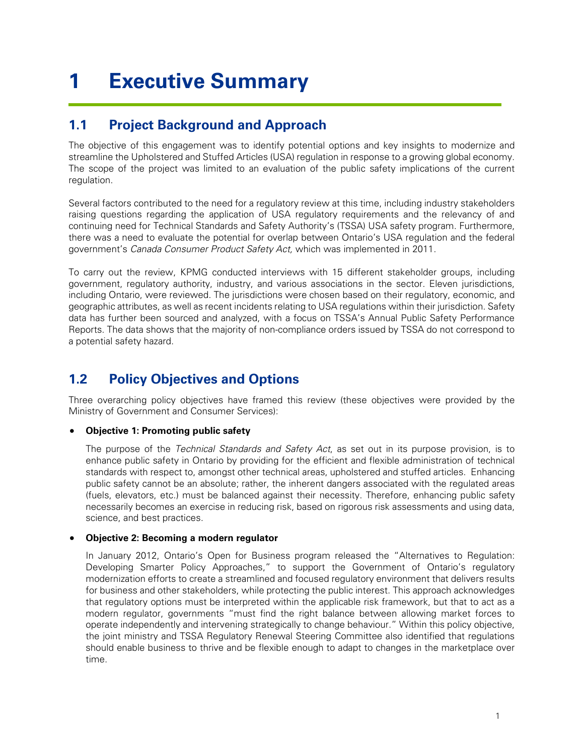# 1 Executive Summary

## 1.1 Project Background and Approach

The objective of this engagement was to identify potential options and key insights to modernize and streamline the Upholstered and Stuffed Articles (USA) regulation in response to a growing global economy. The scope of the project was limited to an evaluation of the public safety implications of the current regulation.

Several factors contributed to the need for a regulatory review at this time, including industry stakeholders raising questions regarding the application of USA regulatory requirements and the relevancy of and continuing need for Technical Standards and Safety Authority's (TSSA) USA safety program. Furthermore, there was a need to evaluate the potential for overlap between Ontario's USA regulation and the federal government's *Canada Consumer Product Safety Act,* which was implemented in 2011.

To carry out the review, KPMG conducted interviews with 15 different stakeholder groups, including government, regulatory authority, industry, and various associations in the sector. Eleven jurisdictions, including Ontario, were reviewed. The jurisdictions were chosen based on their regulatory, economic, and geographic attributes, as well as recent incidents relating to USA regulations within their jurisdiction. Safety data has further been sourced and analyzed, with a focus on TSSA's Annual Public Safety Performance Reports. The data shows that the majority of non-compliance orders issued by TSSA do not correspond to a potential safety hazard.

## 1.2 Policy Objectives and Options

Three overarching policy objectives have framed this review (these objectives were provided by the Ministry of Government and Consumer Services):

- **Objective 1: Promoting public safety**

  The purpose of the *Technical Standards and Safety Act*, as set out in its purpose provision, is to enhance public safety in Ontario by providing for the efficient and flexible administration of technical standards with respect to, amongst other technical areas, upholstered and stuffed articles. Enhancing public safety cannot be an absolute; rather, the inherent dangers associated with the regulated areas (fuels, elevators, etc.) must be balanced against their necessity. Therefore, enhancing public safety necessarily becomes an exercise in reducing risk, based on rigorous risk assessments and using data, science, and best practices.

- **Objective 2: Becoming a modern regulator**

  In January 2012, Ontario's Open for Business program released the "Alternatives to Regulation: Developing Smarter Policy Approaches," to support the Government of Ontario's regulatory modernization efforts to create a streamlined and focused regulatory environment that delivers results for business and other stakeholders, while protecting the public interest. This approach acknowledges that regulatory options must be interpreted within the applicable risk framework, but that to act as a modern regulator, governments "must find the right balance between allowing market forces to operate independently and intervening strategically to change behaviour." Within this policy objective, the joint ministry and TSSA Regulatory Renewal Steering Committee also identified that regulations should enable business to thrive and be flexible enough to adapt to changes in the marketplace over time.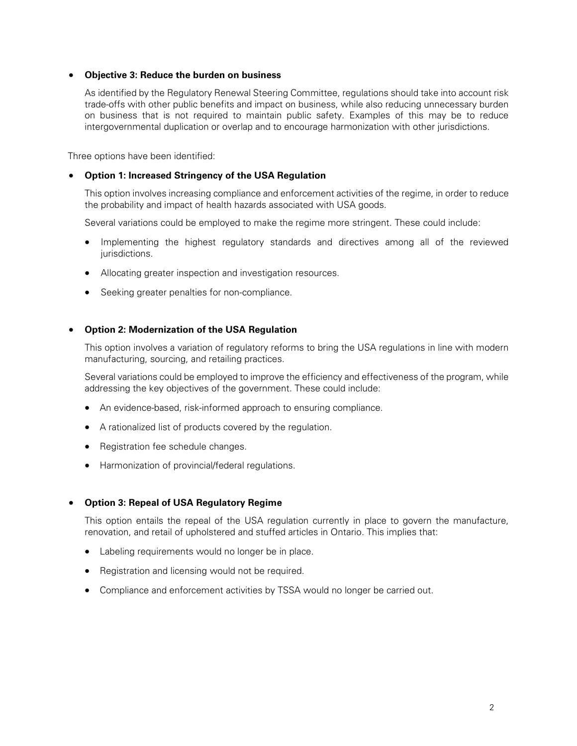- **Objective 3: Reduce the burden on business**

  As identified by the Regulatory Renewal Steering Committee, regulations should take into account risk trade-offs with other public benefits and impact on business, while also reducing unnecessary burden on business that is not required to maintain public safety. Examples of this may be to reduce intergovernmental duplication or overlap and to encourage harmonization with other jurisdictions.

Three options have been identified:

- **Option 1: Increased Stringency of the USA Regulation**

  This option involves increasing compliance and enforcement activities of the regime, in order to reduce the probability and impact of health hazards associated with USA goods.

  Several variations could be employed to make the regime more stringent. These could include:

  - Implementing the highest regulatory standards and directives among all of the reviewed jurisdictions.
  - Allocating greater inspection and investigation resources.
  - Seeking greater penalties for non-compliance.

- **Option 2: Modernization of the USA Regulation**

  This option involves a variation of regulatory reforms to bring the USA regulations in line with modern manufacturing, sourcing, and retailing practices.

  Several variations could be employed to improve the efficiency and effectiveness of the program, while addressing the key objectives of the government. These could include:

  - An evidence-based, risk-informed approach to ensuring compliance.
  - A rationalized list of products covered by the regulation.
  - Registration fee schedule changes.
  - Harmonization of provincial/federal regulations.

- **Option 3: Repeal of USA Regulatory Regime**

  This option entails the repeal of the USA regulation currently in place to govern the manufacture, renovation, and retail of upholstered and stuffed articles in Ontario. This implies that:

  - Labeling requirements would no longer be in place.
  - Registration and licensing would not be required.
  - Compliance and enforcement activities by TSSA would no longer be carried out.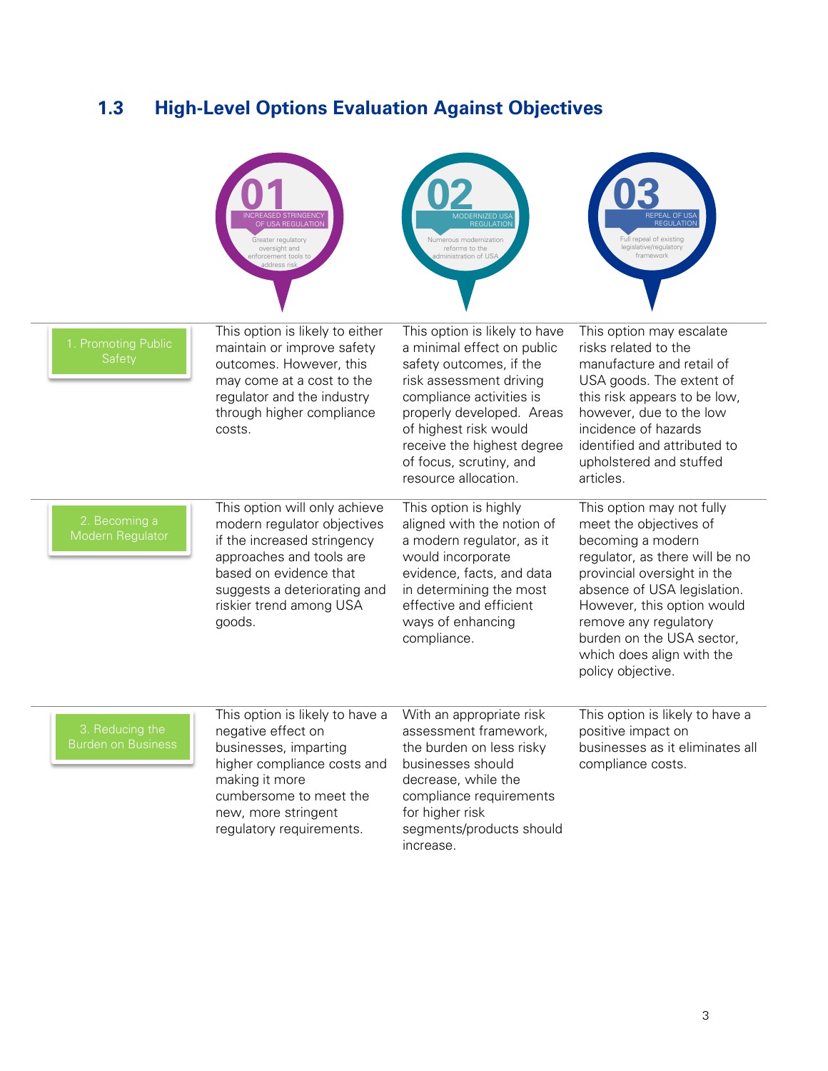## 1.3 High-Level Options Evaluation Against Objectives

| | 01 INCREASED STRINGENCY OF USA REGULATION<br>Greater regulatory oversight and enforcement tools to address risk | 02 MODERNIZED USA REGULATION<br>Numerous modernization reforms to the administration of USA | 03 REPEAL OF USA REGULATION<br>Full repeal of existing legislative/regulatory framework |
|---|---|---|---|
| 1. Promoting Public Safety | This option is likely to either maintain or improve safety outcomes. However, this may come at a cost to the regulator and the industry through higher compliance costs. | This option is likely to have a minimal effect on public safety outcomes, if the risk assessment driving compliance activities is properly developed. Areas of highest risk would receive the highest degree of focus, scrutiny, and resource allocation. | This option may escalate risks related to the manufacture and retail of USA goods. The extent of this risk appears to be low, however, due to the low incidence of hazards identified and attributed to upholstered and stuffed articles. |
| 2. Becoming a Modern Regulator | This option will only achieve modern regulator objectives if the increased stringency approaches and tools are based on evidence that suggests a deteriorating and riskier trend among USA goods. | This option is highly aligned with the notion of a modern regulator, as it would incorporate evidence, facts, and data in determining the most effective and efficient ways of enhancing compliance. | This option may not fully meet the objectives of becoming a modern regulator, as there will be no provincial oversight in the absence of USA legislation. However, this option would remove any regulatory burden on the USA sector, which does align with the policy objective. |
| 3. Reducing the Burden on Business | This option is likely to have a negative effect on businesses, imparting higher compliance costs and making it more cumbersome to meet the new, more stringent regulatory requirements. | With an appropriate risk assessment framework, the burden on less risky businesses should decrease, while the compliance requirements for higher risk segments/products should increase. | This option is likely to have a positive impact on businesses as it eliminates all compliance costs. |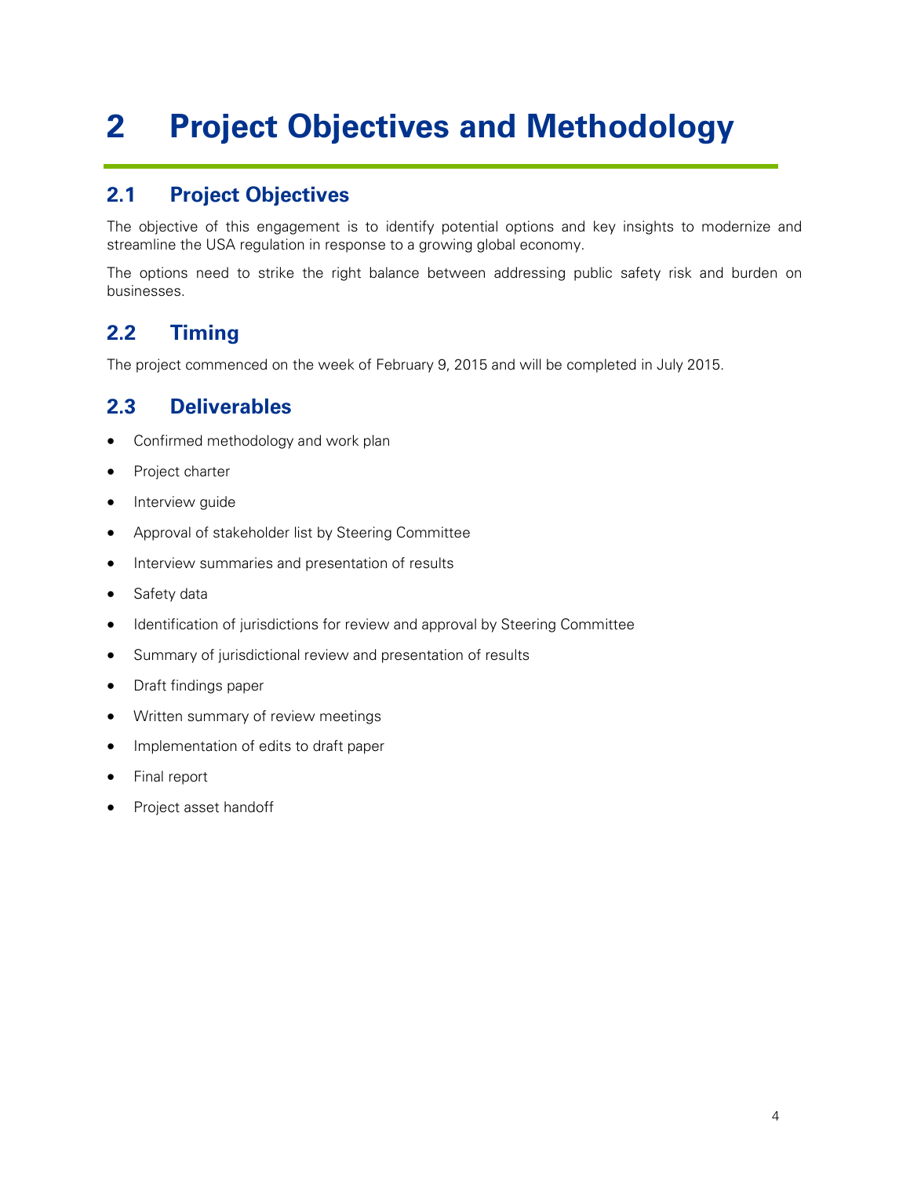# 2 Project Objectives and Methodology

## 2.1 Project Objectives

The objective of this engagement is to identify potential options and key insights to modernize and streamline the USA regulation in response to a growing global economy.

The options need to strike the right balance between addressing public safety risk and burden on businesses.

## 2.2 Timing

The project commenced on the week of February 9, 2015 and will be completed in July 2015.

## 2.3 Deliverables

- Confirmed methodology and work plan
- Project charter
- Interview guide
- Approval of stakeholder list by Steering Committee
- Interview summaries and presentation of results
- Safety data
- Identification of jurisdictions for review and approval by Steering Committee
- Summary of jurisdictional review and presentation of results
- Draft findings paper
- Written summary of review meetings
- Implementation of edits to draft paper
- Final report
- Project asset handoff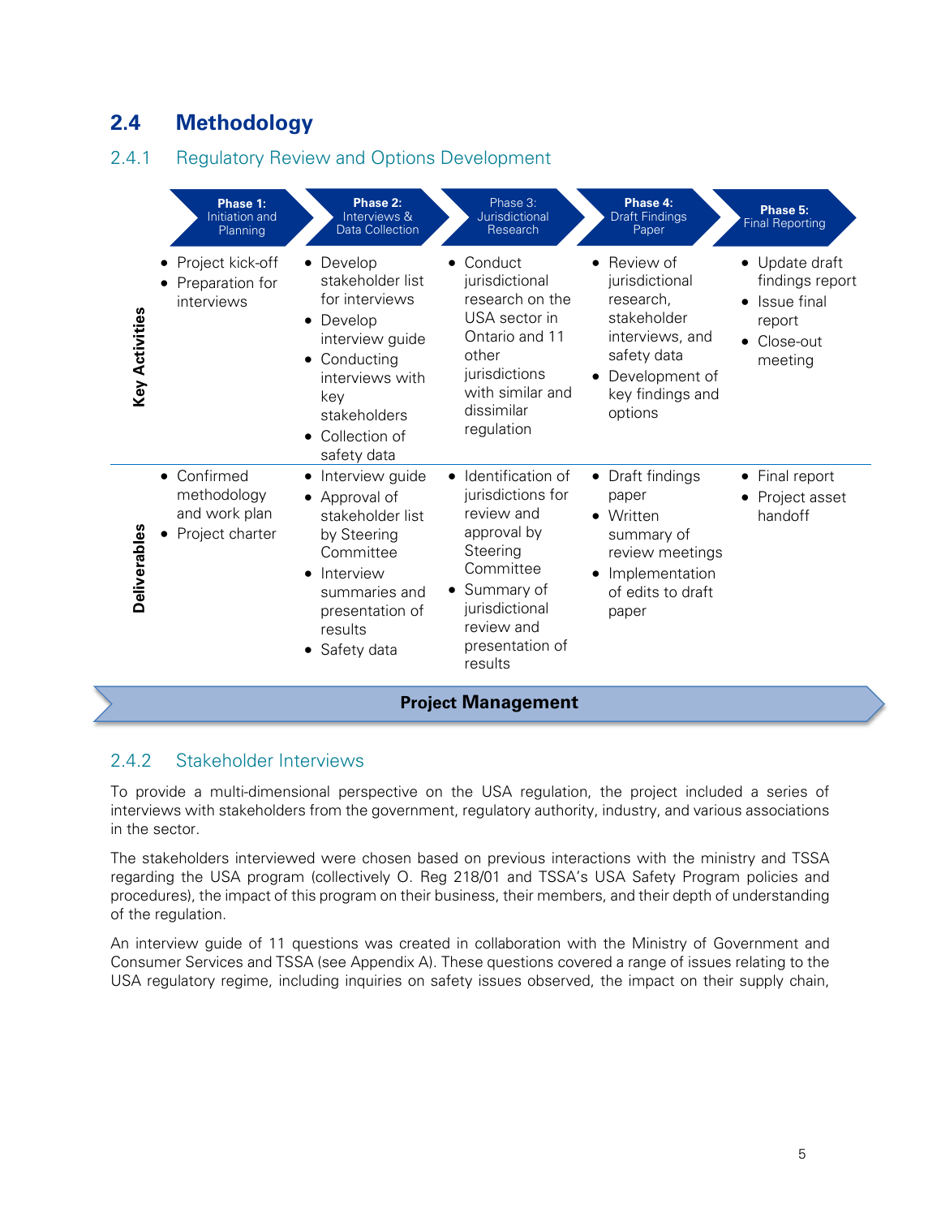## 2.4 Methodology

### 2.4.1 Regulatory Review and Options Development

| | **Phase 1:** Initiation and Planning | **Phase 2:** Interviews & Data Collection | Phase 3: Jurisdictional Research | **Phase 4:** Draft Findings Paper | **Phase 5:** Final Reporting |
|---|---|---|---|---|---|
| **Key Activities** | • Project kick-off<br>• Preparation for interviews | • Develop stakeholder list for interviews<br>• Develop interview guide<br>• Conducting interviews with key stakeholders<br>• Collection of safety data | • Conduct jurisdictional research on the USA sector in Ontario and 11 other jurisdictions with similar and dissimilar regulation | • Review of jurisdictional research, stakeholder interviews, and safety data<br>• Development of key findings and options | • Update draft findings report<br>• Issue final report<br>• Close-out meeting |
| **Deliverables** | • Confirmed methodology and work plan<br>• Project charter | • Interview guide<br>• Approval of stakeholder list by Steering Committee<br>• Interview summaries and presentation of results<br>• Safety data | • Identification of jurisdictions for review and approval by Steering Committee<br>• Summary of jurisdictional review and presentation of results | • Draft findings paper<br>• Written summary of review meetings<br>• Implementation of edits to draft paper | • Final report<br>• Project asset handoff |

**Project Management**

### 2.4.2 Stakeholder Interviews

To provide a multi-dimensional perspective on the USA regulation, the project included a series of interviews with stakeholders from the government, regulatory authority, industry, and various associations in the sector.

The stakeholders interviewed were chosen based on previous interactions with the ministry and TSSA regarding the USA program (collectively O. Reg 218/01 and TSSA's USA Safety Program policies and procedures), the impact of this program on their business, their members, and their depth of understanding of the regulation.

An interview guide of 11 questions was created in collaboration with the Ministry of Government and Consumer Services and TSSA (see Appendix A). These questions covered a range of issues relating to the USA regulatory regime, including inquiries on safety issues observed, the impact on their supply chain,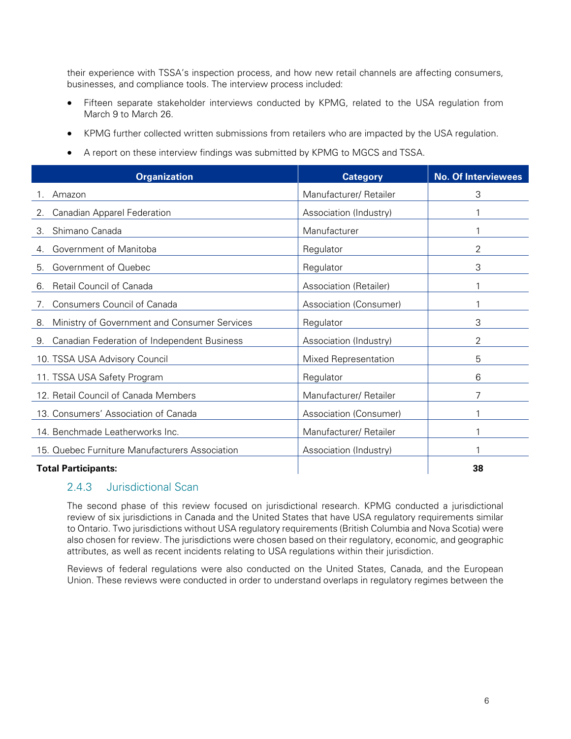their experience with TSSA's inspection process, and how new retail channels are affecting consumers, businesses, and compliance tools. The interview process included:

- Fifteen separate stakeholder interviews conducted by KPMG, related to the USA regulation from March 9 to March 26.
- KPMG further collected written submissions from retailers who are impacted by the USA regulation.
- A report on these interview findings was submitted by KPMG to MGCS and TSSA.

| Organization | Category | No. Of Interviewees |
|---|---|---|
| 1. Amazon | Manufacturer/ Retailer | 3 |
| 2. Canadian Apparel Federation | Association (Industry) | 1 |
| 3. Shimano Canada | Manufacturer | 1 |
| 4. Government of Manitoba | Regulator | 2 |
| 5. Government of Quebec | Regulator | 3 |
| 6. Retail Council of Canada | Association (Retailer) | 1 |
| 7. Consumers Council of Canada | Association (Consumer) | 1 |
| 8. Ministry of Government and Consumer Services | Regulator | 3 |
| 9. Canadian Federation of Independent Business | Association (Industry) | 2 |
| 10. TSSA USA Advisory Council | Mixed Representation | 5 |
| 11. TSSA USA Safety Program | Regulator | 6 |
| 12. Retail Council of Canada Members | Manufacturer/ Retailer | 7 |
| 13. Consumers' Association of Canada | Association (Consumer) | 1 |
| 14. Benchmade Leatherworks Inc. | Manufacturer/ Retailer | 1 |
| 15. Quebec Furniture Manufacturers Association | Association (Industry) | 1 |
| **Total Participants:** | | **38** |

### 2.4.3 Jurisdictional Scan

The second phase of this review focused on jurisdictional research. KPMG conducted a jurisdictional review of six jurisdictions in Canada and the United States that have USA regulatory requirements similar to Ontario. Two jurisdictions without USA regulatory requirements (British Columbia and Nova Scotia) were also chosen for review. The jurisdictions were chosen based on their regulatory, economic, and geographic attributes, as well as recent incidents relating to USA regulations within their jurisdiction.

Reviews of federal regulations were also conducted on the United States, Canada, and the European Union. These reviews were conducted in order to understand overlaps in regulatory regimes between the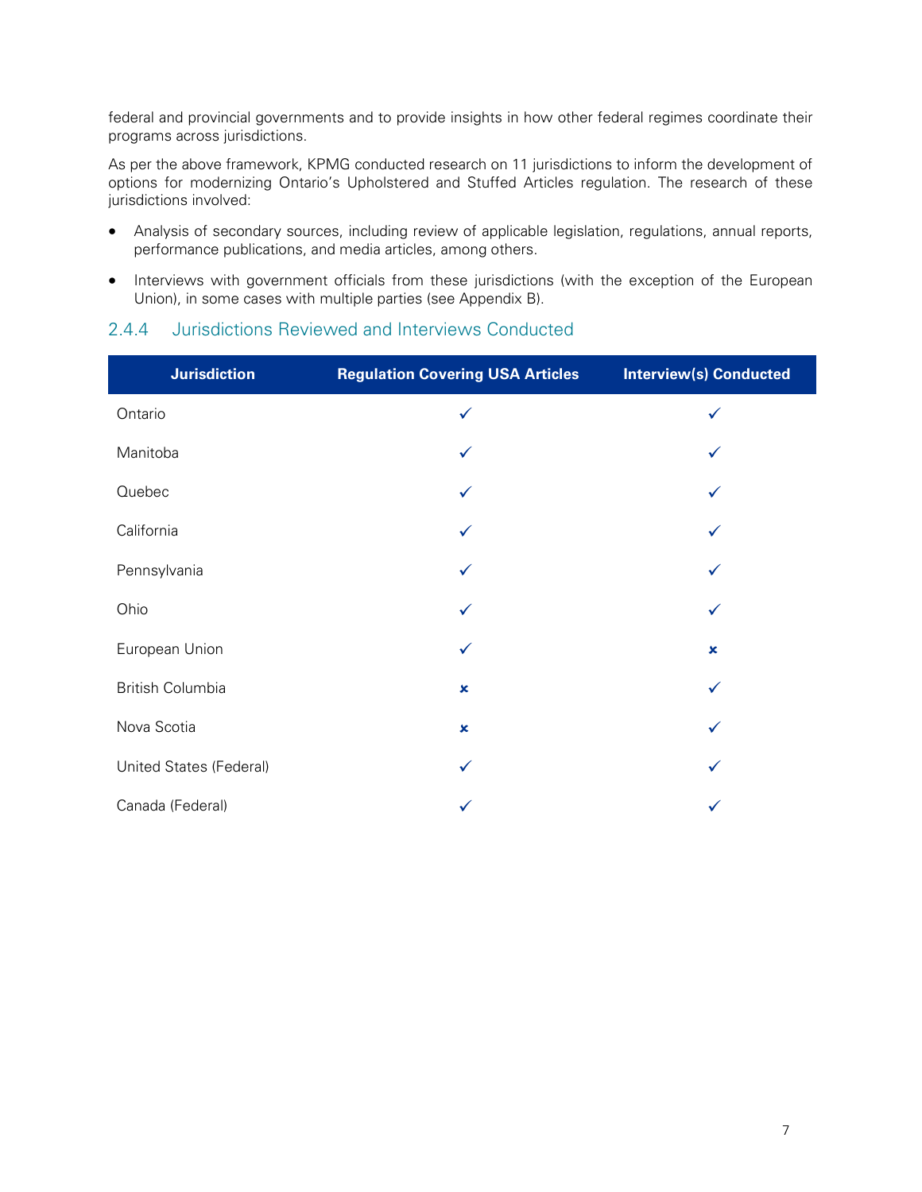federal and provincial governments and to provide insights in how other federal regimes coordinate their programs across jurisdictions.

As per the above framework, KPMG conducted research on 11 jurisdictions to inform the development of options for modernizing Ontario's Upholstered and Stuffed Articles regulation. The research of these jurisdictions involved:

- Analysis of secondary sources, including review of applicable legislation, regulations, annual reports, performance publications, and media articles, among others.
- Interviews with government officials from these jurisdictions (with the exception of the European Union), in some cases with multiple parties (see Appendix B).

### 2.4.4 Jurisdictions Reviewed and Interviews Conducted

| Jurisdiction | Regulation Covering USA Articles | Interview(s) Conducted |
| --- | --- | --- |
| Ontario | ✓ | ✓ |
| Manitoba | ✓ | ✓ |
| Quebec | ✓ | ✓ |
| California | ✓ | ✓ |
| Pennsylvania | ✓ | ✓ |
| Ohio | ✓ | ✓ |
| European Union | ✓ | ✗ |
| British Columbia | ✗ | ✓ |
| Nova Scotia | ✗ | ✓ |
| United States (Federal) | ✓ | ✓ |
| Canada (Federal) | ✓ | ✓ |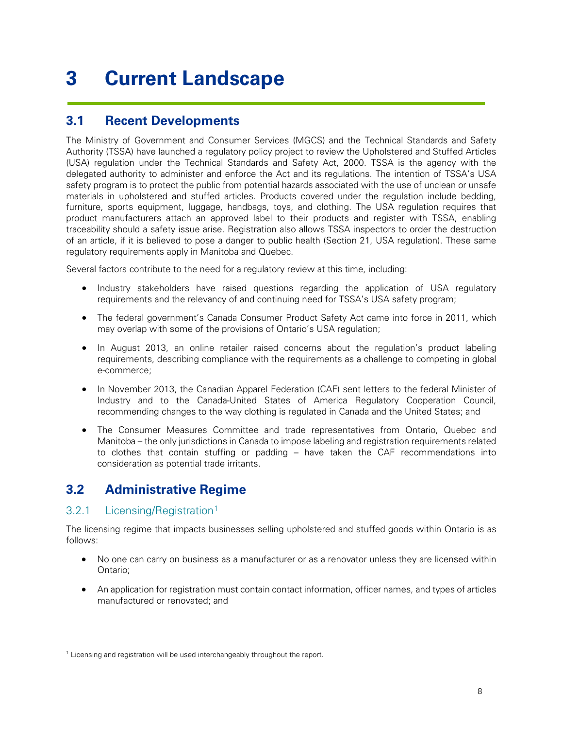# 3 Current Landscape

## 3.1 Recent Developments

The Ministry of Government and Consumer Services (MGCS) and the Technical Standards and Safety Authority (TSSA) have launched a regulatory policy project to review the Upholstered and Stuffed Articles (USA) regulation under the Technical Standards and Safety Act, 2000. TSSA is the agency with the delegated authority to administer and enforce the Act and its regulations. The intention of TSSA's USA safety program is to protect the public from potential hazards associated with the use of unclean or unsafe materials in upholstered and stuffed articles. Products covered under the regulation include bedding, furniture, sports equipment, luggage, handbags, toys, and clothing. The USA regulation requires that product manufacturers attach an approved label to their products and register with TSSA, enabling traceability should a safety issue arise. Registration also allows TSSA inspectors to order the destruction of an article, if it is believed to pose a danger to public health (Section 21, USA regulation). These same regulatory requirements apply in Manitoba and Quebec.

Several factors contribute to the need for a regulatory review at this time, including:

- Industry stakeholders have raised questions regarding the application of USA regulatory requirements and the relevancy of and continuing need for TSSA's USA safety program;
- The federal government's Canada Consumer Product Safety Act came into force in 2011, which may overlap with some of the provisions of Ontario's USA regulation;
- In August 2013, an online retailer raised concerns about the regulation's product labeling requirements, describing compliance with the requirements as a challenge to competing in global e-commerce;
- In November 2013, the Canadian Apparel Federation (CAF) sent letters to the federal Minister of Industry and to the Canada-United States of America Regulatory Cooperation Council, recommending changes to the way clothing is regulated in Canada and the United States; and
- The Consumer Measures Committee and trade representatives from Ontario, Quebec and Manitoba – the only jurisdictions in Canada to impose labeling and registration requirements related to clothes that contain stuffing or padding – have taken the CAF recommendations into consideration as potential trade irritants.

## 3.2 Administrative Regime

### 3.2.1 Licensing/Registration[1]

The licensing regime that impacts businesses selling upholstered and stuffed goods within Ontario is as follows:

- No one can carry on business as a manufacturer or as a renovator unless they are licensed within Ontario;
- An application for registration must contain contact information, officer names, and types of articles manufactured or renovated; and

[1] Licensing and registration will be used interchangeably throughout the report.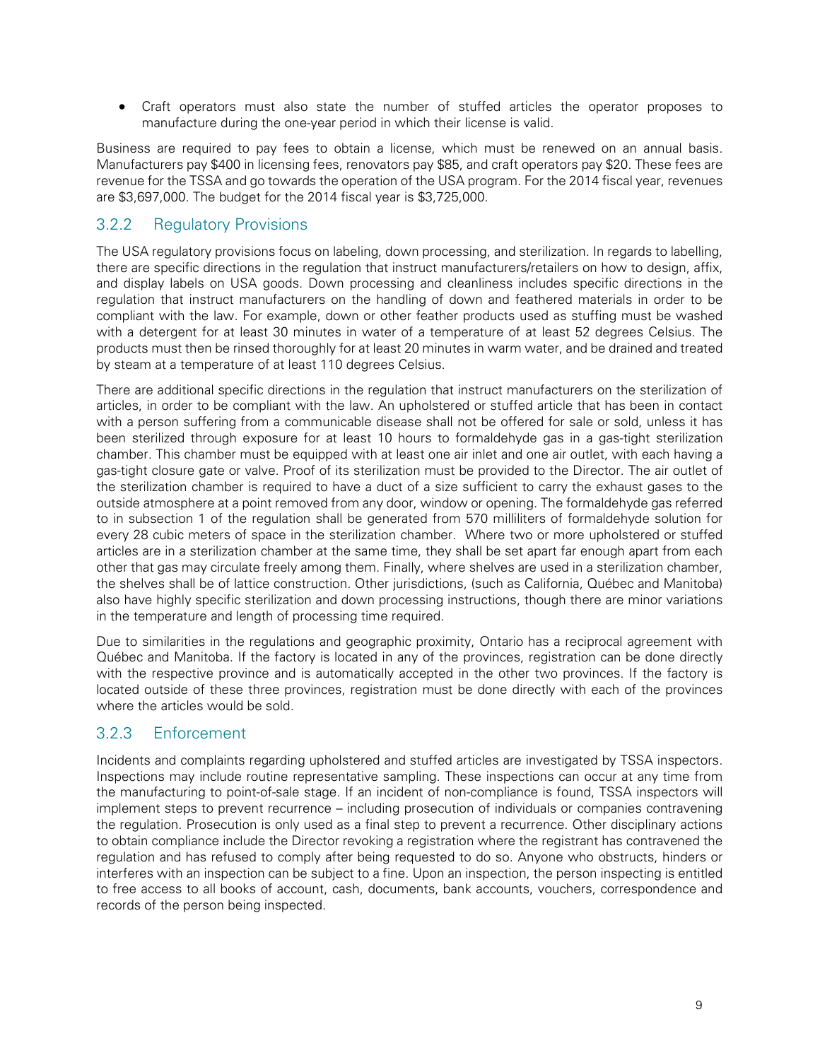- Craft operators must also state the number of stuffed articles the operator proposes to manufacture during the one-year period in which their license is valid.

Business are required to pay fees to obtain a license, which must be renewed on an annual basis. Manufacturers pay $400 in licensing fees, renovators pay $85, and craft operators pay $20. These fees are revenue for the TSSA and go towards the operation of the USA program. For the 2014 fiscal year, revenues are $3,697,000. The budget for the 2014 fiscal year is $3,725,000.

### 3.2.2 Regulatory Provisions

The USA regulatory provisions focus on labeling, down processing, and sterilization. In regards to labelling, there are specific directions in the regulation that instruct manufacturers/retailers on how to design, affix, and display labels on USA goods. Down processing and cleanliness includes specific directions in the regulation that instruct manufacturers on the handling of down and feathered materials in order to be compliant with the law. For example, down or other feather products used as stuffing must be washed with a detergent for at least 30 minutes in water of a temperature of at least 52 degrees Celsius. The products must then be rinsed thoroughly for at least 20 minutes in warm water, and be drained and treated by steam at a temperature of at least 110 degrees Celsius.

There are additional specific directions in the regulation that instruct manufacturers on the sterilization of articles, in order to be compliant with the law. An upholstered or stuffed article that has been in contact with a person suffering from a communicable disease shall not be offered for sale or sold, unless it has been sterilized through exposure for at least 10 hours to formaldehyde gas in a gas-tight sterilization chamber. This chamber must be equipped with at least one air inlet and one air outlet, with each having a gas-tight closure gate or valve. Proof of its sterilization must be provided to the Director. The air outlet of the sterilization chamber is required to have a duct of a size sufficient to carry the exhaust gases to the outside atmosphere at a point removed from any door, window or opening. The formaldehyde gas referred to in subsection 1 of the regulation shall be generated from 570 milliliters of formaldehyde solution for every 28 cubic meters of space in the sterilization chamber. Where two or more upholstered or stuffed articles are in a sterilization chamber at the same time, they shall be set apart far enough apart from each other that gas may circulate freely among them. Finally, where shelves are used in a sterilization chamber, the shelves shall be of lattice construction. Other jurisdictions, (such as California, Québec and Manitoba) also have highly specific sterilization and down processing instructions, though there are minor variations in the temperature and length of processing time required.

Due to similarities in the regulations and geographic proximity, Ontario has a reciprocal agreement with Québec and Manitoba. If the factory is located in any of the provinces, registration can be done directly with the respective province and is automatically accepted in the other two provinces. If the factory is located outside of these three provinces, registration must be done directly with each of the provinces where the articles would be sold.

### 3.2.3 Enforcement

Incidents and complaints regarding upholstered and stuffed articles are investigated by TSSA inspectors. Inspections may include routine representative sampling. These inspections can occur at any time from the manufacturing to point-of-sale stage. If an incident of non-compliance is found, TSSA inspectors will implement steps to prevent recurrence – including prosecution of individuals or companies contravening the regulation. Prosecution is only used as a final step to prevent a recurrence. Other disciplinary actions to obtain compliance include the Director revoking a registration where the registrant has contravened the regulation and has refused to comply after being requested to do so. Anyone who obstructs, hinders or interferes with an inspection can be subject to a fine. Upon an inspection, the person inspecting is entitled to free access to all books of account, cash, documents, bank accounts, vouchers, correspondence and records of the person being inspected.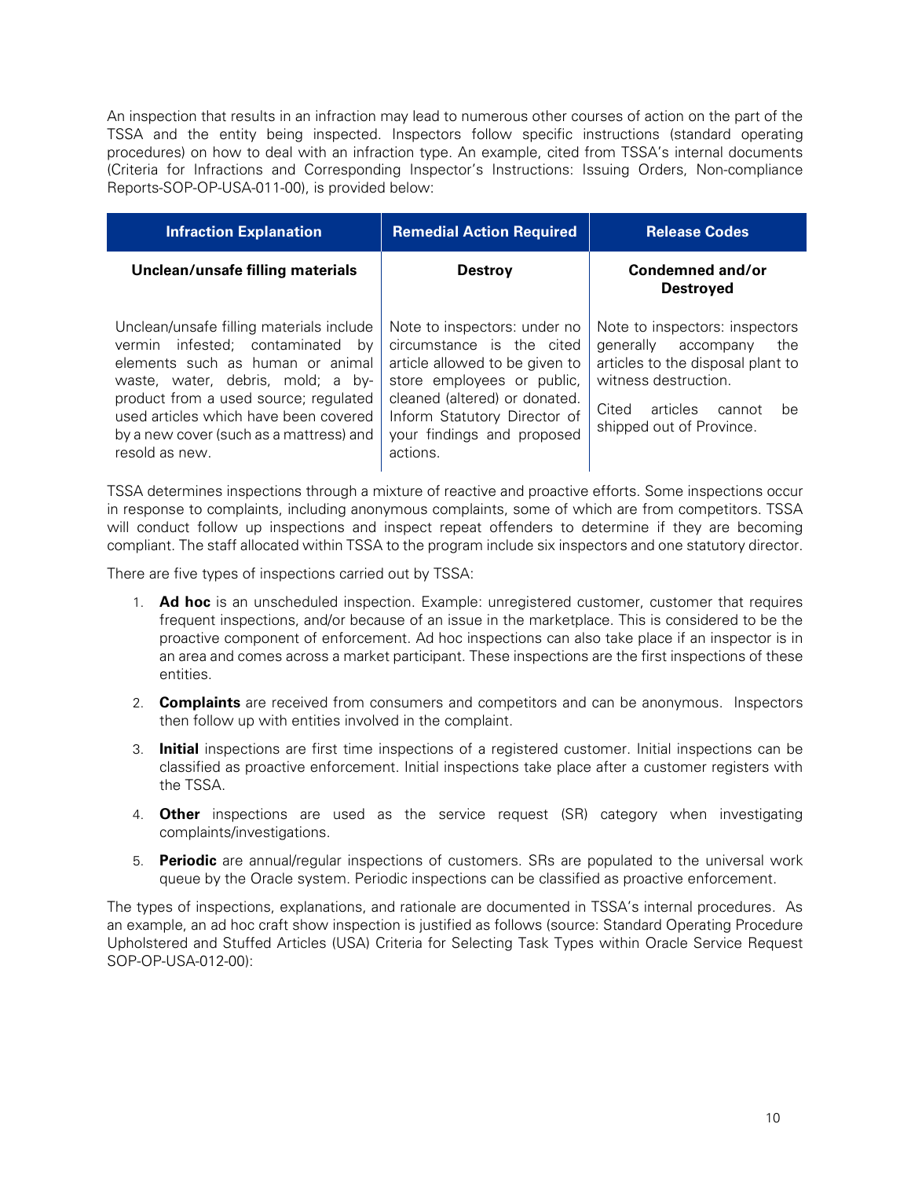An inspection that results in an infraction may lead to numerous other courses of action on the part of the TSSA and the entity being inspected. Inspectors follow specific instructions (standard operating procedures) on how to deal with an infraction type. An example, cited from TSSA's internal documents (Criteria for Infractions and Corresponding Inspector's Instructions: Issuing Orders, Non-compliance Reports-SOP-OP-USA-011-00), is provided below:

| Infraction Explanation | Remedial Action Required | Release Codes |
|---|---|---|
| **Unclean/unsafe filling materials** | **Destroy** | **Condemned and/or Destroyed** |
| Unclean/unsafe filling materials include vermin infested; contaminated by elements such as human or animal waste, water, debris, mold; a by-product from a used source; regulated used articles which have been covered by a new cover (such as a mattress) and resold as new. | Note to inspectors: under no circumstance is the cited article allowed to be given to store employees or public, cleaned (altered) or donated. Inform Statutory Director of your findings and proposed actions. | Note to inspectors: inspectors generally accompany the articles to the disposal plant to witness destruction. <br><br> Cited articles cannot be shipped out of Province. |

TSSA determines inspections through a mixture of reactive and proactive efforts. Some inspections occur in response to complaints, including anonymous complaints, some of which are from competitors. TSSA will conduct follow up inspections and inspect repeat offenders to determine if they are becoming compliant. The staff allocated within TSSA to the program include six inspectors and one statutory director.

There are five types of inspections carried out by TSSA:

1. **Ad hoc** is an unscheduled inspection. Example: unregistered customer, customer that requires frequent inspections, and/or because of an issue in the marketplace. This is considered to be the proactive component of enforcement. Ad hoc inspections can also take place if an inspector is in an area and comes across a market participant. These inspections are the first inspections of these entities.
2. **Complaints** are received from consumers and competitors and can be anonymous. Inspectors then follow up with entities involved in the complaint.
3. **Initial** inspections are first time inspections of a registered customer. Initial inspections can be classified as proactive enforcement. Initial inspections take place after a customer registers with the TSSA.
4. **Other** inspections are used as the service request (SR) category when investigating complaints/investigations.
5. **Periodic** are annual/regular inspections of customers. SRs are populated to the universal work queue by the Oracle system. Periodic inspections can be classified as proactive enforcement.

The types of inspections, explanations, and rationale are documented in TSSA's internal procedures. As an example, an ad hoc craft show inspection is justified as follows (source: Standard Operating Procedure Upholstered and Stuffed Articles (USA) Criteria for Selecting Task Types within Oracle Service Request SOP-OP-USA-012-00):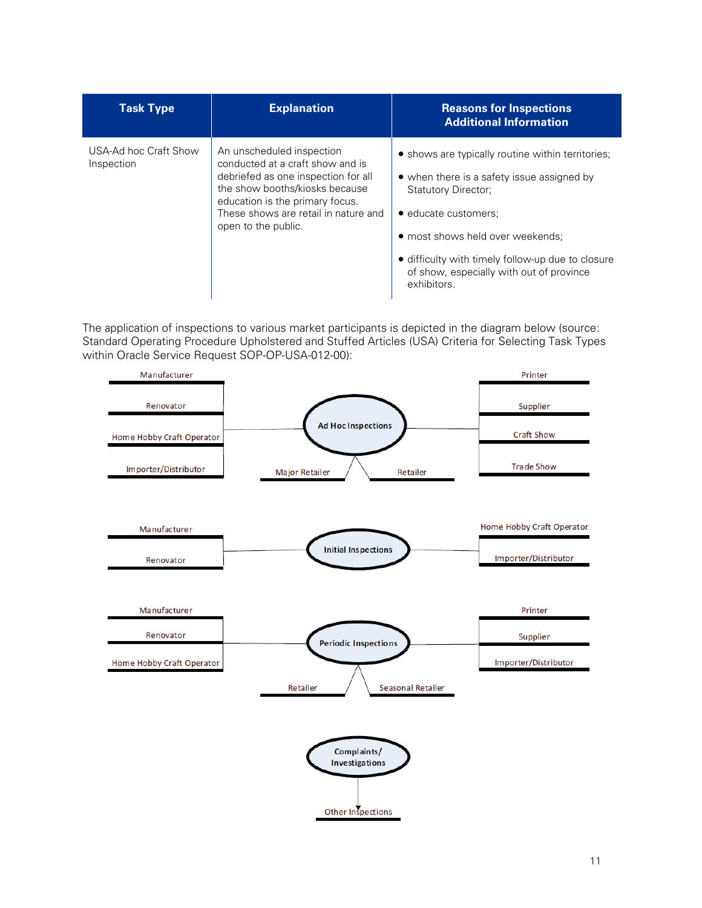| Task Type | Explanation | Reasons for Inspections Additional Information |
|---|---|---|
| USA-Ad hoc Craft Show Inspection | An unscheduled inspection conducted at a craft show and is debriefed as one inspection for all the show booths/kiosks because education is the primary focus. These shows are retail in nature and open to the public. | • shows are typically routine within territories;<br>• when there is a safety issue assigned by Statutory Director;<br>• educate customers;<br>• most shows held over weekends;<br>• difficulty with timely follow-up due to closure of show, especially with out of province exhibitors. |

The application of inspections to various market participants is depicted in the diagram below (source: Standard Operating Procedure Upholstered and Stuffed Articles (USA) Criteria for Selecting Task Types within Oracle Service Request SOP-OP-USA-012-00):

**Ad Hoc Inspections**
- Manufacturer
- Renovator
- Home Hobby Craft Operator
- Importer/Distributor
- Major Retailer
- Retailer
- Printer
- Supplier
- Craft Show
- Trade Show

**Initial Inspections**
- Manufacturer
- Renovator
- Home Hobby Craft Operator
- Importer/Distributor

**Periodic Inspections**
- Manufacturer
- Renovator
- Home Hobby Craft Operator
- Retailer
- Seasonal Retailer
- Printer
- Supplier
- Importer/Distributor

**Complaints/ Investigations**
- Other Inspections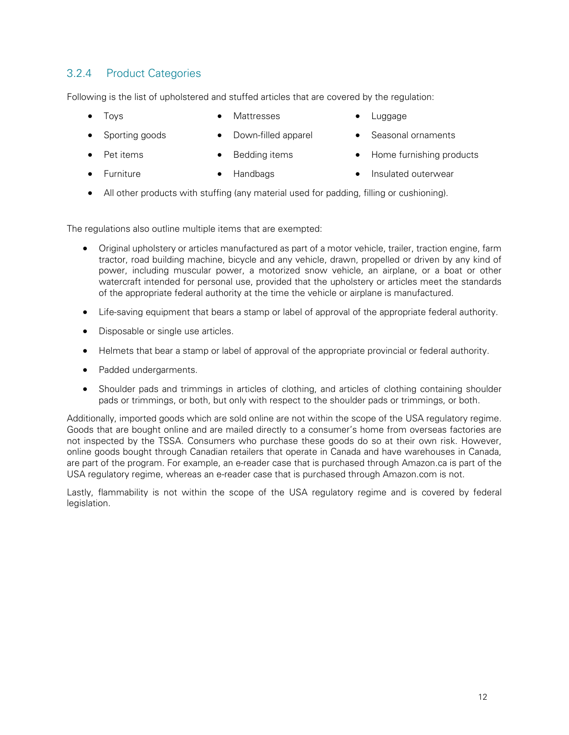### 3.2.4 Product Categories

Following is the list of upholstered and stuffed articles that are covered by the regulation:

- Toys
- Sporting goods
- Pet items
- Furniture
- Mattresses
- Down-filled apparel
- Bedding items
- Handbags
- Luggage
- Seasonal ornaments
- Home furnishing products
- Insulated outerwear
- All other products with stuffing (any material used for padding, filling or cushioning).

The regulations also outline multiple items that are exempted:

- Original upholstery or articles manufactured as part of a motor vehicle, trailer, traction engine, farm tractor, road building machine, bicycle and any vehicle, drawn, propelled or driven by any kind of power, including muscular power, a motorized snow vehicle, an airplane, or a boat or other watercraft intended for personal use, provided that the upholstery or articles meet the standards of the appropriate federal authority at the time the vehicle or airplane is manufactured.
- Life-saving equipment that bears a stamp or label of approval of the appropriate federal authority.
- Disposable or single use articles.
- Helmets that bear a stamp or label of approval of the appropriate provincial or federal authority.
- Padded undergarments.
- Shoulder pads and trimmings in articles of clothing, and articles of clothing containing shoulder pads or trimmings, or both, but only with respect to the shoulder pads or trimmings, or both.

Additionally, imported goods which are sold online are not within the scope of the USA regulatory regime. Goods that are bought online and are mailed directly to a consumer's home from overseas factories are not inspected by the TSSA. Consumers who purchase these goods do so at their own risk. However, online goods bought through Canadian retailers that operate in Canada and have warehouses in Canada, are part of the program. For example, an e-reader case that is purchased through Amazon.ca is part of the USA regulatory regime, whereas an e-reader case that is purchased through Amazon.com is not.

Lastly, flammability is not within the scope of the USA regulatory regime and is covered by federal legislation.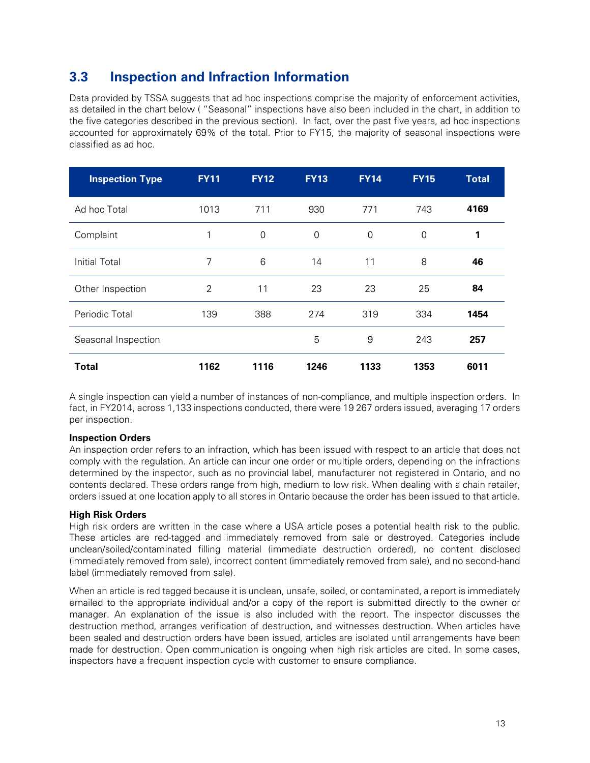## 3.3 Inspection and Infraction Information

Data provided by TSSA suggests that ad hoc inspections comprise the majority of enforcement activities, as detailed in the chart below ( "Seasonal" inspections have also been included in the chart, in addition to the five categories described in the previous section). In fact, over the past five years, ad hoc inspections accounted for approximately 69% of the total. Prior to FY15, the majority of seasonal inspections were classified as ad hoc.

| Inspection Type | FY11 | FY12 | FY13 | FY14 | FY15 | Total |
|---|---|---|---|---|---|---|
| Ad hoc Total | 1013 | 711 | 930 | 771 | 743 | **4169** |
| Complaint | 1 | 0 | 0 | 0 | 0 | **1** |
| Initial Total | 7 | 6 | 14 | 11 | 8 | **46** |
| Other Inspection | 2 | 11 | 23 | 23 | 25 | **84** |
| Periodic Total | 139 | 388 | 274 | 319 | 334 | **1454** |
| Seasonal Inspection | | | 5 | 9 | 243 | **257** |
| **Total** | **1162** | **1116** | **1246** | **1133** | **1353** | **6011** |

A single inspection can yield a number of instances of non-compliance, and multiple inspection orders. In fact, in FY2014, across 1,133 inspections conducted, there were 19 267 orders issued, averaging 17 orders per inspection.

**Inspection Orders**

An inspection order refers to an infraction, which has been issued with respect to an article that does not comply with the regulation. An article can incur one order or multiple orders, depending on the infractions determined by the inspector, such as no provincial label, manufacturer not registered in Ontario, and no contents declared. These orders range from high, medium to low risk. When dealing with a chain retailer, orders issued at one location apply to all stores in Ontario because the order has been issued to that article.

**High Risk Orders**

High risk orders are written in the case where a USA article poses a potential health risk to the public. These articles are red-tagged and immediately removed from sale or destroyed. Categories include unclean/soiled/contaminated filling material (immediate destruction ordered), no content disclosed (immediately removed from sale), incorrect content (immediately removed from sale), and no second-hand label (immediately removed from sale).

When an article is red tagged because it is unclean, unsafe, soiled, or contaminated, a report is immediately emailed to the appropriate individual and/or a copy of the report is submitted directly to the owner or manager. An explanation of the issue is also included with the report. The inspector discusses the destruction method, arranges verification of destruction, and witnesses destruction. When articles have been sealed and destruction orders have been issued, articles are isolated until arrangements have been made for destruction. Open communication is ongoing when high risk articles are cited. In some cases, inspectors have a frequent inspection cycle with customer to ensure compliance.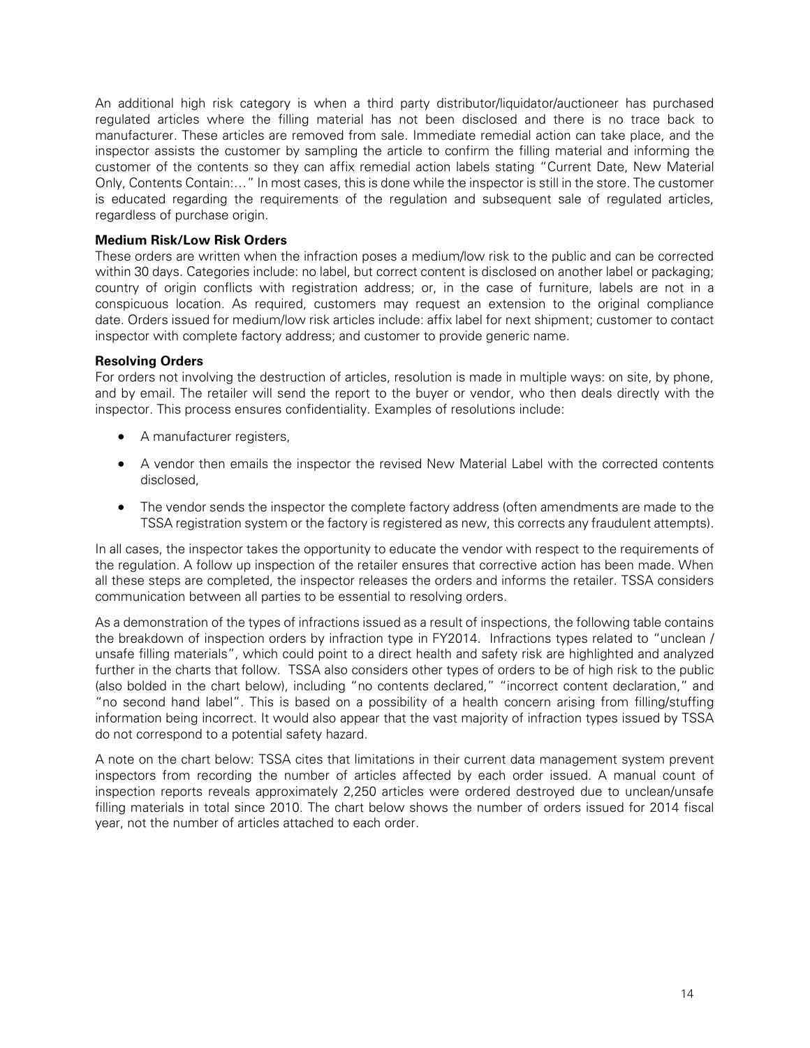An additional high risk category is when a third party distributor/liquidator/auctioneer has purchased regulated articles where the filling material has not been disclosed and there is no trace back to manufacturer. These articles are removed from sale. Immediate remedial action can take place, and the inspector assists the customer by sampling the article to confirm the filling material and informing the customer of the contents so they can affix remedial action labels stating "Current Date, New Material Only, Contents Contain:…" In most cases, this is done while the inspector is still in the store. The customer is educated regarding the requirements of the regulation and subsequent sale of regulated articles, regardless of purchase origin.

**Medium Risk/Low Risk Orders**

These orders are written when the infraction poses a medium/low risk to the public and can be corrected within 30 days. Categories include: no label, but correct content is disclosed on another label or packaging; country of origin conflicts with registration address; or, in the case of furniture, labels are not in a conspicuous location. As required, customers may request an extension to the original compliance date. Orders issued for medium/low risk articles include: affix label for next shipment; customer to contact inspector with complete factory address; and customer to provide generic name.

**Resolving Orders**

For orders not involving the destruction of articles, resolution is made in multiple ways: on site, by phone, and by email. The retailer will send the report to the buyer or vendor, who then deals directly with the inspector. This process ensures confidentiality. Examples of resolutions include:

- A manufacturer registers,
- A vendor then emails the inspector the revised New Material Label with the corrected contents disclosed,
- The vendor sends the inspector the complete factory address (often amendments are made to the TSSA registration system or the factory is registered as new, this corrects any fraudulent attempts).

In all cases, the inspector takes the opportunity to educate the vendor with respect to the requirements of the regulation. A follow up inspection of the retailer ensures that corrective action has been made. When all these steps are completed, the inspector releases the orders and informs the retailer. TSSA considers communication between all parties to be essential to resolving orders.

As a demonstration of the types of infractions issued as a result of inspections, the following table contains the breakdown of inspection orders by infraction type in FY2014. Infractions types related to "unclean / unsafe filling materials", which could point to a direct health and safety risk are highlighted and analyzed further in the charts that follow. TSSA also considers other types of orders to be of high risk to the public (also bolded in the chart below), including "no contents declared," "incorrect content declaration," and "no second hand label". This is based on a possibility of a health concern arising from filling/stuffing information being incorrect. It would also appear that the vast majority of infraction types issued by TSSA do not correspond to a potential safety hazard.

A note on the chart below: TSSA cites that limitations in their current data management system prevent inspectors from recording the number of articles affected by each order issued. A manual count of inspection reports reveals approximately 2,250 articles were ordered destroyed due to unclean/unsafe filling materials in total since 2010. The chart below shows the number of orders issued for 2014 fiscal year, not the number of articles attached to each order.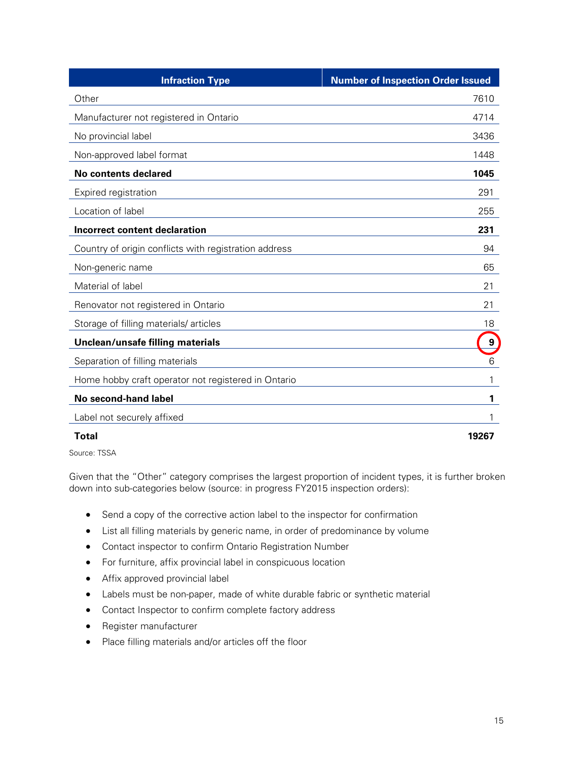| Infraction Type | Number of Inspection Order Issued |
|---|---|
| Other | 7610 |
| Manufacturer not registered in Ontario | 4714 |
| No provincial label | 3436 |
| Non-approved label format | 1448 |
| **No contents declared** | **1045** |
| Expired registration | 291 |
| Location of label | 255 |
| **Incorrect content declaration** | **231** |
| Country of origin conflicts with registration address | 94 |
| Non-generic name | 65 |
| Material of label | 21 |
| Renovator not registered in Ontario | 21 |
| Storage of filling materials/ articles | 18 |
| **Unclean/unsafe filling materials** | **9** |
| Separation of filling materials | 6 |
| Home hobby craft operator not registered in Ontario | 1 |
| **No second-hand label** | **1** |
| Label not securely affixed | 1 |
| **Total** | **19267** |

Source: TSSA

Given that the "Other" category comprises the largest proportion of incident types, it is further broken down into sub-categories below (source: in progress FY2015 inspection orders):

- Send a copy of the corrective action label to the inspector for confirmation
- List all filling materials by generic name, in order of predominance by volume
- Contact inspector to confirm Ontario Registration Number
- For furniture, affix provincial label in conspicuous location
- Affix approved provincial label
- Labels must be non-paper, made of white durable fabric or synthetic material
- Contact Inspector to confirm complete factory address
- Register manufacturer
- Place filling materials and/or articles off the floor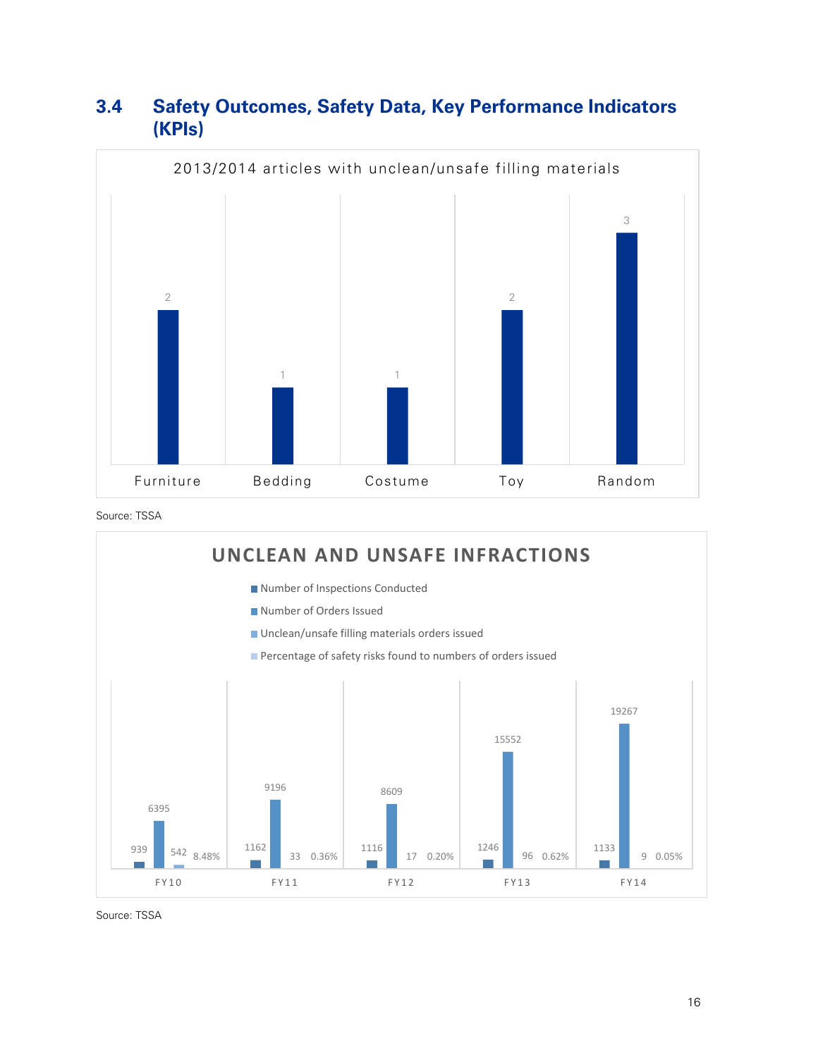## 3.4 Safety Outcomes, Safety Data, Key Performance Indicators (KPIs)

**2013/2014 articles with unclean/unsafe filling materials**

| Furniture | Bedding | Costume | Toy | Random |
| --- | --- | --- | --- | --- |
| 2 | 1 | 1 | 2 | 3 |

Source: TSSA

**UNCLEAN AND UNSAFE INFRACTIONS**

| | FY10 | FY11 | FY12 | FY13 | FY14 |
| --- | --- | --- | --- | --- | --- |
| Number of Inspections Conducted | 939 | 1162 | 1116 | 1246 | 1133 |
| Number of Orders Issued | 6395 | 9196 | 8609 | 15552 | 19267 |
| Unclean/unsafe filling materials orders issued | 542 | 33 | 17 | 96 | 9 |
| Percentage of safety risks found to numbers of orders issued | 8.48% | 0.36% | 0.20% | 0.62% | 0.05% |

Source: TSSA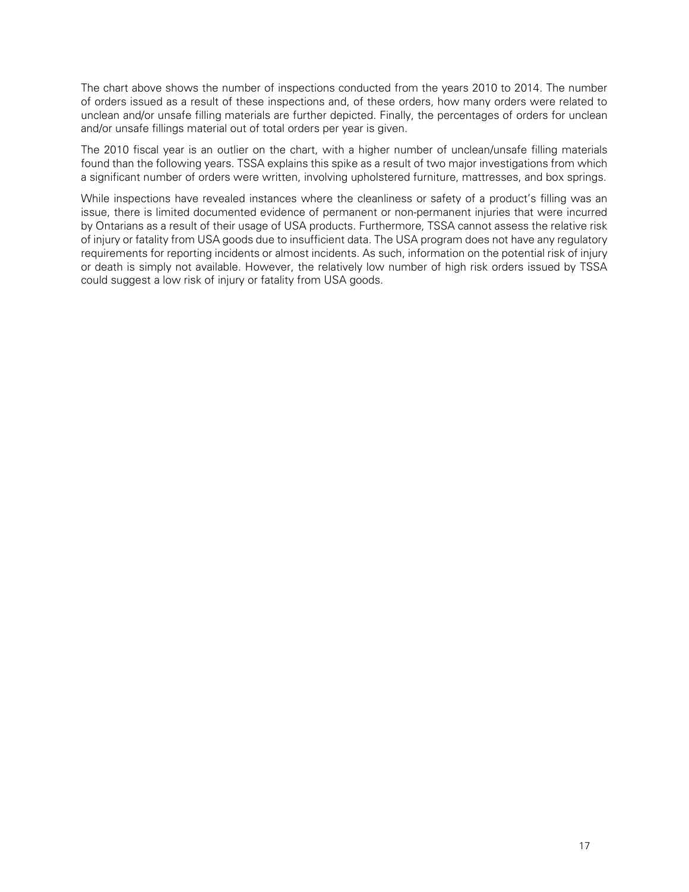The chart above shows the number of inspections conducted from the years 2010 to 2014. The number of orders issued as a result of these inspections and, of these orders, how many orders were related to unclean and/or unsafe filling materials are further depicted. Finally, the percentages of orders for unclean and/or unsafe fillings material out of total orders per year is given.

The 2010 fiscal year is an outlier on the chart, with a higher number of unclean/unsafe filling materials found than the following years. TSSA explains this spike as a result of two major investigations from which a significant number of orders were written, involving upholstered furniture, mattresses, and box springs.

While inspections have revealed instances where the cleanliness or safety of a product's filling was an issue, there is limited documented evidence of permanent or non-permanent injuries that were incurred by Ontarians as a result of their usage of USA products. Furthermore, TSSA cannot assess the relative risk of injury or fatality from USA goods due to insufficient data. The USA program does not have any regulatory requirements for reporting incidents or almost incidents. As such, information on the potential risk of injury or death is simply not available. However, the relatively low number of high risk orders issued by TSSA could suggest a low risk of injury or fatality from USA goods.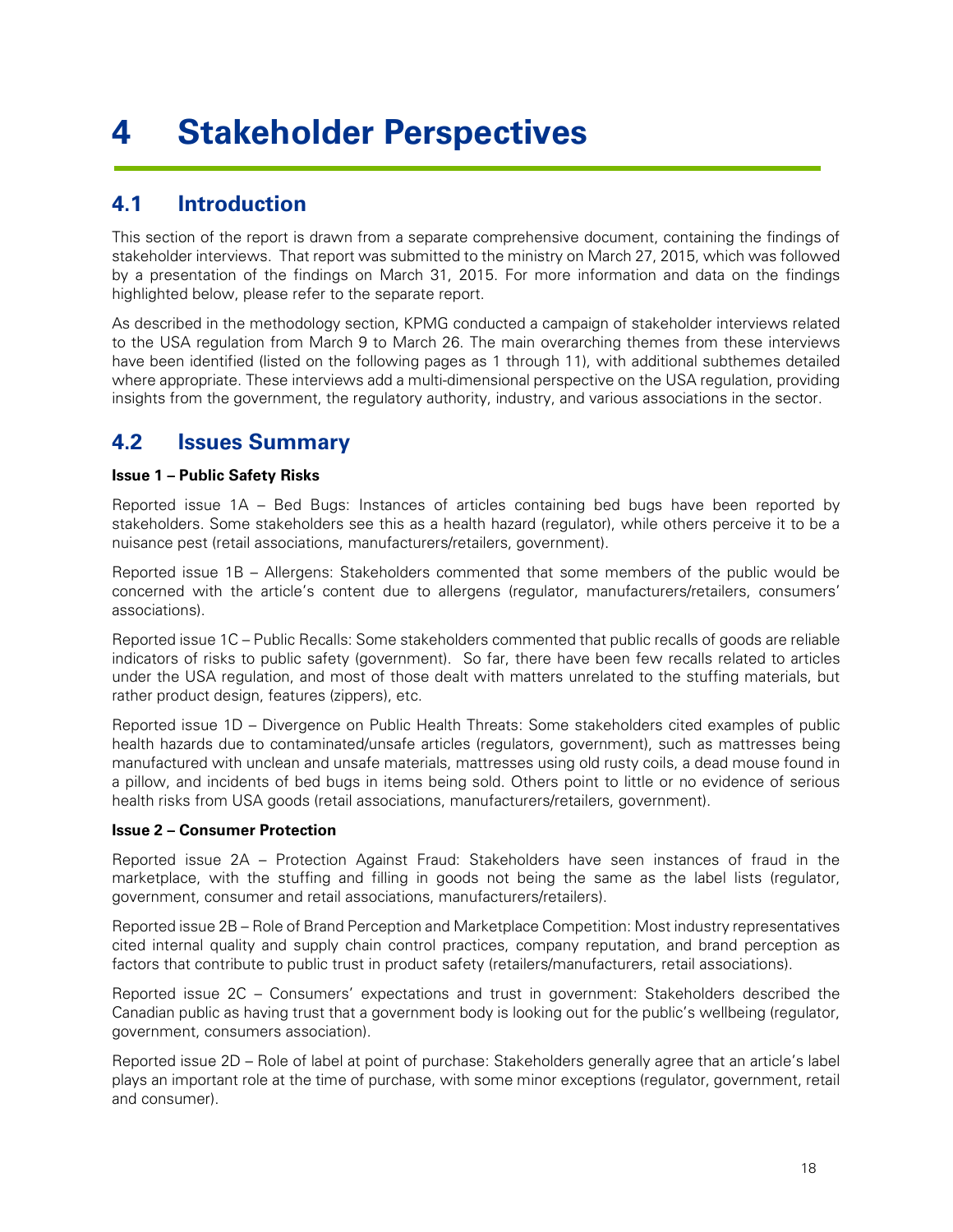# 4 Stakeholder Perspectives

## 4.1 Introduction

This section of the report is drawn from a separate comprehensive document, containing the findings of stakeholder interviews. That report was submitted to the ministry on March 27, 2015, which was followed by a presentation of the findings on March 31, 2015. For more information and data on the findings highlighted below, please refer to the separate report.

As described in the methodology section, KPMG conducted a campaign of stakeholder interviews related to the USA regulation from March 9 to March 26. The main overarching themes from these interviews have been identified (listed on the following pages as 1 through 11), with additional subthemes detailed where appropriate. These interviews add a multi-dimensional perspective on the USA regulation, providing insights from the government, the regulatory authority, industry, and various associations in the sector.

## 4.2 Issues Summary

**Issue 1 – Public Safety Risks**

Reported issue 1A – Bed Bugs: Instances of articles containing bed bugs have been reported by stakeholders. Some stakeholders see this as a health hazard (regulator), while others perceive it to be a nuisance pest (retail associations, manufacturers/retailers, government).

Reported issue 1B – Allergens: Stakeholders commented that some members of the public would be concerned with the article's content due to allergens (regulator, manufacturers/retailers, consumers' associations).

Reported issue 1C – Public Recalls: Some stakeholders commented that public recalls of goods are reliable indicators of risks to public safety (government). So far, there have been few recalls related to articles under the USA regulation, and most of those dealt with matters unrelated to the stuffing materials, but rather product design, features (zippers), etc.

Reported issue 1D – Divergence on Public Health Threats: Some stakeholders cited examples of public health hazards due to contaminated/unsafe articles (regulators, government), such as mattresses being manufactured with unclean and unsafe materials, mattresses using old rusty coils, a dead mouse found in a pillow, and incidents of bed bugs in items being sold. Others point to little or no evidence of serious health risks from USA goods (retail associations, manufacturers/retailers, government).

**Issue 2 – Consumer Protection**

Reported issue 2A – Protection Against Fraud: Stakeholders have seen instances of fraud in the marketplace, with the stuffing and filling in goods not being the same as the label lists (regulator, government, consumer and retail associations, manufacturers/retailers).

Reported issue 2B – Role of Brand Perception and Marketplace Competition: Most industry representatives cited internal quality and supply chain control practices, company reputation, and brand perception as factors that contribute to public trust in product safety (retailers/manufacturers, retail associations).

Reported issue 2C – Consumers' expectations and trust in government: Stakeholders described the Canadian public as having trust that a government body is looking out for the public's wellbeing (regulator, government, consumers association).

Reported issue 2D – Role of label at point of purchase: Stakeholders generally agree that an article's label plays an important role at the time of purchase, with some minor exceptions (regulator, government, retail and consumer).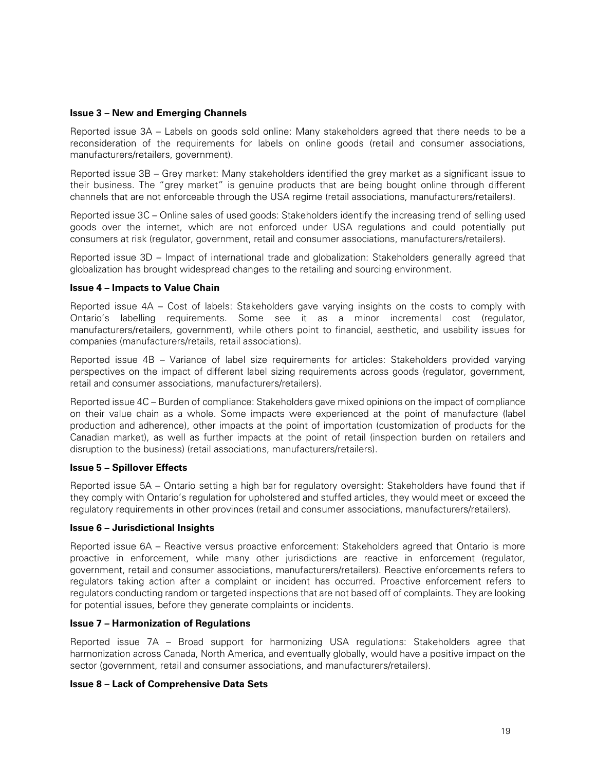**Issue 3 – New and Emerging Channels**

Reported issue 3A – Labels on goods sold online: Many stakeholders agreed that there needs to be a reconsideration of the requirements for labels on online goods (retail and consumer associations, manufacturers/retailers, government).

Reported issue 3B – Grey market: Many stakeholders identified the grey market as a significant issue to their business. The "grey market" is genuine products that are being bought online through different channels that are not enforceable through the USA regime (retail associations, manufacturers/retailers).

Reported issue 3C – Online sales of used goods: Stakeholders identify the increasing trend of selling used goods over the internet, which are not enforced under USA regulations and could potentially put consumers at risk (regulator, government, retail and consumer associations, manufacturers/retailers).

Reported issue 3D – Impact of international trade and globalization: Stakeholders generally agreed that globalization has brought widespread changes to the retailing and sourcing environment.

**Issue 4 – Impacts to Value Chain**

Reported issue 4A – Cost of labels: Stakeholders gave varying insights on the costs to comply with Ontario's labelling requirements. Some see it as a minor incremental cost (regulator, manufacturers/retailers, government), while others point to financial, aesthetic, and usability issues for companies (manufacturers/retails, retail associations).

Reported issue 4B – Variance of label size requirements for articles: Stakeholders provided varying perspectives on the impact of different label sizing requirements across goods (regulator, government, retail and consumer associations, manufacturers/retailers).

Reported issue 4C – Burden of compliance: Stakeholders gave mixed opinions on the impact of compliance on their value chain as a whole. Some impacts were experienced at the point of manufacture (label production and adherence), other impacts at the point of importation (customization of products for the Canadian market), as well as further impacts at the point of retail (inspection burden on retailers and disruption to the business) (retail associations, manufacturers/retailers).

**Issue 5 – Spillover Effects**

Reported issue 5A – Ontario setting a high bar for regulatory oversight: Stakeholders have found that if they comply with Ontario's regulation for upholstered and stuffed articles, they would meet or exceed the regulatory requirements in other provinces (retail and consumer associations, manufacturers/retailers).

**Issue 6 – Jurisdictional Insights**

Reported issue 6A – Reactive versus proactive enforcement: Stakeholders agreed that Ontario is more proactive in enforcement, while many other jurisdictions are reactive in enforcement (regulator, government, retail and consumer associations, manufacturers/retailers). Reactive enforcements refers to regulators taking action after a complaint or incident has occurred. Proactive enforcement refers to regulators conducting random or targeted inspections that are not based off of complaints. They are looking for potential issues, before they generate complaints or incidents.

**Issue 7 – Harmonization of Regulations**

Reported issue 7A – Broad support for harmonizing USA regulations: Stakeholders agree that harmonization across Canada, North America, and eventually globally, would have a positive impact on the sector (government, retail and consumer associations, and manufacturers/retailers).

**Issue 8 – Lack of Comprehensive Data Sets**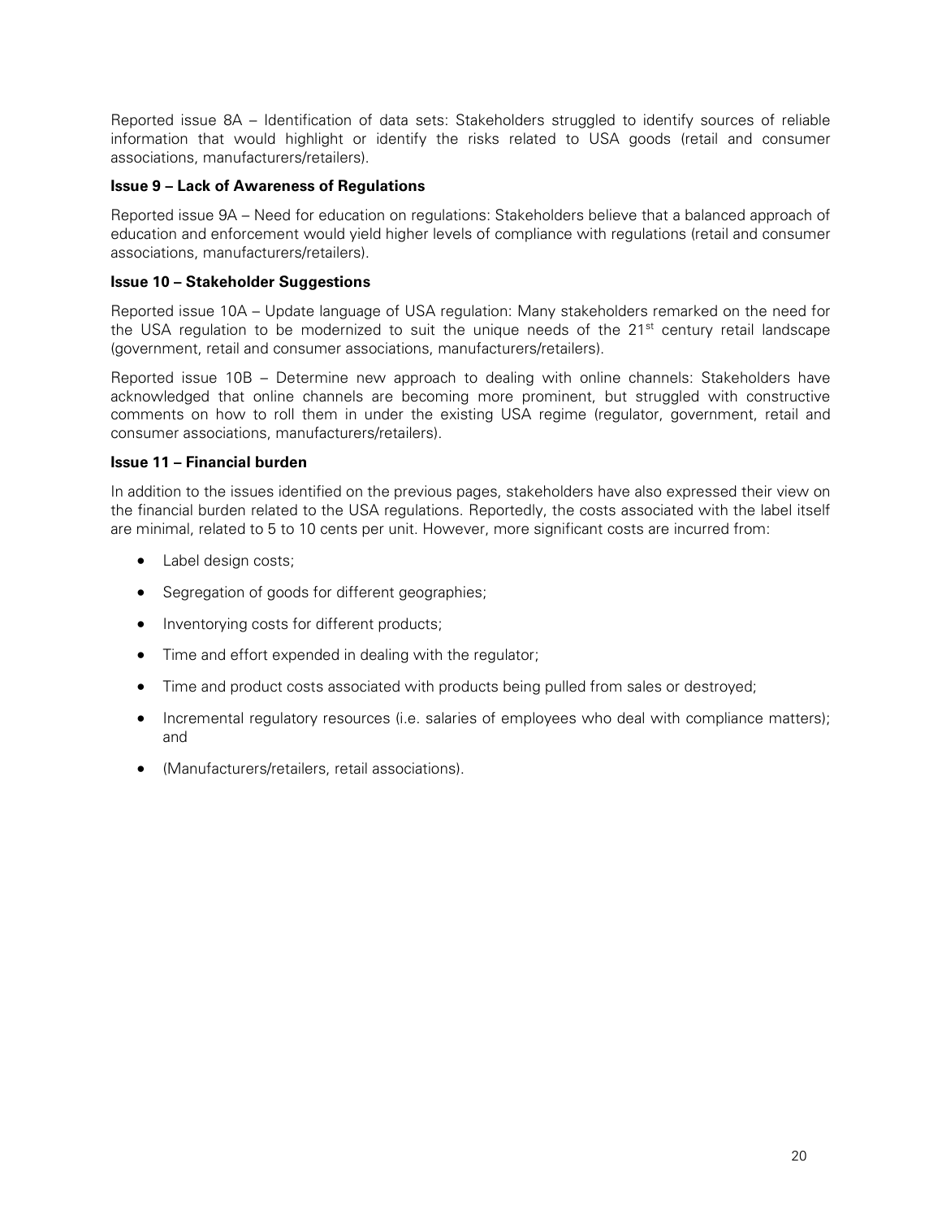Reported issue 8A – Identification of data sets: Stakeholders struggled to identify sources of reliable information that would highlight or identify the risks related to USA goods (retail and consumer associations, manufacturers/retailers).

**Issue 9 – Lack of Awareness of Regulations**

Reported issue 9A – Need for education on regulations: Stakeholders believe that a balanced approach of education and enforcement would yield higher levels of compliance with regulations (retail and consumer associations, manufacturers/retailers).

**Issue 10 – Stakeholder Suggestions**

Reported issue 10A – Update language of USA regulation: Many stakeholders remarked on the need for the USA regulation to be modernized to suit the unique needs of the 21st century retail landscape (government, retail and consumer associations, manufacturers/retailers).

Reported issue 10B – Determine new approach to dealing with online channels: Stakeholders have acknowledged that online channels are becoming more prominent, but struggled with constructive comments on how to roll them in under the existing USA regime (regulator, government, retail and consumer associations, manufacturers/retailers).

**Issue 11 – Financial burden**

In addition to the issues identified on the previous pages, stakeholders have also expressed their view on the financial burden related to the USA regulations. Reportedly, the costs associated with the label itself are minimal, related to 5 to 10 cents per unit. However, more significant costs are incurred from:

- Label design costs;
- Segregation of goods for different geographies;
- Inventorying costs for different products;
- Time and effort expended in dealing with the regulator;
- Time and product costs associated with products being pulled from sales or destroyed;
- Incremental regulatory resources (i.e. salaries of employees who deal with compliance matters); and
- (Manufacturers/retailers, retail associations).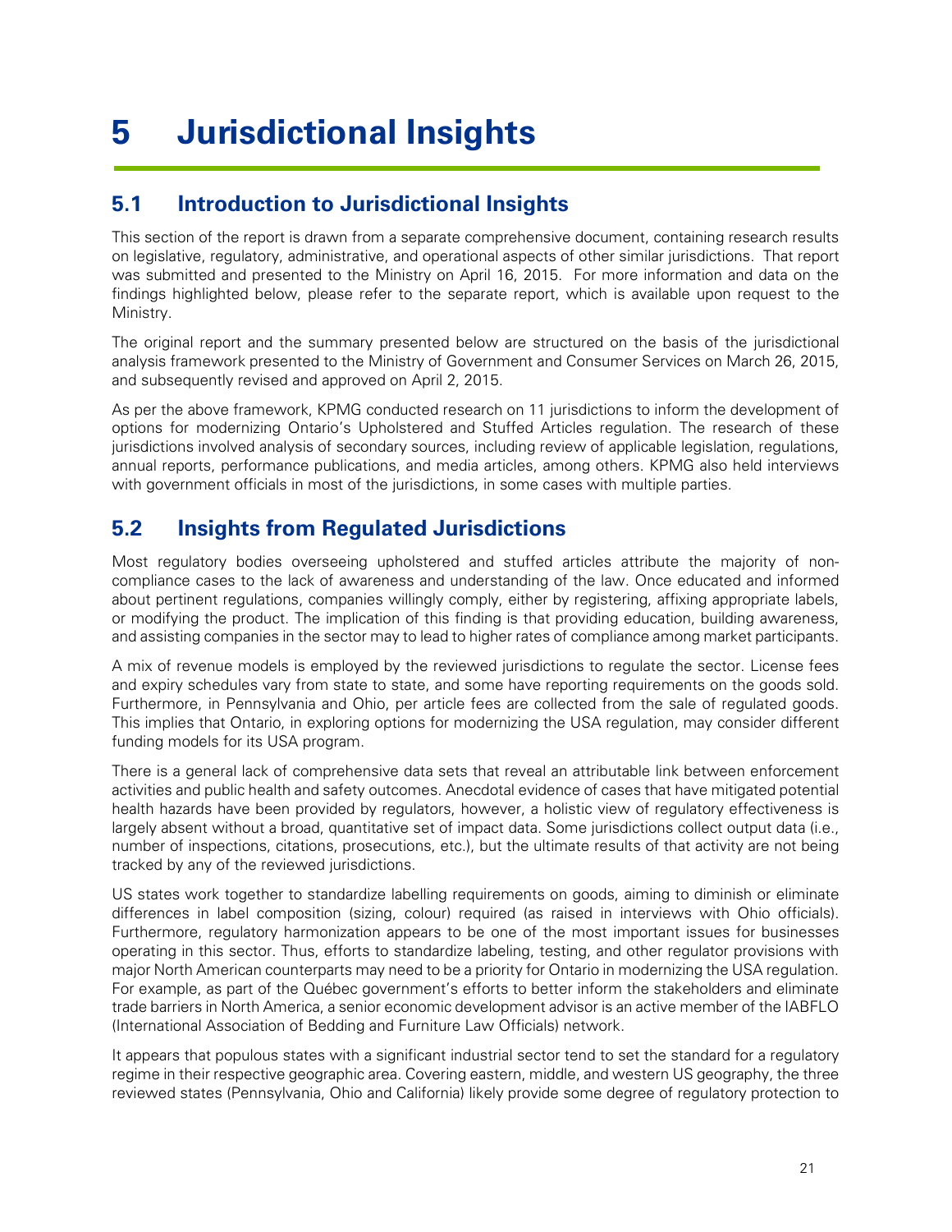# 5 Jurisdictional Insights

## 5.1 Introduction to Jurisdictional Insights

This section of the report is drawn from a separate comprehensive document, containing research results on legislative, regulatory, administrative, and operational aspects of other similar jurisdictions. That report was submitted and presented to the Ministry on April 16, 2015. For more information and data on the findings highlighted below, please refer to the separate report, which is available upon request to the Ministry.

The original report and the summary presented below are structured on the basis of the jurisdictional analysis framework presented to the Ministry of Government and Consumer Services on March 26, 2015, and subsequently revised and approved on April 2, 2015.

As per the above framework, KPMG conducted research on 11 jurisdictions to inform the development of options for modernizing Ontario's Upholstered and Stuffed Articles regulation. The research of these jurisdictions involved analysis of secondary sources, including review of applicable legislation, regulations, annual reports, performance publications, and media articles, among others. KPMG also held interviews with government officials in most of the jurisdictions, in some cases with multiple parties.

## 5.2 Insights from Regulated Jurisdictions

Most regulatory bodies overseeing upholstered and stuffed articles attribute the majority of non-compliance cases to the lack of awareness and understanding of the law. Once educated and informed about pertinent regulations, companies willingly comply, either by registering, affixing appropriate labels, or modifying the product. The implication of this finding is that providing education, building awareness, and assisting companies in the sector may to lead to higher rates of compliance among market participants.

A mix of revenue models is employed by the reviewed jurisdictions to regulate the sector. License fees and expiry schedules vary from state to state, and some have reporting requirements on the goods sold. Furthermore, in Pennsylvania and Ohio, per article fees are collected from the sale of regulated goods. This implies that Ontario, in exploring options for modernizing the USA regulation, may consider different funding models for its USA program.

There is a general lack of comprehensive data sets that reveal an attributable link between enforcement activities and public health and safety outcomes. Anecdotal evidence of cases that have mitigated potential health hazards have been provided by regulators, however, a holistic view of regulatory effectiveness is largely absent without a broad, quantitative set of impact data. Some jurisdictions collect output data (i.e., number of inspections, citations, prosecutions, etc.), but the ultimate results of that activity are not being tracked by any of the reviewed jurisdictions.

US states work together to standardize labelling requirements on goods, aiming to diminish or eliminate differences in label composition (sizing, colour) required (as raised in interviews with Ohio officials). Furthermore, regulatory harmonization appears to be one of the most important issues for businesses operating in this sector. Thus, efforts to standardize labeling, testing, and other regulator provisions with major North American counterparts may need to be a priority for Ontario in modernizing the USA regulation. For example, as part of the Québec government's efforts to better inform the stakeholders and eliminate trade barriers in North America, a senior economic development advisor is an active member of the IABFLO (International Association of Bedding and Furniture Law Officials) network.

It appears that populous states with a significant industrial sector tend to set the standard for a regulatory regime in their respective geographic area. Covering eastern, middle, and western US geography, the three reviewed states (Pennsylvania, Ohio and California) likely provide some degree of regulatory protection to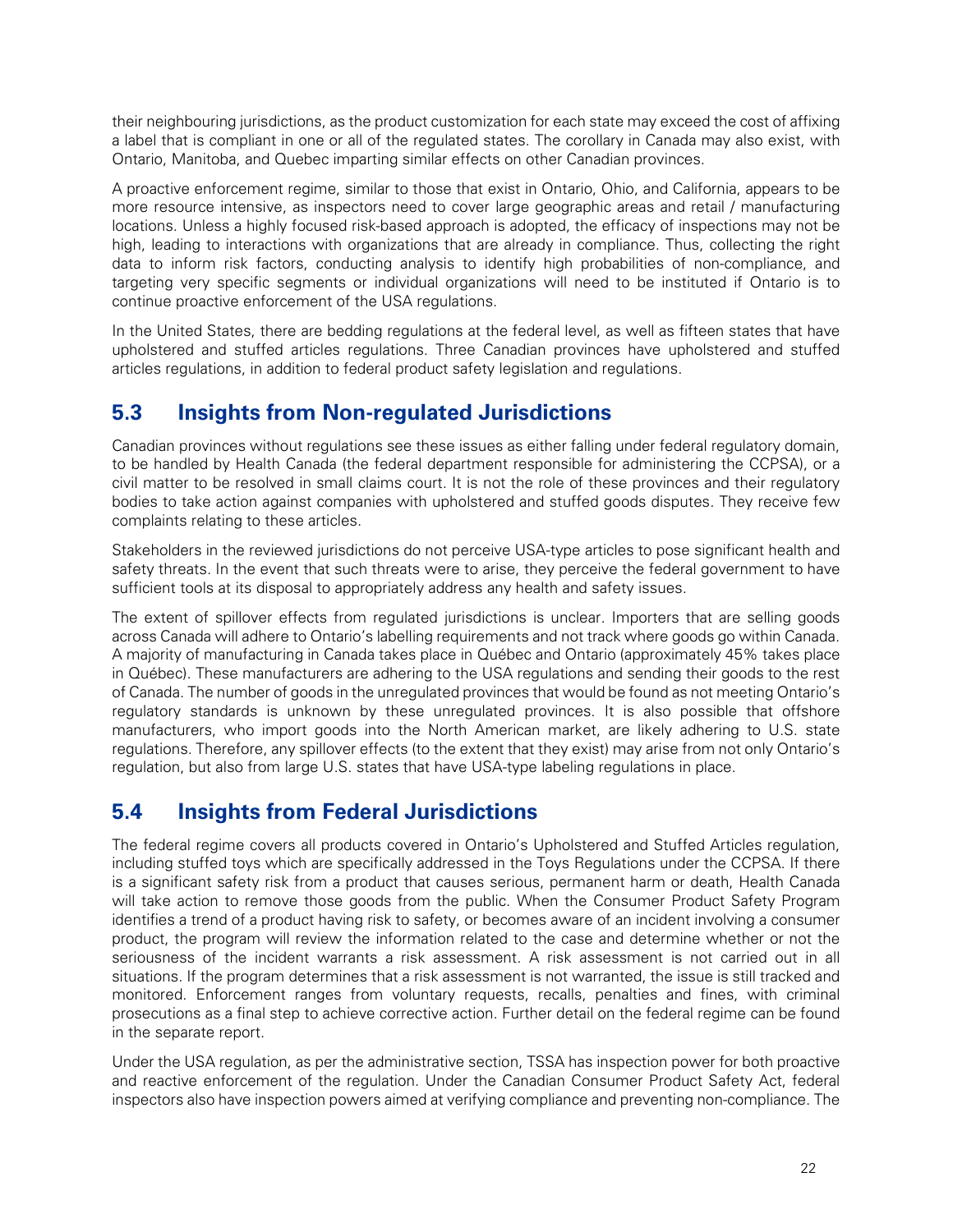their neighbouring jurisdictions, as the product customization for each state may exceed the cost of affixing a label that is compliant in one or all of the regulated states. The corollary in Canada may also exist, with Ontario, Manitoba, and Quebec imparting similar effects on other Canadian provinces.

A proactive enforcement regime, similar to those that exist in Ontario, Ohio, and California, appears to be more resource intensive, as inspectors need to cover large geographic areas and retail / manufacturing locations. Unless a highly focused risk-based approach is adopted, the efficacy of inspections may not be high, leading to interactions with organizations that are already in compliance. Thus, collecting the right data to inform risk factors, conducting analysis to identify high probabilities of non-compliance, and targeting very specific segments or individual organizations will need to be instituted if Ontario is to continue proactive enforcement of the USA regulations.

In the United States, there are bedding regulations at the federal level, as well as fifteen states that have upholstered and stuffed articles regulations. Three Canadian provinces have upholstered and stuffed articles regulations, in addition to federal product safety legislation and regulations.

## 5.3 Insights from Non-regulated Jurisdictions

Canadian provinces without regulations see these issues as either falling under federal regulatory domain, to be handled by Health Canada (the federal department responsible for administering the CCPSA), or a civil matter to be resolved in small claims court. It is not the role of these provinces and their regulatory bodies to take action against companies with upholstered and stuffed goods disputes. They receive few complaints relating to these articles.

Stakeholders in the reviewed jurisdictions do not perceive USA-type articles to pose significant health and safety threats. In the event that such threats were to arise, they perceive the federal government to have sufficient tools at its disposal to appropriately address any health and safety issues.

The extent of spillover effects from regulated jurisdictions is unclear. Importers that are selling goods across Canada will adhere to Ontario's labelling requirements and not track where goods go within Canada. A majority of manufacturing in Canada takes place in Québec and Ontario (approximately 45% takes place in Québec). These manufacturers are adhering to the USA regulations and sending their goods to the rest of Canada. The number of goods in the unregulated provinces that would be found as not meeting Ontario's regulatory standards is unknown by these unregulated provinces. It is also possible that offshore manufacturers, who import goods into the North American market, are likely adhering to U.S. state regulations. Therefore, any spillover effects (to the extent that they exist) may arise from not only Ontario's regulation, but also from large U.S. states that have USA-type labeling regulations in place.

## 5.4 Insights from Federal Jurisdictions

The federal regime covers all products covered in Ontario's Upholstered and Stuffed Articles regulation, including stuffed toys which are specifically addressed in the Toys Regulations under the CCPSA. If there is a significant safety risk from a product that causes serious, permanent harm or death, Health Canada will take action to remove those goods from the public. When the Consumer Product Safety Program identifies a trend of a product having risk to safety, or becomes aware of an incident involving a consumer product, the program will review the information related to the case and determine whether or not the seriousness of the incident warrants a risk assessment. A risk assessment is not carried out in all situations. If the program determines that a risk assessment is not warranted, the issue is still tracked and monitored. Enforcement ranges from voluntary requests, recalls, penalties and fines, with criminal prosecutions as a final step to achieve corrective action. Further detail on the federal regime can be found in the separate report.

Under the USA regulation, as per the administrative section, TSSA has inspection power for both proactive and reactive enforcement of the regulation. Under the Canadian Consumer Product Safety Act, federal inspectors also have inspection powers aimed at verifying compliance and preventing non-compliance. The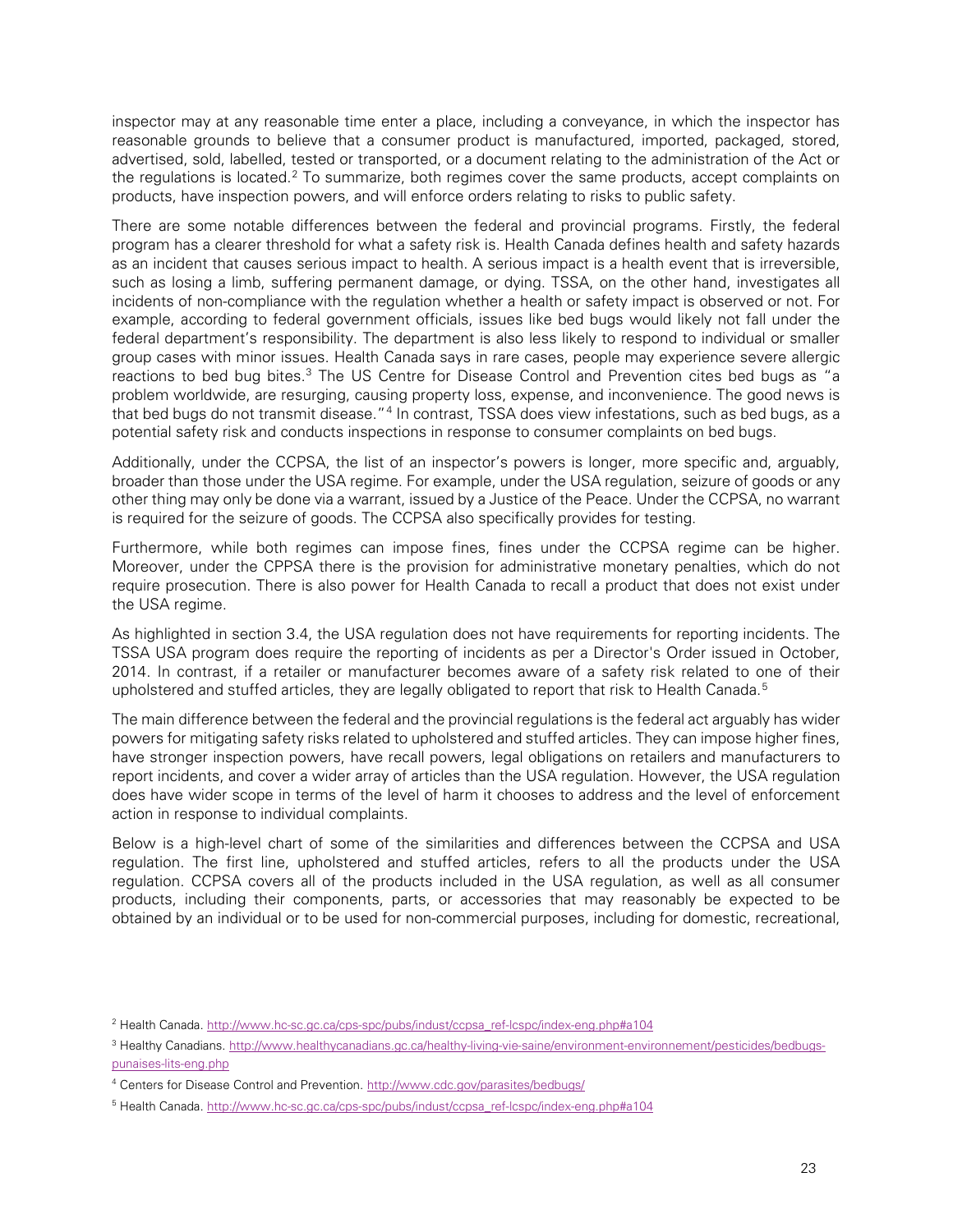inspector may at any reasonable time enter a place, including a conveyance, in which the inspector has reasonable grounds to believe that a consumer product is manufactured, imported, packaged, stored, advertised, sold, labelled, tested or transported, or a document relating to the administration of the Act or the regulations is located.[2] To summarize, both regimes cover the same products, accept complaints on products, have inspection powers, and will enforce orders relating to risks to public safety.

There are some notable differences between the federal and provincial programs. Firstly, the federal program has a clearer threshold for what a safety risk is. Health Canada defines health and safety hazards as an incident that causes serious impact to health. A serious impact is a health event that is irreversible, such as losing a limb, suffering permanent damage, or dying. TSSA, on the other hand, investigates all incidents of non-compliance with the regulation whether a health or safety impact is observed or not. For example, according to federal government officials, issues like bed bugs would likely not fall under the federal department's responsibility. The department is also less likely to respond to individual or smaller group cases with minor issues. Health Canada says in rare cases, people may experience severe allergic reactions to bed bug bites.[3] The US Centre for Disease Control and Prevention cites bed bugs as "a problem worldwide, are resurging, causing property loss, expense, and inconvenience. The good news is that bed bugs do not transmit disease."[4] In contrast, TSSA does view infestations, such as bed bugs, as a potential safety risk and conducts inspections in response to consumer complaints on bed bugs.

Additionally, under the CCPSA, the list of an inspector's powers is longer, more specific and, arguably, broader than those under the USA regime. For example, under the USA regulation, seizure of goods or any other thing may only be done via a warrant, issued by a Justice of the Peace. Under the CCPSA, no warrant is required for the seizure of goods. The CCPSA also specifically provides for testing.

Furthermore, while both regimes can impose fines, fines under the CCPSA regime can be higher. Moreover, under the CPPSA there is the provision for administrative monetary penalties, which do not require prosecution. There is also power for Health Canada to recall a product that does not exist under the USA regime.

As highlighted in section 3.4, the USA regulation does not have requirements for reporting incidents. The TSSA USA program does require the reporting of incidents as per a Director's Order issued in October, 2014. In contrast, if a retailer or manufacturer becomes aware of a safety risk related to one of their upholstered and stuffed articles, they are legally obligated to report that risk to Health Canada.[5]

The main difference between the federal and the provincial regulations is the federal act arguably has wider powers for mitigating safety risks related to upholstered and stuffed articles. They can impose higher fines, have stronger inspection powers, have recall powers, legal obligations on retailers and manufacturers to report incidents, and cover a wider array of articles than the USA regulation. However, the USA regulation does have wider scope in terms of the level of harm it chooses to address and the level of enforcement action in response to individual complaints.

Below is a high-level chart of some of the similarities and differences between the CCPSA and USA regulation. The first line, upholstered and stuffed articles, refers to all the products under the USA regulation. CCPSA covers all of the products included in the USA regulation, as well as all consumer products, including their components, parts, or accessories that may reasonably be expected to be obtained by an individual or to be used for non-commercial purposes, including for domestic, recreational,

---

[2] Health Canada. http://www.hc-sc.gc.ca/cps-spc/pubs/indust/ccpsa_ref-lcspc/index-eng.php#a104

[3] Healthy Canadians. http://www.healthycanadians.gc.ca/healthy-living-vie-saine/environment-environnement/pesticides/bedbugs-punaises-lits-eng.php

[4] Centers for Disease Control and Prevention. http://www.cdc.gov/parasites/bedbugs/

[5] Health Canada. http://www.hc-sc.gc.ca/cps-spc/pubs/indust/ccpsa_ref-lcspc/index-eng.php#a104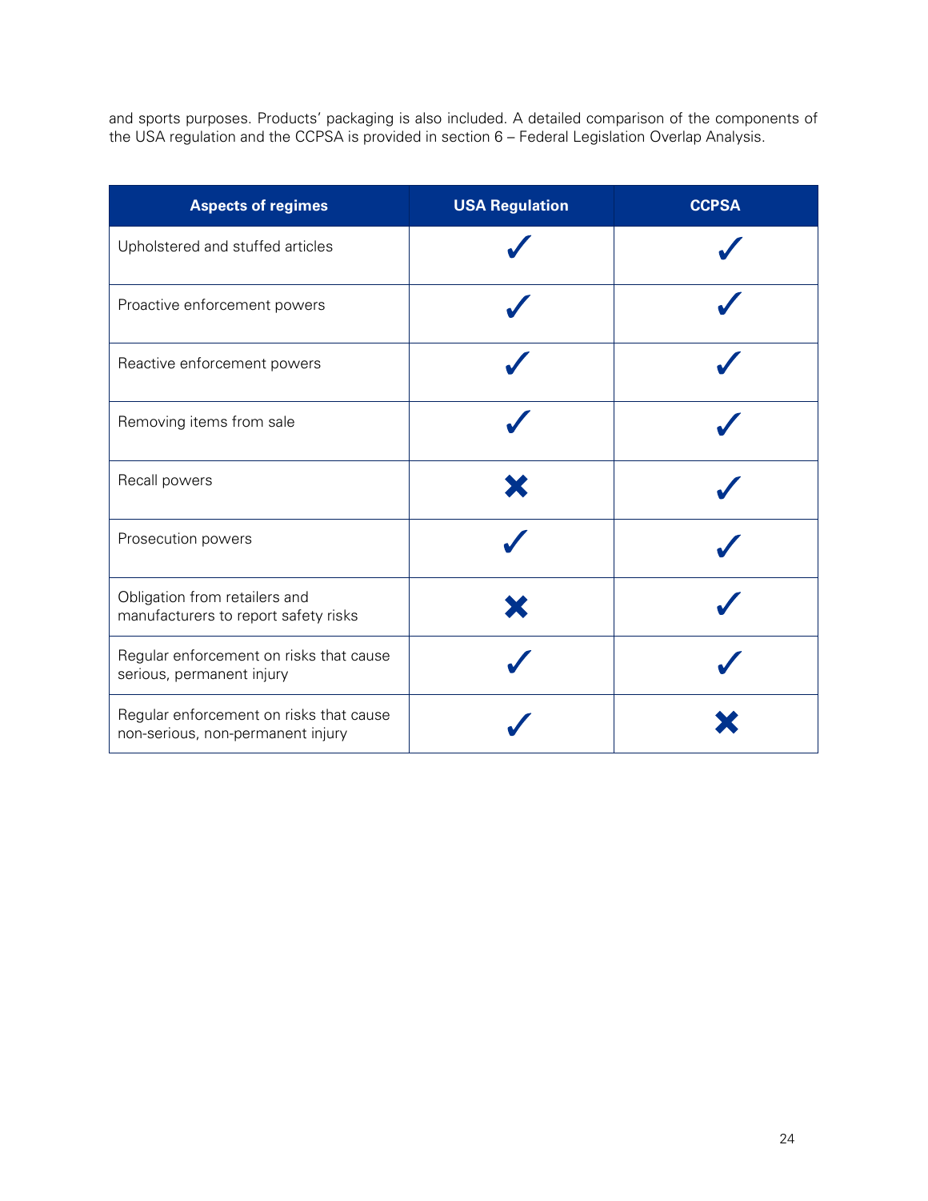and sports purposes. Products' packaging is also included. A detailed comparison of the components of the USA regulation and the CCPSA is provided in section 6 – Federal Legislation Overlap Analysis.

| Aspects of regimes | USA Regulation | CCPSA |
| --- | --- | --- |
| Upholstered and stuffed articles | ✓ | ✓ |
| Proactive enforcement powers | ✓ | ✓ |
| Reactive enforcement powers | ✓ | ✓ |
| Removing items from sale | ✓ | ✓ |
| Recall powers | ✖ | ✓ |
| Prosecution powers | ✓ | ✓ |
| Obligation from retailers and manufacturers to report safety risks | ✖ | ✓ |
| Regular enforcement on risks that cause serious, permanent injury | ✓ | ✓ |
| Regular enforcement on risks that cause non-serious, non-permanent injury | ✓ | ✖ |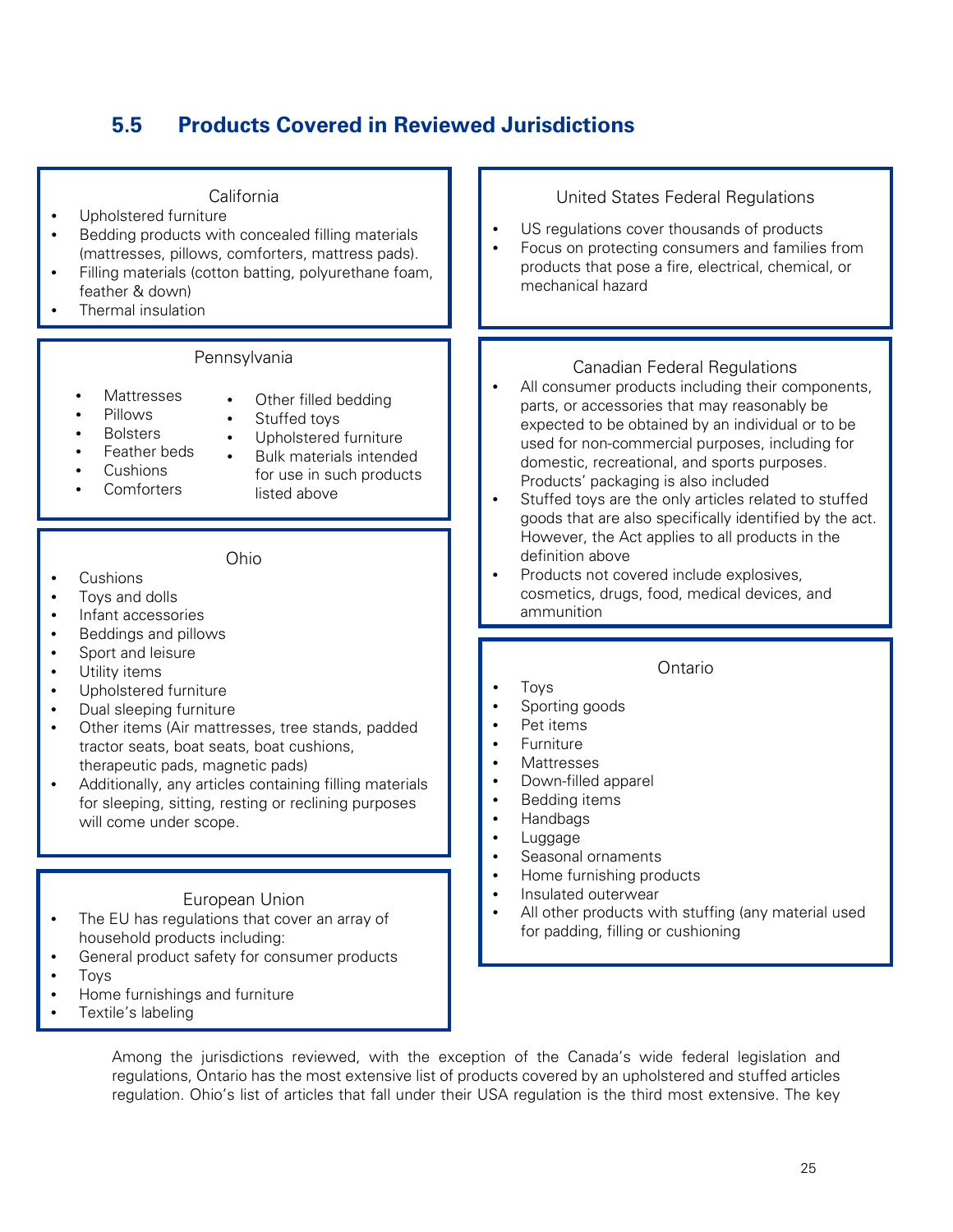## 5.5 Products Covered in Reviewed Jurisdictions

### California

- Upholstered furniture
- Bedding products with concealed filling materials (mattresses, pillows, comforters, mattress pads).
- Filling materials (cotton batting, polyurethane foam, feather & down)
- Thermal insulation

### Pennsylvania

- Mattresses
- Pillows
- Bolsters
- Feather beds
- Cushions
- Comforters
- Other filled bedding
- Stuffed toys
- Upholstered furniture
- Bulk materials intended for use in such products listed above

### Ohio

- Cushions
- Toys and dolls
- Infant accessories
- Beddings and pillows
- Sport and leisure
- Utility items
- Upholstered furniture
- Dual sleeping furniture
- Other items (Air mattresses, tree stands, padded tractor seats, boat seats, boat cushions, therapeutic pads, magnetic pads)
- Additionally, any articles containing filling materials for sleeping, sitting, resting or reclining purposes will come under scope.

### European Union

- The EU has regulations that cover an array of household products including:
- General product safety for consumer products
- Toys
- Home furnishings and furniture
- Textile's labeling

### United States Federal Regulations

- US regulations cover thousands of products
- Focus on protecting consumers and families from products that pose a fire, electrical, chemical, or mechanical hazard

### Canadian Federal Regulations

- All consumer products including their components, parts, or accessories that may reasonably be expected to be obtained by an individual or to be used for non-commercial purposes, including for domestic, recreational, and sports purposes. Products' packaging is also included
- Stuffed toys are the only articles related to stuffed goods that are also specifically identified by the act. However, the Act applies to all products in the definition above
- Products not covered include explosives, cosmetics, drugs, food, medical devices, and ammunition

### Ontario

- Toys
- Sporting goods
- Pet items
- Furniture
- Mattresses
- Down-filled apparel
- Bedding items
- Handbags
- Luggage
- Seasonal ornaments
- Home furnishing products
- Insulated outerwear
- All other products with stuffing (any material used for padding, filling or cushioning

Among the jurisdictions reviewed, with the exception of the Canada's wide federal legislation and regulations, Ontario has the most extensive list of products covered by an upholstered and stuffed articles regulation. Ohio's list of articles that fall under their USA regulation is the third most extensive. The key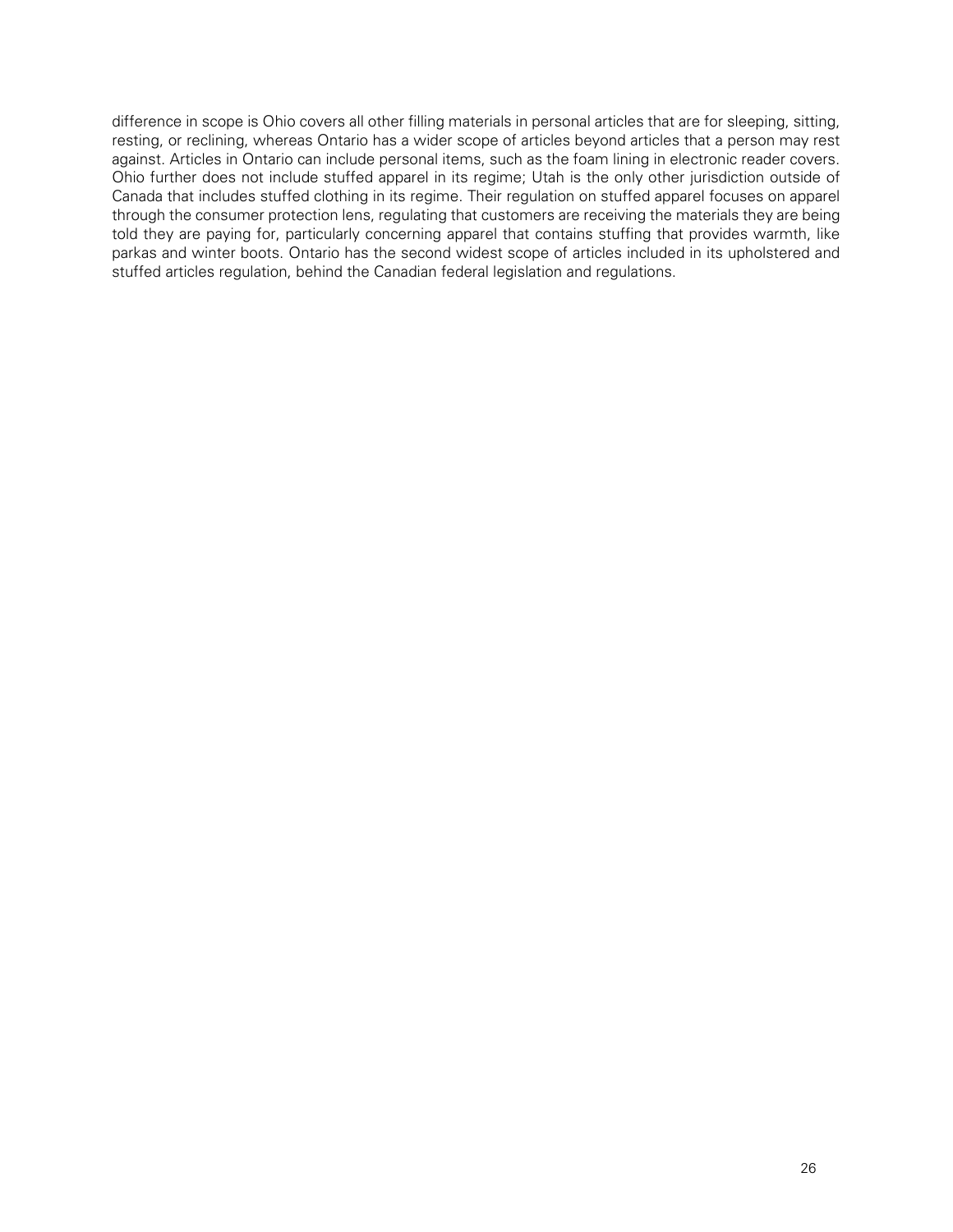difference in scope is Ohio covers all other filling materials in personal articles that are for sleeping, sitting, resting, or reclining, whereas Ontario has a wider scope of articles beyond articles that a person may rest against. Articles in Ontario can include personal items, such as the foam lining in electronic reader covers. Ohio further does not include stuffed apparel in its regime; Utah is the only other jurisdiction outside of Canada that includes stuffed clothing in its regime. Their regulation on stuffed apparel focuses on apparel through the consumer protection lens, regulating that customers are receiving the materials they are being told they are paying for, particularly concerning apparel that contains stuffing that provides warmth, like parkas and winter boots. Ontario has the second widest scope of articles included in its upholstered and stuffed articles regulation, behind the Canadian federal legislation and regulations.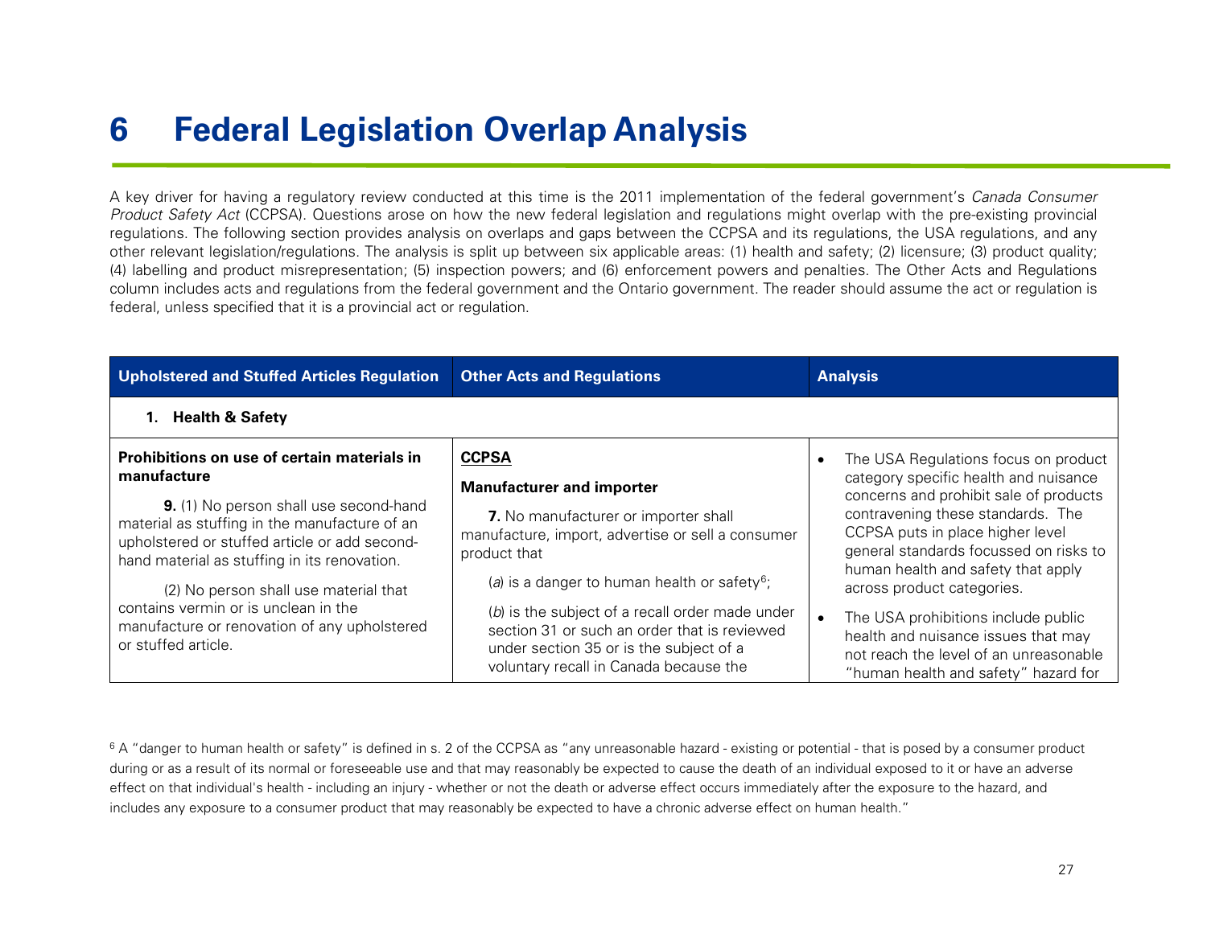# 6 Federal Legislation Overlap Analysis

A key driver for having a regulatory review conducted at this time is the 2011 implementation of the federal government's *Canada Consumer Product Safety Act* (CCPSA). Questions arose on how the new federal legislation and regulations might overlap with the pre-existing provincial regulations. The following section provides analysis on overlaps and gaps between the CCPSA and its regulations, the USA regulations, and any other relevant legislation/regulations. The analysis is split up between six applicable areas: (1) health and safety; (2) licensure; (3) product quality; (4) labelling and product misrepresentation; (5) inspection powers; and (6) enforcement powers and penalties. The Other Acts and Regulations column includes acts and regulations from the federal government and the Ontario government. The reader should assume the act or regulation is federal, unless specified that it is a provincial act or regulation.

| Upholstered and Stuffed Articles Regulation | Other Acts and Regulations | Analysis |
|---|---|---|
| **1. Health & Safety** | | |
| **Prohibitions on use of certain materials in manufacture**<br><br>**9.** (1) No person shall use second-hand material as stuffing in the manufacture of an upholstered or stuffed article or add second-hand material as stuffing in its renovation.<br><br>(2) No person shall use material that contains vermin or is unclean in the manufacture or renovation of any upholstered or stuffed article. | **CCPSA**<br><br>**Manufacturer and importer**<br><br>**7.** No manufacturer or importer shall manufacture, import, advertise or sell a consumer product that<br><br>(*a*) is a danger to human health or safety[6];<br><br>(*b*) is the subject of a recall order made under section 31 or such an order that is reviewed under section 35 or is the subject of a voluntary recall in Canada because the | • The USA Regulations focus on product category specific health and nuisance concerns and prohibit sale of products contravening these standards. The CCPSA puts in place higher level general standards focussed on risks to human health and safety that apply across product categories.<br><br>• The USA prohibitions include public health and nuisance issues that may not reach the level of an unreasonable "human health and safety" hazard for |

[6] A "danger to human health or safety" is defined in s. 2 of the CCPSA as "any unreasonable hazard - existing or potential - that is posed by a consumer product during or as a result of its normal or foreseeable use and that may reasonably be expected to cause the death of an individual exposed to it or have an adverse effect on that individual's health - including an injury - whether or not the death or adverse effect occurs immediately after the exposure to the hazard, and includes any exposure to a consumer product that may reasonably be expected to have a chronic adverse effect on human health."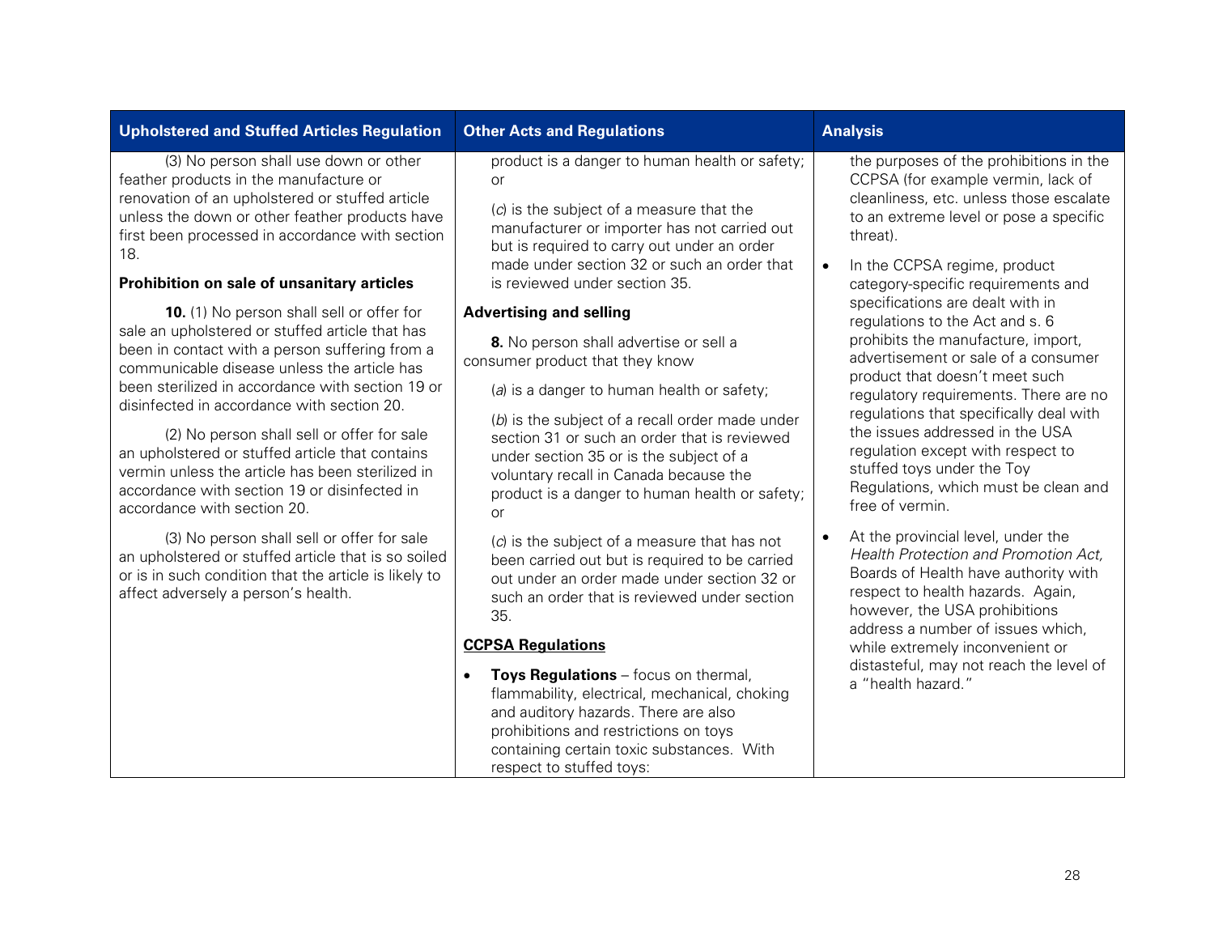| Upholstered and Stuffed Articles Regulation | Other Acts and Regulations | Analysis |
|---|---|---|
| (3) No person shall use down or other feather products in the manufacture or renovation of an upholstered or stuffed article unless the down or other feather products have first been processed in accordance with section 18.<br><br>**Prohibition on sale of unsanitary articles**<br><br>**10.** (1) No person shall sell or offer for sale an upholstered or stuffed article that has been in contact with a person suffering from a communicable disease unless the article has been sterilized in accordance with section 19 or disinfected in accordance with section 20.<br><br>(2) No person shall sell or offer for sale an upholstered or stuffed article that contains vermin unless the article has been sterilized in accordance with section 19 or disinfected in accordance with section 20.<br><br>(3) No person shall sell or offer for sale an upholstered or stuffed article that is so soiled or is in such condition that the article is likely to affect adversely a person's health. | product is a danger to human health or safety; or<br><br>(*c*) is the subject of a measure that the manufacturer or importer has not carried out but is required to carry out under an order made under section 32 or such an order that is reviewed under section 35.<br><br>**Advertising and selling**<br><br>**8.** No person shall advertise or sell a consumer product that they know<br><br>(*a*) is a danger to human health or safety;<br><br>(*b*) is the subject of a recall order made under section 31 or such an order that is reviewed under section 35 or is the subject of a voluntary recall in Canada because the product is a danger to human health or safety; or<br><br>(*c*) is the subject of a measure that has not been carried out but is required to be carried out under an order made under section 32 or such an order that is reviewed under section 35.<br><br>**<u>CCPSA Regulations</u>**<br><br>• **Toys Regulations** – focus on thermal, flammability, electrical, mechanical, choking and auditory hazards. There are also prohibitions and restrictions on toys containing certain toxic substances. With respect to stuffed toys: | the purposes of the prohibitions in the CCPSA (for example vermin, lack of cleanliness, etc. unless those escalate to an extreme level or pose a specific threat).<br><br>• In the CCPSA regime, product category-specific requirements and specifications are dealt with in regulations to the Act and s. 6 prohibits the manufacture, import, advertisement or sale of a consumer product that doesn't meet such regulatory requirements. There are no regulations that specifically deal with the issues addressed in the USA regulation except with respect to stuffed toys under the Toy Regulations, which must be clean and free of vermin.<br><br>• At the provincial level, under the *Health Protection and Promotion Act,* Boards of Health have authority with respect to health hazards. Again, however, the USA prohibitions address a number of issues which, while extremely inconvenient or distasteful, may not reach the level of a "health hazard." |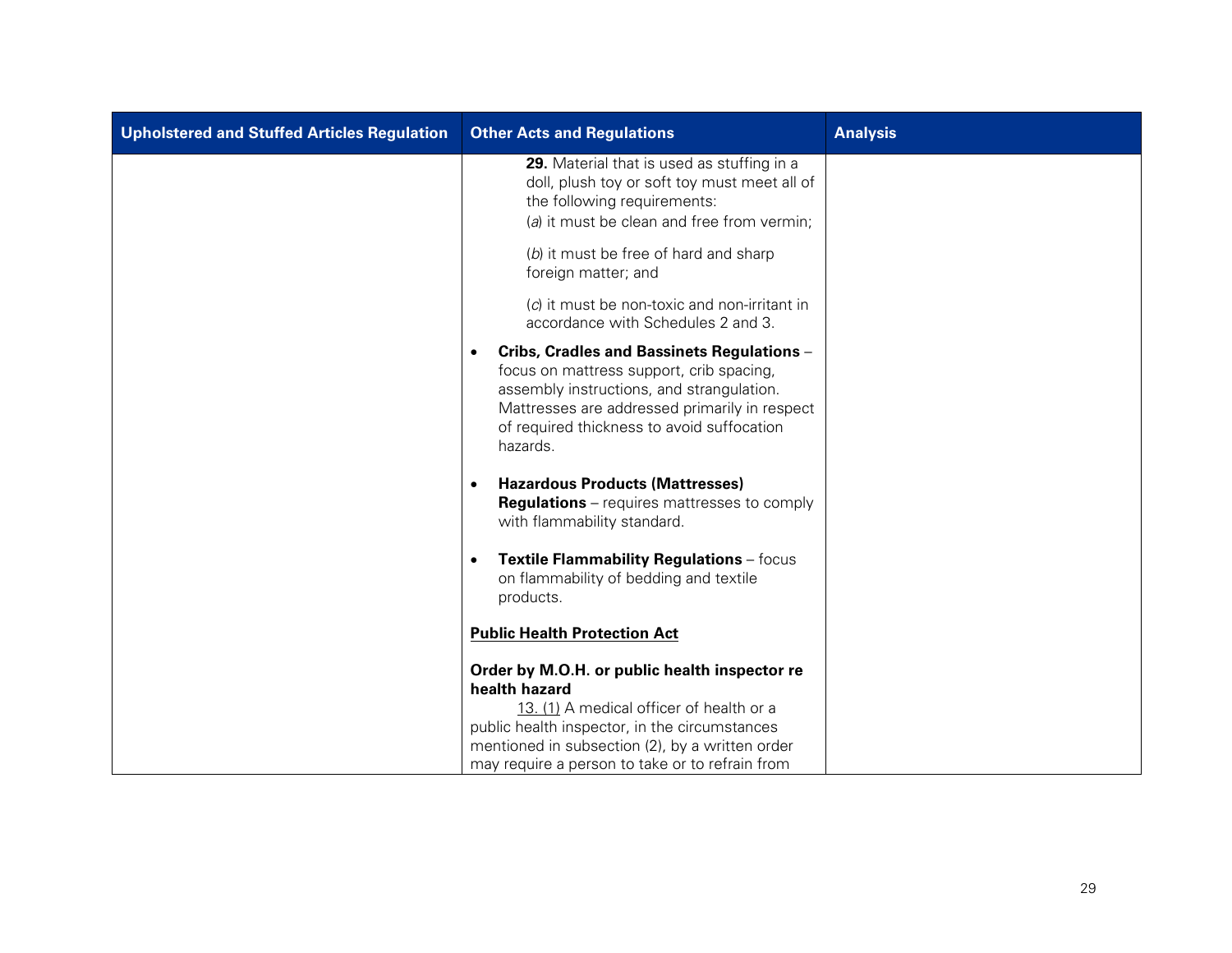| Upholstered and Stuffed Articles Regulation | Other Acts and Regulations | Analysis |
|---|---|---|
| | **29.** Material that is used as stuffing in a doll, plush toy or soft toy must meet all of the following requirements:<br>(*a*) it must be clean and free from vermin;<br><br>(*b*) it must be free of hard and sharp foreign matter; and<br><br>(*c*) it must be non-toxic and non-irritant in accordance with Schedules 2 and 3.<br><br>• **Cribs, Cradles and Bassinets Regulations** – focus on mattress support, crib spacing, assembly instructions, and strangulation. Mattresses are addressed primarily in respect of required thickness to avoid suffocation hazards.<br><br>• **Hazardous Products (Mattresses) Regulations** – requires mattresses to comply with flammability standard.<br><br>• **Textile Flammability Regulations** – focus on flammability of bedding and textile products.<br><br>**Public Health Protection Act**<br><br>**Order by M.O.H. or public health inspector re health hazard**<br>13. (1) A medical officer of health or a public health inspector, in the circumstances mentioned in subsection (2), by a written order may require a person to take or to refrain from | |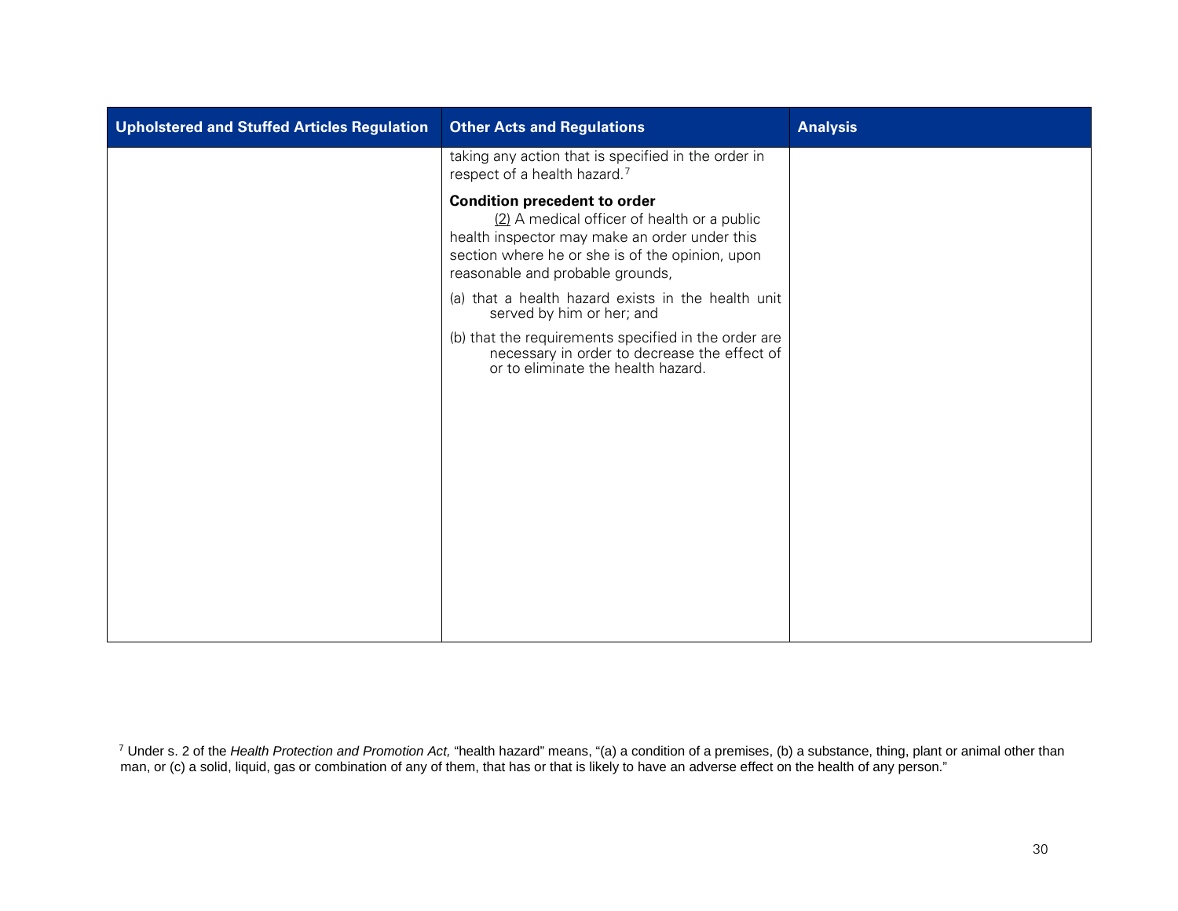| Upholstered and Stuffed Articles Regulation | Other Acts and Regulations | Analysis |
|---|---|---|
| | taking any action that is specified in the order in respect of a health hazard.[7]<br><br>**Condition precedent to order**<br>(2) A medical officer of health or a public health inspector may make an order under this section where he or she is of the opinion, upon reasonable and probable grounds,<br><br>(a) that a health hazard exists in the health unit served by him or her; and<br><br>(b) that the requirements specified in the order are necessary in order to decrease the effect of or to eliminate the health hazard. | |

[7] Under s. 2 of the *Health Protection and Promotion Act,* "health hazard" means, "(a) a condition of a premises, (b) a substance, thing, plant or animal other than man, or (c) a solid, liquid, gas or combination of any of them, that has or that is likely to have an adverse effect on the health of any person."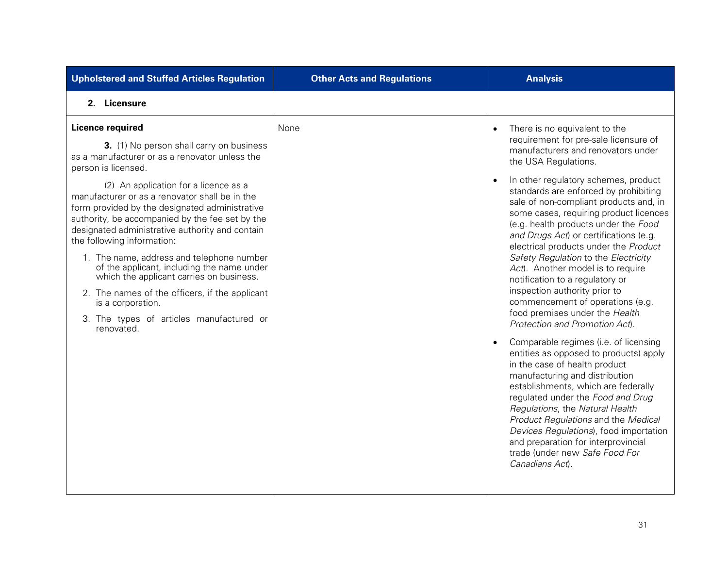| Upholstered and Stuffed Articles Regulation | Other Acts and Regulations | Analysis |
|---|---|---|
| **2. Licensure** | | |
| **Licence required**<br><br>**3.** (1) No person shall carry on business as a manufacturer or as a renovator unless the person is licensed.<br><br>(2) An application for a licence as a manufacturer or as a renovator shall be in the form provided by the designated administrative authority, be accompanied by the fee set by the designated administrative authority and contain the following information:<br><br>1. The name, address and telephone number of the applicant, including the name under which the applicant carries on business.<br>2. The names of the officers, if the applicant is a corporation.<br>3. The types of articles manufactured or renovated. | None | • There is no equivalent to the requirement for pre-sale licensure of manufacturers and renovators under the USA Regulations.<br><br>• In other regulatory schemes, product standards are enforced by prohibiting sale of non-compliant products and, in some cases, requiring product licences (e.g. health products under the *Food and Drugs Act*) or certifications (e.g. electrical products under the *Product Safety Regulation* to the *Electricity Act*). Another model is to require notification to a regulatory or inspection authority prior to commencement of operations (e.g. food premises under the *Health Protection and Promotion Act*).<br><br>• Comparable regimes (i.e. of licensing entities as opposed to products) apply in the case of health product manufacturing and distribution establishments, which are federally regulated under the *Food and Drug Regulations*, the *Natural Health Product Regulations* and the *Medical Devices Regulations*), food importation and preparation for interprovincial trade (under new *Safe Food For Canadians Act*). |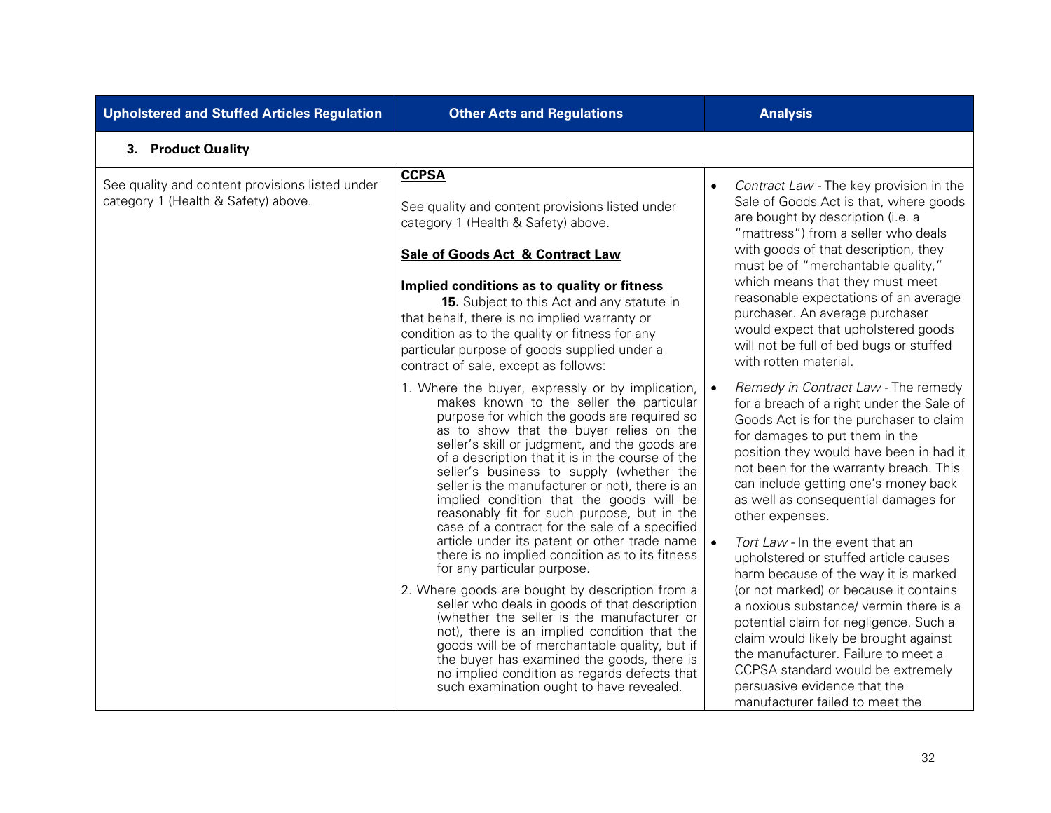| Upholstered and Stuffed Articles Regulation | Other Acts and Regulations | Analysis |
|---|---|---|
| **3. Product Quality** | | |
| See quality and content provisions listed under category 1 (Health & Safety) above. | **CCPSA**<br><br>See quality and content provisions listed under category 1 (Health & Safety) above.<br><br>**Sale of Goods Act & Contract Law**<br><br>**Implied conditions as to quality or fitness**<br>**15.** Subject to this Act and any statute in that behalf, there is no implied warranty or condition as to the quality or fitness for any particular purpose of goods supplied under a contract of sale, except as follows:<br><br>1. Where the buyer, expressly or by implication, makes known to the seller the particular purpose for which the goods are required so as to show that the buyer relies on the seller's skill or judgment, and the goods are of a description that it is in the course of the seller's business to supply (whether the seller is the manufacturer or not), there is an implied condition that the goods will be reasonably fit for such purpose, but in the case of a contract for the sale of a specified article under its patent or other trade name there is no implied condition as to its fitness for any particular purpose.<br><br>2. Where goods are bought by description from a seller who deals in goods of that description (whether the seller is the manufacturer or not), there is an implied condition that the goods will be of merchantable quality, but if the buyer has examined the goods, there is no implied condition as regards defects that such examination ought to have revealed. | • *Contract Law* - The key provision in the Sale of Goods Act is that, where goods are bought by description (i.e. a "mattress") from a seller who deals with goods of that description, they must be of "merchantable quality," which means that they must meet reasonable expectations of an average purchaser. An average purchaser would expect that upholstered goods will not be full of bed bugs or stuffed with rotten material.<br><br>• *Remedy in Contract Law* - The remedy for a breach of a right under the Sale of Goods Act is for the purchaser to claim for damages to put them in the position they would have been in had it not been for the warranty breach. This can include getting one's money back as well as consequential damages for other expenses.<br><br>• *Tort Law* - In the event that an upholstered or stuffed article causes harm because of the way it is marked (or not marked) or because it contains a noxious substance/ vermin there is a potential claim for negligence. Such a claim would likely be brought against the manufacturer. Failure to meet a CCPSA standard would be extremely persuasive evidence that the manufacturer failed to meet the |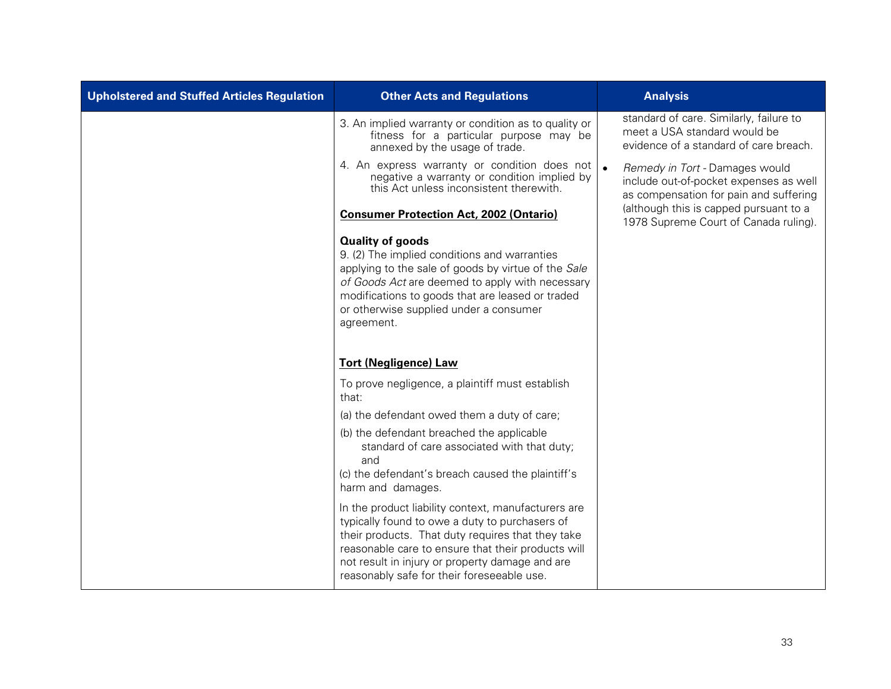| Upholstered and Stuffed Articles Regulation | Other Acts and Regulations | Analysis |
|---|---|---|
| | 3. An implied warranty or condition as to quality or fitness for a particular purpose may be annexed by the usage of trade.<br><br>4. An express warranty or condition does not negative a warranty or condition implied by this Act unless inconsistent therewith.<br><br>**Consumer Protection Act, 2002 (Ontario)**<br><br>**Quality of goods**<br>9. (2) The implied conditions and warranties applying to the sale of goods by virtue of the *Sale of Goods Act* are deemed to apply with necessary modifications to goods that are leased or traded or otherwise supplied under a consumer agreement.<br><br>**Tort (Negligence) Law**<br><br>To prove negligence, a plaintiff must establish that:<br><br>(a) the defendant owed them a duty of care;<br><br>(b) the defendant breached the applicable standard of care associated with that duty; and<br><br>(c) the defendant's breach caused the plaintiff's harm and damages.<br><br>In the product liability context, manufacturers are typically found to owe a duty to purchasers of their products. That duty requires that they take reasonable care to ensure that their products will not result in injury or property damage and are reasonably safe for their foreseeable use. | standard of care. Similarly, failure to meet a USA standard would be evidence of a standard of care breach.<br><br>• *Remedy in Tort* - Damages would include out-of-pocket expenses as well as compensation for pain and suffering (although this is capped pursuant to a 1978 Supreme Court of Canada ruling). |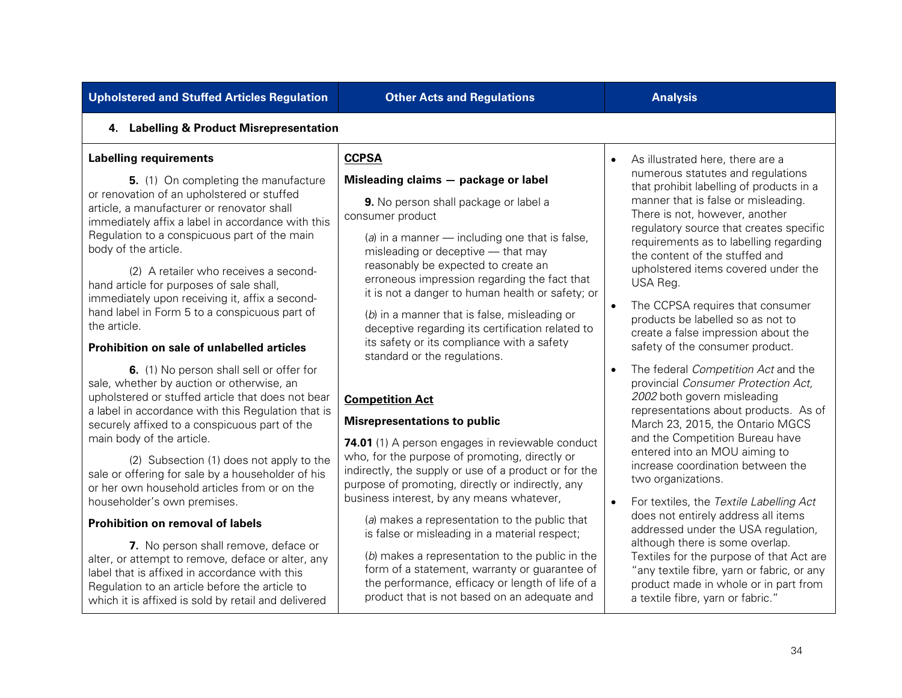| Upholstered and Stuffed Articles Regulation | Other Acts and Regulations | Analysis |
|---|---|---|
| **4. Labelling & Product Misrepresentation** | | |
| **Labelling requirements**<br><br>**5.** (1) On completing the manufacture or renovation of an upholstered or stuffed article, a manufacturer or renovator shall immediately affix a label in accordance with this Regulation to a conspicuous part of the main body of the article.<br><br>(2) A retailer who receives a second-hand article for purposes of sale shall, immediately upon receiving it, affix a second-hand label in Form 5 to a conspicuous part of the article.<br><br>**Prohibition on sale of unlabelled articles**<br><br>**6.** (1) No person shall sell or offer for sale, whether by auction or otherwise, an upholstered or stuffed article that does not bear a label in accordance with this Regulation that is securely affixed to a conspicuous part of the main body of the article.<br><br>(2) Subsection (1) does not apply to the sale or offering for sale by a householder of his or her own household articles from or on the householder's own premises.<br><br>**Prohibition on removal of labels**<br><br>**7.** No person shall remove, deface or alter, or attempt to remove, deface or alter, any label that is affixed in accordance with this Regulation to an article before the article to which it is affixed is sold by retail and delivered | **CCPSA**<br><br>**Misleading claims — package or label**<br><br>**9.** No person shall package or label a consumer product<br><br>(*a*) in a manner — including one that is false, misleading or deceptive — that may reasonably be expected to create an erroneous impression regarding the fact that it is not a danger to human health or safety; or<br><br>(*b*) in a manner that is false, misleading or deceptive regarding its certification related to its safety or its compliance with a safety standard or the regulations.<br><br>**Competition Act**<br><br>**Misrepresentations to public**<br><br>**74.01** (1) A person engages in reviewable conduct who, for the purpose of promoting, directly or indirectly, the supply or use of a product or for the purpose of promoting, directly or indirectly, any business interest, by any means whatever,<br><br>(*a*) makes a representation to the public that is false or misleading in a material respect;<br><br>(*b*) makes a representation to the public in the form of a statement, warranty or guarantee of the performance, efficacy or length of life of a product that is not based on an adequate and | • As illustrated here, there are a numerous statutes and regulations that prohibit labelling of products in a manner that is false or misleading. There is not, however, another regulatory source that creates specific requirements as to labelling regarding the content of the stuffed and upholstered items covered under the USA Reg.<br><br>• The CCPSA requires that consumer products be labelled so as not to create a false impression about the safety of the consumer product.<br><br>• The federal *Competition Act* and the provincial *Consumer Protection Act, 2002* both govern misleading representations about products. As of March 23, 2015, the Ontario MGCS and the Competition Bureau have entered into an MOU aiming to increase coordination between the two organizations.<br><br>• For textiles, the *Textile Labelling Act* does not entirely address all items addressed under the USA regulation, although there is some overlap. Textiles for the purpose of that Act are "any textile fibre, yarn or fabric, or any product made in whole or in part from a textile fibre, yarn or fabric." |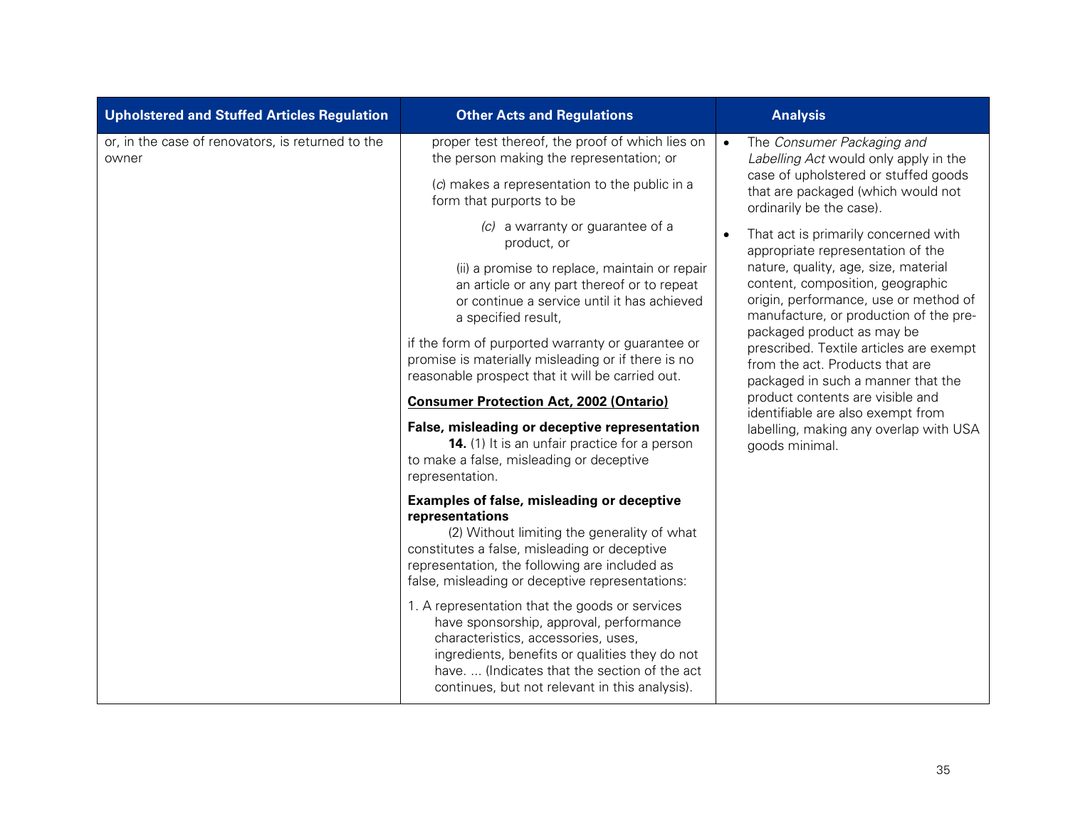| Upholstered and Stuffed Articles Regulation | Other Acts and Regulations | Analysis |
| --- | --- | --- |
| or, in the case of renovators, is returned to the owner | proper test thereof, the proof of which lies on the person making the representation; or<br><br>(*c*) makes a representation to the public in a form that purports to be<br><br>*(c)* a warranty or guarantee of a product, or<br><br>(ii) a promise to replace, maintain or repair an article or any part thereof or to repeat or continue a service until it has achieved a specified result,<br><br>if the form of purported warranty or guarantee or promise is materially misleading or if there is no reasonable prospect that it will be carried out.<br><br>**Consumer Protection Act, 2002 (Ontario)**<br><br>**False, misleading or deceptive representation**<br>**14.** (1) It is an unfair practice for a person to make a false, misleading or deceptive representation.<br><br>**Examples of false, misleading or deceptive representations**<br>(2) Without limiting the generality of what constitutes a false, misleading or deceptive representation, the following are included as false, misleading or deceptive representations:<br><br>1. A representation that the goods or services have sponsorship, approval, performance characteristics, accessories, uses, ingredients, benefits or qualities they do not have. ... (Indicates that the section of the act continues, but not relevant in this analysis). | • The *Consumer Packaging and Labelling Act* would only apply in the case of upholstered or stuffed goods that are packaged (which would not ordinarily be the case).<br><br>• That act is primarily concerned with appropriate representation of the nature, quality, age, size, material content, composition, geographic origin, performance, use or method of manufacture, or production of the pre-packaged product as may be prescribed. Textile articles are exempt from the act. Products that are packaged in such a manner that the product contents are visible and identifiable are also exempt from labelling, making any overlap with USA goods minimal. |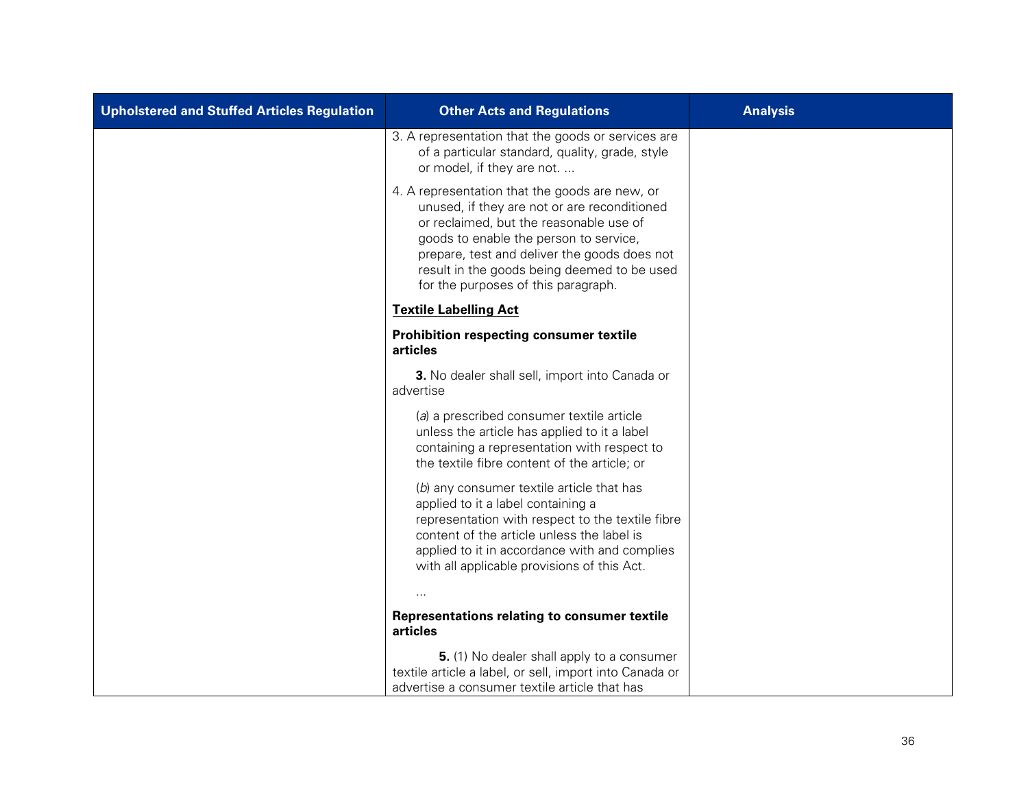| Upholstered and Stuffed Articles Regulation | Other Acts and Regulations | Analysis |
|---|---|---|
| | 3. A representation that the goods or services are of a particular standard, quality, grade, style or model, if they are not. ...<br><br>4. A representation that the goods are new, or unused, if they are not or are reconditioned or reclaimed, but the reasonable use of goods to enable the person to service, prepare, test and deliver the goods does not result in the goods being deemed to be used for the purposes of this paragraph.<br><br>**<u>Textile Labelling Act</u>**<br><br>**Prohibition respecting consumer textile articles**<br><br>**3.** No dealer shall sell, import into Canada or advertise<br><br>(*a*) a prescribed consumer textile article unless the article has applied to it a label containing a representation with respect to the textile fibre content of the article; or<br><br>(*b*) any consumer textile article that has applied to it a label containing a representation with respect to the textile fibre content of the article unless the label is applied to it in accordance with and complies with all applicable provisions of this Act.<br><br>...<br><br>**Representations relating to consumer textile articles**<br><br>**5.** (1) No dealer shall apply to a consumer textile article a label, or sell, import into Canada or advertise a consumer textile article that has | |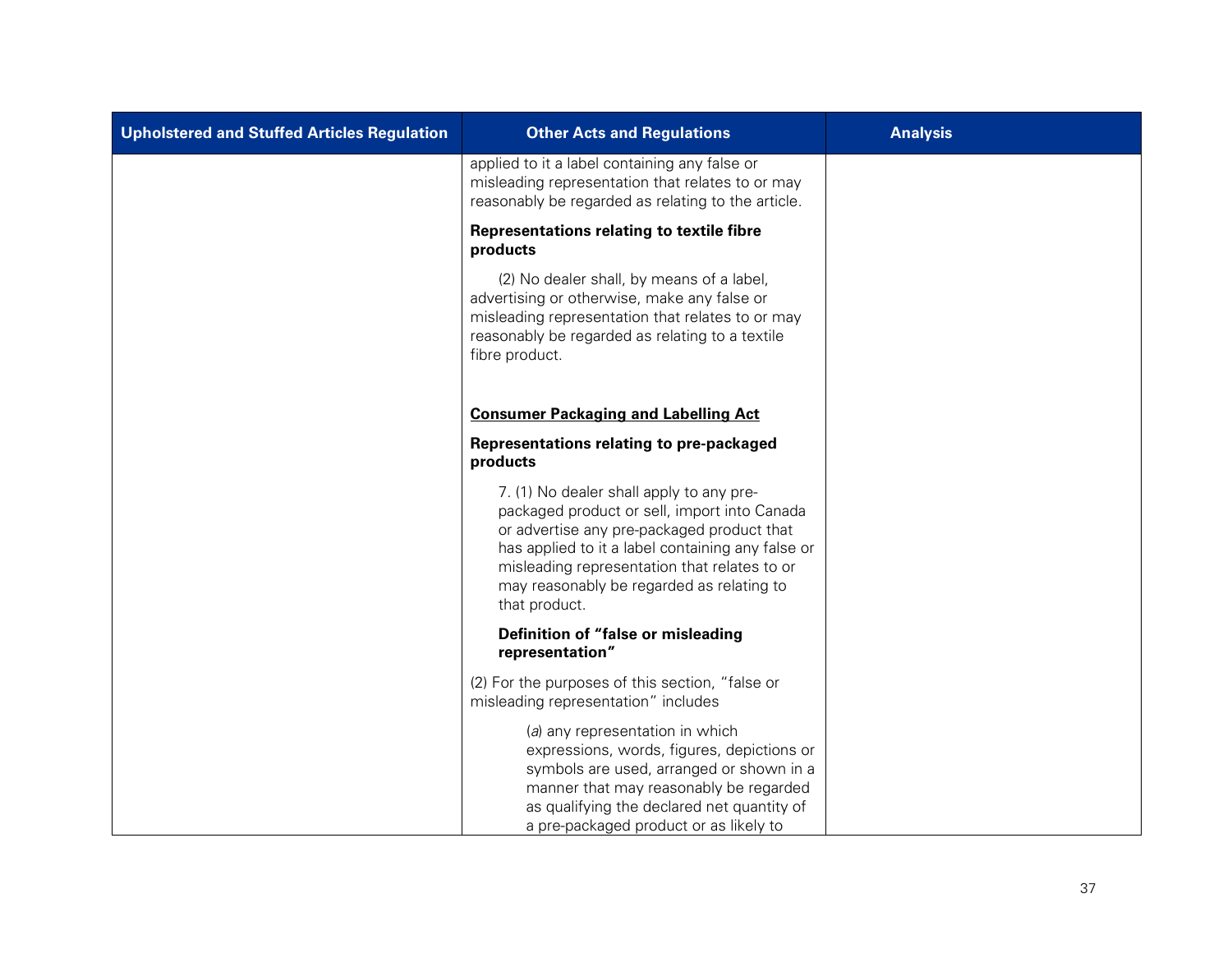| Upholstered and Stuffed Articles Regulation | Other Acts and Regulations | Analysis |
| --- | --- | --- |
| | applied to it a label containing any false or misleading representation that relates to or may reasonably be regarded as relating to the article.<br><br>**Representations relating to textile fibre products**<br><br>(2) No dealer shall, by means of a label, advertising or otherwise, make any false or misleading representation that relates to or may reasonably be regarded as relating to a textile fibre product.<br><br>**<u>Consumer Packaging and Labelling Act</u>**<br><br>**Representations relating to pre-packaged products**<br><br>7. (1) No dealer shall apply to any pre-packaged product or sell, import into Canada or advertise any pre-packaged product that has applied to it a label containing any false or misleading representation that relates to or may reasonably be regarded as relating to that product.<br><br>**Definition of "false or misleading representation"**<br><br>(2) For the purposes of this section, "false or misleading representation" includes<br><br>(*a*) any representation in which expressions, words, figures, depictions or symbols are used, arranged or shown in a manner that may reasonably be regarded as qualifying the declared net quantity of a pre-packaged product or as likely to | |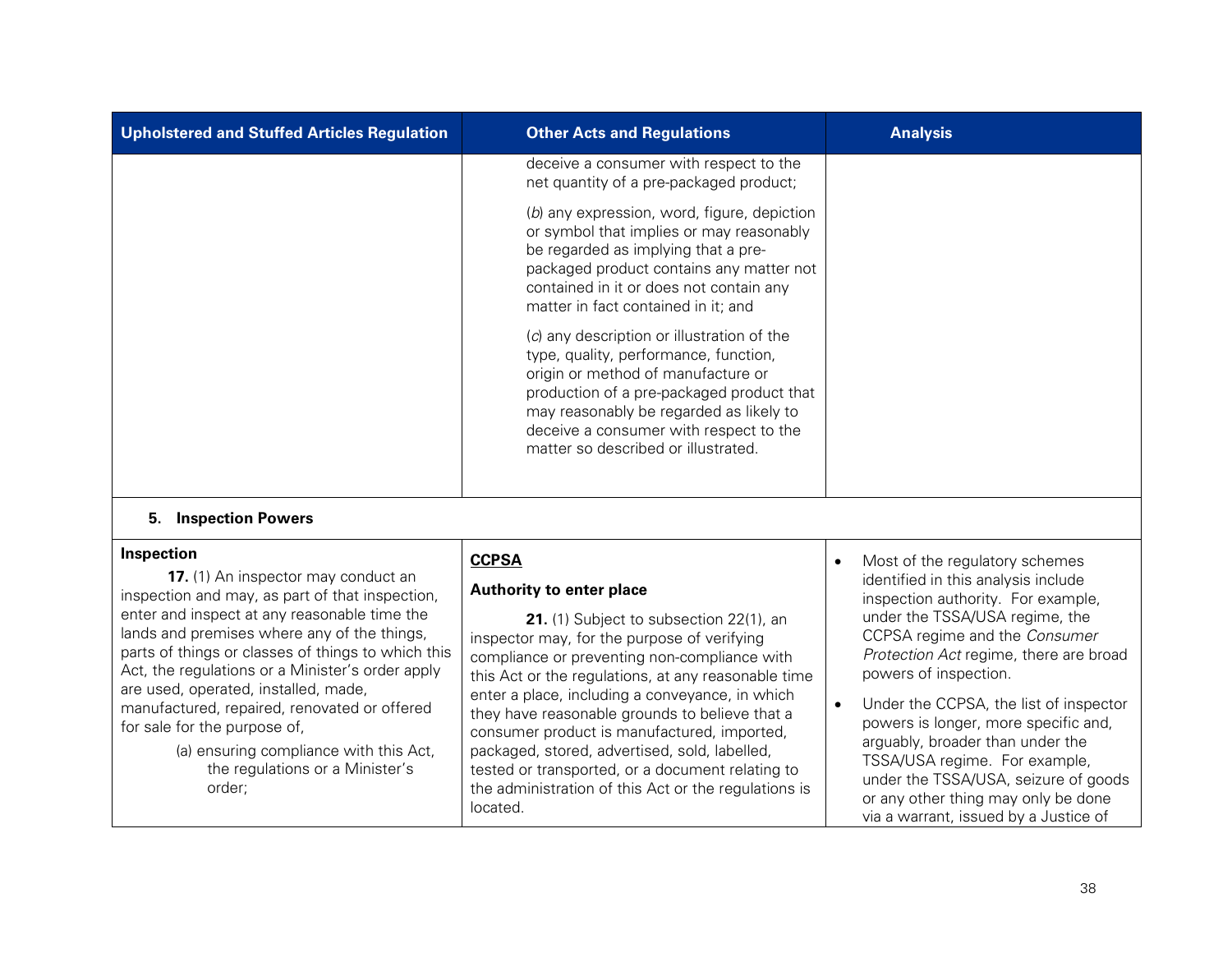| Upholstered and Stuffed Articles Regulation | Other Acts and Regulations | Analysis |
|---|---|---|
| | deceive a consumer with respect to the net quantity of a pre-packaged product;<br><br>(*b*) any expression, word, figure, depiction or symbol that implies or may reasonably be regarded as implying that a pre-packaged product contains any matter not contained in it or does not contain any matter in fact contained in it; and<br><br>(*c*) any description or illustration of the type, quality, performance, function, origin or method of manufacture or production of a pre-packaged product that may reasonably be regarded as likely to deceive a consumer with respect to the matter so described or illustrated. | |
| **5. Inspection Powers** | | |
| **Inspection**<br><br>**17.** (1) An inspector may conduct an inspection and may, as part of that inspection, enter and inspect at any reasonable time the lands and premises where any of the things, parts of things or classes of things to which this Act, the regulations or a Minister's order apply are used, operated, installed, made, manufactured, repaired, renovated or offered for sale for the purpose of,<br><br>(a) ensuring compliance with this Act, the regulations or a Minister's order; | **CCPSA**<br><br>**Authority to enter place**<br><br>**21.** (1) Subject to subsection 22(1), an inspector may, for the purpose of verifying compliance or preventing non-compliance with this Act or the regulations, at any reasonable time enter a place, including a conveyance, in which they have reasonable grounds to believe that a consumer product is manufactured, imported, packaged, stored, advertised, sold, labelled, tested or transported, or a document relating to the administration of this Act or the regulations is located. | • Most of the regulatory schemes identified in this analysis include inspection authority. For example, under the TSSA/USA regime, the CCPSA regime and the *Consumer Protection Act* regime, there are broad powers of inspection.<br><br>• Under the CCPSA, the list of inspector powers is longer, more specific and, arguably, broader than under the TSSA/USA regime. For example, under the TSSA/USA, seizure of goods or any other thing may only be done via a warrant, issued by a Justice of |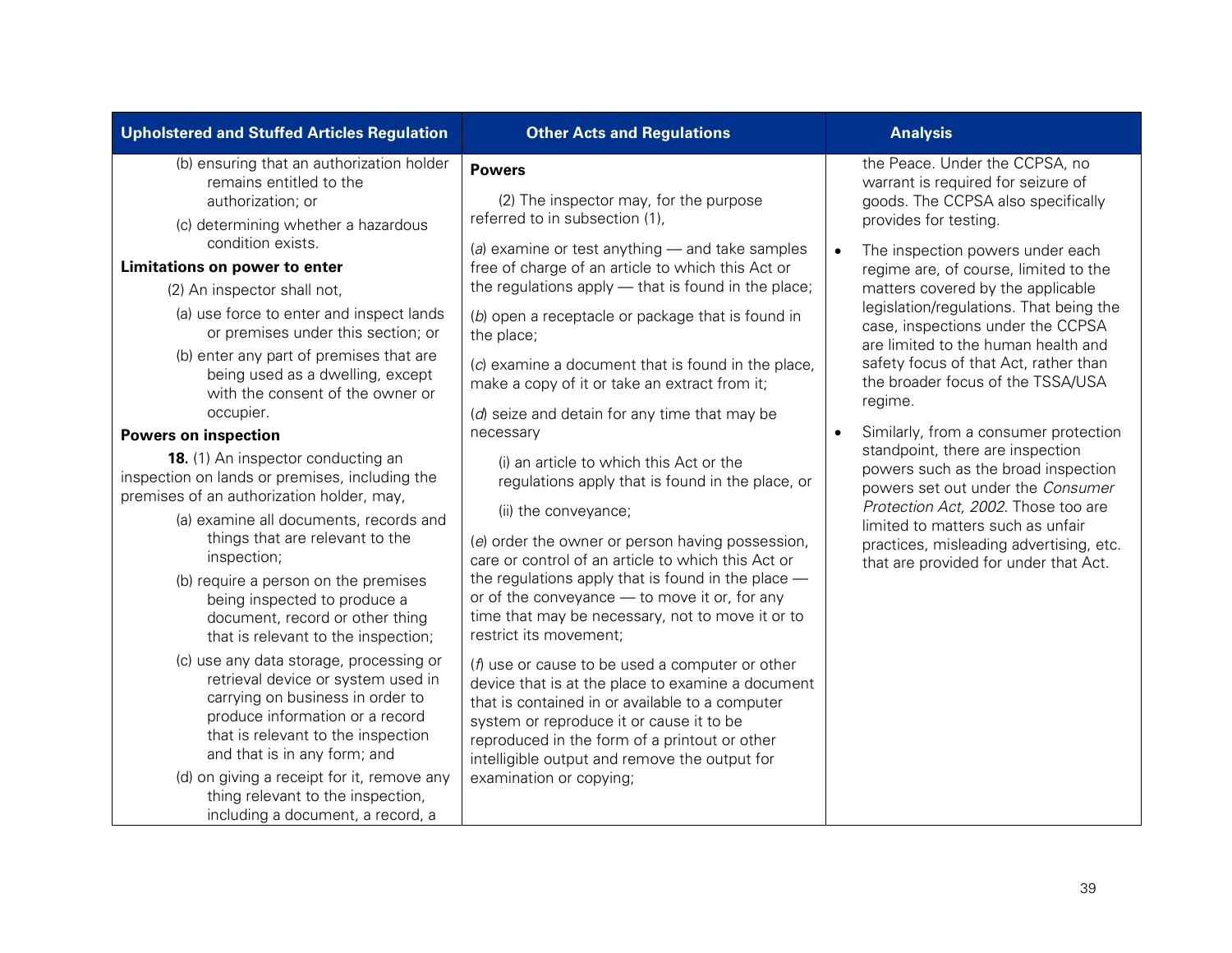| Upholstered and Stuffed Articles Regulation | Other Acts and Regulations | Analysis |
|---|---|---|
| (b) ensuring that an authorization holder remains entitled to the authorization; or<br><br>(c) determining whether a hazardous condition exists.<br><br>**Limitations on power to enter**<br><br>(2) An inspector shall not,<br><br>(a) use force to enter and inspect lands or premises under this section; or<br><br>(b) enter any part of premises that are being used as a dwelling, except with the consent of the owner or occupier.<br><br>**Powers on inspection**<br><br>**18.** (1) An inspector conducting an inspection on lands or premises, including the premises of an authorization holder, may,<br><br>(a) examine all documents, records and things that are relevant to the inspection;<br><br>(b) require a person on the premises being inspected to produce a document, record or other thing that is relevant to the inspection;<br><br>(c) use any data storage, processing or retrieval device or system used in carrying on business in order to produce information or a record that is relevant to the inspection and that is in any form; and<br><br>(d) on giving a receipt for it, remove any thing relevant to the inspection, including a document, a record, a | **Powers**<br><br>(2) The inspector may, for the purpose referred to in subsection (1),<br><br>(*a*) examine or test anything — and take samples free of charge of an article to which this Act or the regulations apply — that is found in the place;<br><br>(*b*) open a receptacle or package that is found in the place;<br><br>(*c*) examine a document that is found in the place, make a copy of it or take an extract from it;<br><br>(*d*) seize and detain for any time that may be necessary<br><br>(i) an article to which this Act or the regulations apply that is found in the place, or<br><br>(ii) the conveyance;<br><br>(*e*) order the owner or person having possession, care or control of an article to which this Act or the regulations apply that is found in the place — or of the conveyance — to move it or, for any time that may be necessary, not to move it or to restrict its movement;<br><br>(*f*) use or cause to be used a computer or other device that is at the place to examine a document that is contained in or available to a computer system or reproduce it or cause it to be reproduced in the form of a printout or other intelligible output and remove the output for examination or copying; | the Peace. Under the CCPSA, no warrant is required for seizure of goods. The CCPSA also specifically provides for testing.<br><br>• The inspection powers under each regime are, of course, limited to the matters covered by the applicable legislation/regulations. That being the case, inspections under the CCPSA are limited to the human health and safety focus of that Act, rather than the broader focus of the TSSA/USA regime.<br><br>• Similarly, from a consumer protection standpoint, there are inspection powers such as the broad inspection powers set out under the *Consumer Protection Act, 2002*. Those too are limited to matters such as unfair practices, misleading advertising, etc. that are provided for under that Act. |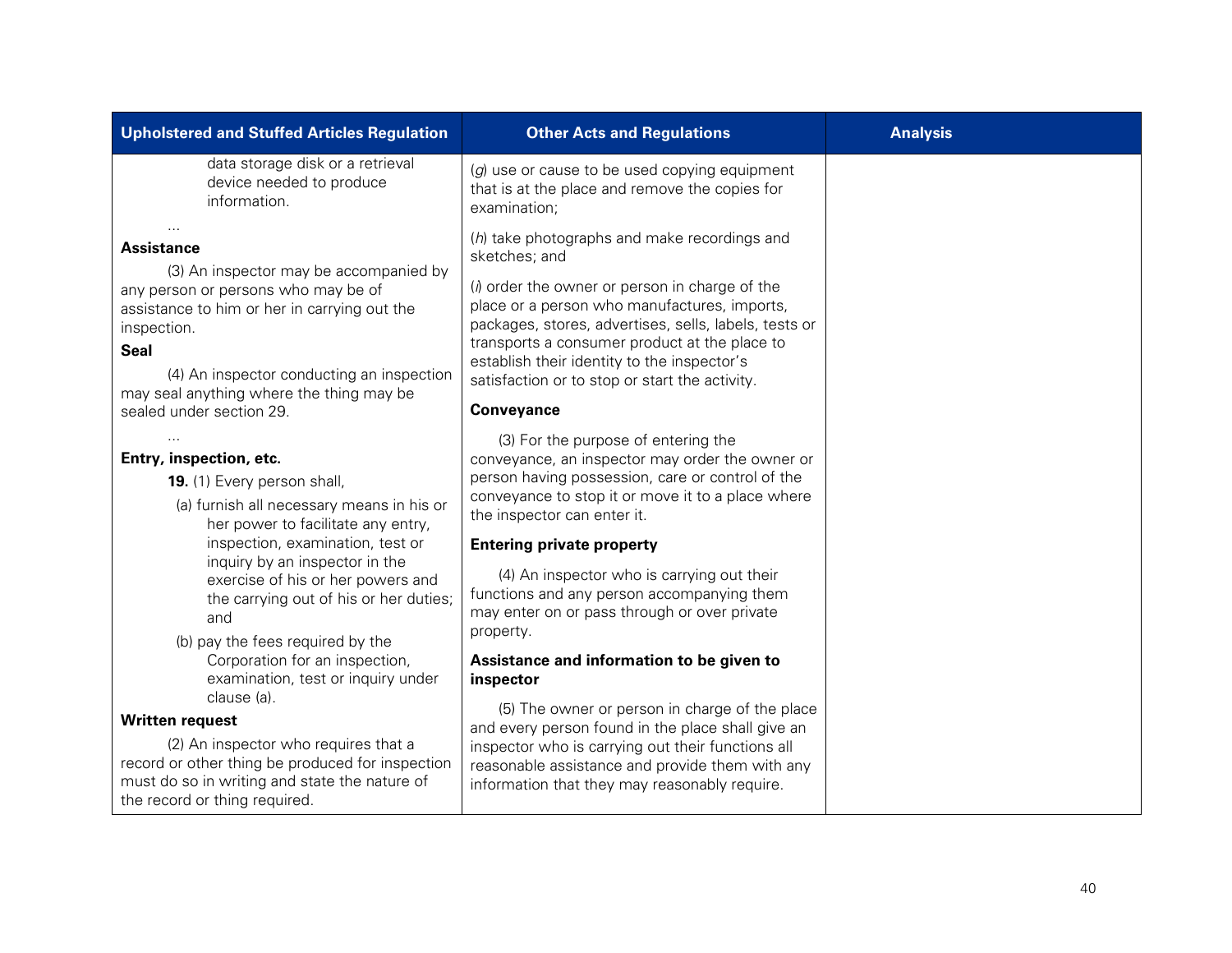| Upholstered and Stuffed Articles Regulation | Other Acts and Regulations | Analysis |
|---|---|---|
| data storage disk or a retrieval device needed to produce information.<br><br>...<br><br>**Assistance**<br><br>(3) An inspector may be accompanied by any person or persons who may be of assistance to him or her in carrying out the inspection.<br><br>**Seal**<br><br>(4) An inspector conducting an inspection may seal anything where the thing may be sealed under section 29.<br><br>...<br><br>**Entry, inspection, etc.**<br><br>**19.** (1) Every person shall,<br><br>(a) furnish all necessary means in his or her power to facilitate any entry, inspection, examination, test or inquiry by an inspector in the exercise of his or her powers and the carrying out of his or her duties; and<br><br>(b) pay the fees required by the Corporation for an inspection, examination, test or inquiry under clause (a).<br><br>**Written request**<br><br>(2) An inspector who requires that a record or other thing be produced for inspection must do so in writing and state the nature of the record or thing required. | (*g*) use or cause to be used copying equipment that is at the place and remove the copies for examination;<br><br>(*h*) take photographs and make recordings and sketches; and<br><br>(*i*) order the owner or person in charge of the place or a person who manufactures, imports, packages, stores, advertises, sells, labels, tests or transports a consumer product at the place to establish their identity to the inspector's satisfaction or to stop or start the activity.<br><br>**Conveyance**<br><br>(3) For the purpose of entering the conveyance, an inspector may order the owner or person having possession, care or control of the conveyance to stop it or move it to a place where the inspector can enter it.<br><br>**Entering private property**<br><br>(4) An inspector who is carrying out their functions and any person accompanying them may enter on or pass through or over private property.<br><br>**Assistance and information to be given to inspector**<br><br>(5) The owner or person in charge of the place and every person found in the place shall give an inspector who is carrying out their functions all reasonable assistance and provide them with any information that they may reasonably require. | |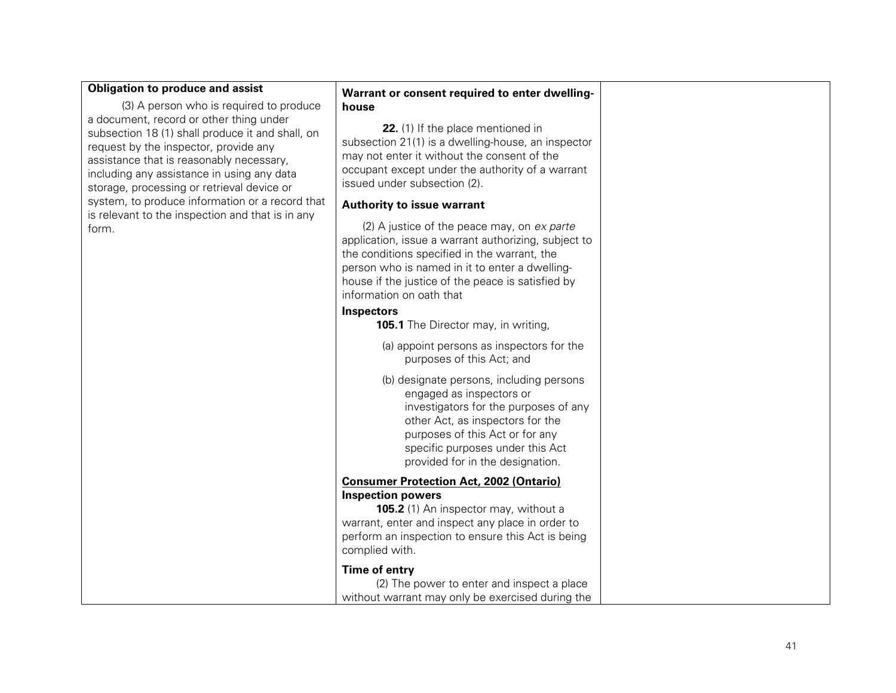| | | |
|---|---|---|
| **Obligation to produce and assist**<br><br>(3) A person who is required to produce a document, record or other thing under subsection 18 (1) shall produce it and shall, on request by the inspector, provide any assistance that is reasonably necessary, including any assistance in using any data storage, processing or retrieval device or system, to produce information or a record that is relevant to the inspection and that is in any form. | **Warrant or consent required to enter dwelling-house**<br><br>**22.** (1) If the place mentioned in subsection 21(1) is a dwelling-house, an inspector may not enter it without the consent of the occupant except under the authority of a warrant issued under subsection (2).<br><br>**Authority to issue warrant**<br><br>(2) A justice of the peace may, on *ex parte* application, issue a warrant authorizing, subject to the conditions specified in the warrant, the person who is named in it to enter a dwelling-house if the justice of the peace is satisfied by information on oath that<br><br>**Inspectors**<br><br>**105.1** The Director may, in writing,<br><br>(a) appoint persons as inspectors for the purposes of this Act; and<br><br>(b) designate persons, including persons engaged as inspectors or investigators for the purposes of any other Act, as inspectors for the purposes of this Act or for any specific purposes under this Act provided for in the designation.<br><br>**Consumer Protection Act, 2002 (Ontario)**<br>**Inspection powers**<br><br>**105.2** (1) An inspector may, without a warrant, enter and inspect any place in order to perform an inspection to ensure this Act is being complied with.<br><br>**Time of entry**<br><br>(2) The power to enter and inspect a place without warrant may only be exercised during the | |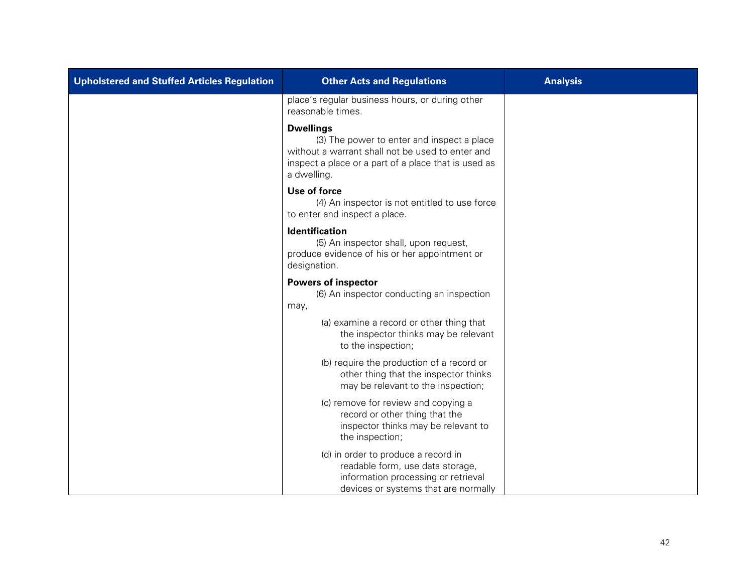| Upholstered and Stuffed Articles Regulation | Other Acts and Regulations | Analysis |
|---|---|---|
| | place's regular business hours, or during other reasonable times.<br><br>**Dwellings**<br>(3) The power to enter and inspect a place without a warrant shall not be used to enter and inspect a place or a part of a place that is used as a dwelling.<br><br>**Use of force**<br>(4) An inspector is not entitled to use force to enter and inspect a place.<br><br>**Identification**<br>(5) An inspector shall, upon request, produce evidence of his or her appointment or designation.<br><br>**Powers of inspector**<br>(6) An inspector conducting an inspection may,<br><br>(a) examine a record or other thing that the inspector thinks may be relevant to the inspection;<br><br>(b) require the production of a record or other thing that the inspector thinks may be relevant to the inspection;<br><br>(c) remove for review and copying a record or other thing that the inspector thinks may be relevant to the inspection;<br><br>(d) in order to produce a record in readable form, use data storage, information processing or retrieval devices or systems that are normally | |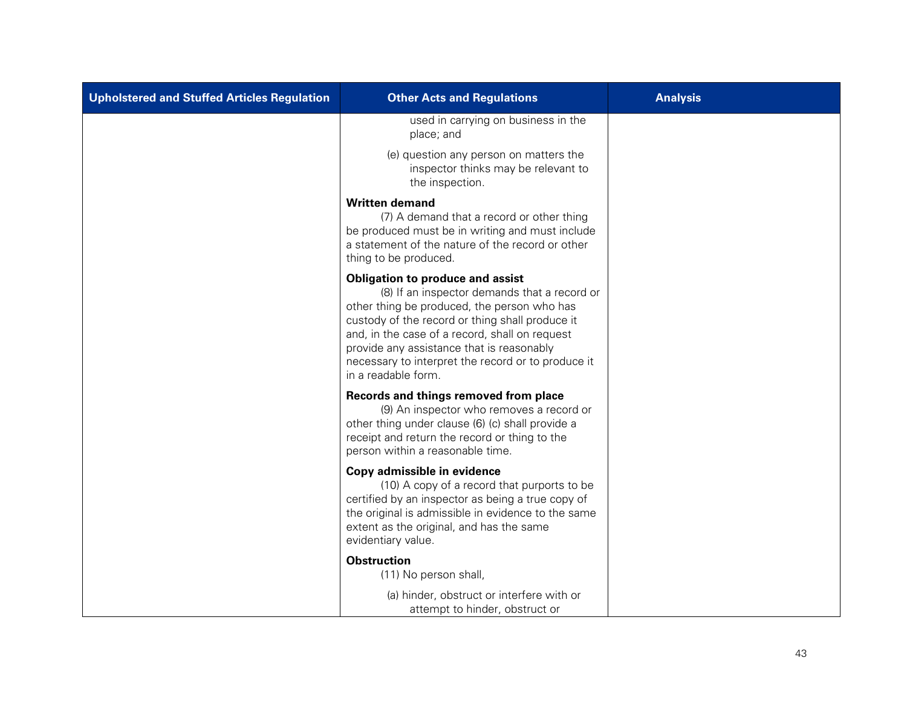| Upholstered and Stuffed Articles Regulation | Other Acts and Regulations | Analysis |
|---|---|---|
| | used in carrying on business in the place; and<br><br>(e) question any person on matters the inspector thinks may be relevant to the inspection.<br><br>**Written demand**<br>(7) A demand that a record or other thing be produced must be in writing and must include a statement of the nature of the record or other thing to be produced.<br><br>**Obligation to produce and assist**<br>(8) If an inspector demands that a record or other thing be produced, the person who has custody of the record or thing shall produce it and, in the case of a record, shall on request provide any assistance that is reasonably necessary to interpret the record or to produce it in a readable form.<br><br>**Records and things removed from place**<br>(9) An inspector who removes a record or other thing under clause (6) (c) shall provide a receipt and return the record or thing to the person within a reasonable time.<br><br>**Copy admissible in evidence**<br>(10) A copy of a record that purports to be certified by an inspector as being a true copy of the original is admissible in evidence to the same extent as the original, and has the same evidentiary value.<br><br>**Obstruction**<br>(11) No person shall,<br><br>(a) hinder, obstruct or interfere with or attempt to hinder, obstruct or | |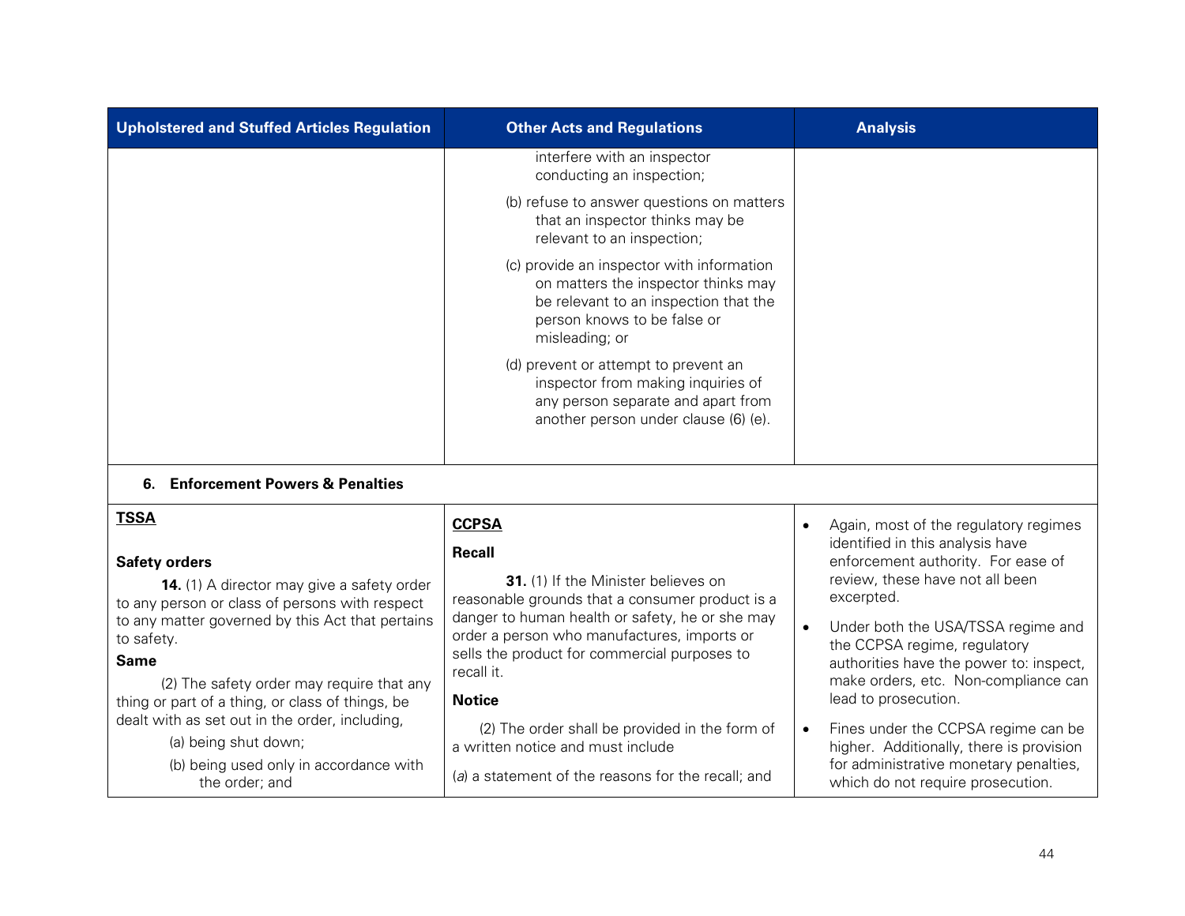| Upholstered and Stuffed Articles Regulation | Other Acts and Regulations | Analysis |
|---|---|---|
| | interfere with an inspector conducting an inspection;<br><br>(b) refuse to answer questions on matters that an inspector thinks may be relevant to an inspection;<br><br>(c) provide an inspector with information on matters the inspector thinks may be relevant to an inspection that the person knows to be false or misleading; or<br><br>(d) prevent or attempt to prevent an inspector from making inquiries of any person separate and apart from another person under clause (6) (e). | |
| **6. Enforcement Powers & Penalties** | | |
| **<u>TSSA</u>**<br><br>**Safety orders**<br><br>**14.** (1) A director may give a safety order to any person or class of persons with respect to any matter governed by this Act that pertains to safety.<br><br>**Same**<br><br>(2) The safety order may require that any thing or part of a thing, or class of things, be dealt with as set out in the order, including,<br><br>(a) being shut down;<br><br>(b) being used only in accordance with the order; and | **<u>CCPSA</u>**<br><br>**Recall**<br><br>**31.** (1) If the Minister believes on reasonable grounds that a consumer product is a danger to human health or safety, he or she may order a person who manufactures, imports or sells the product for commercial purposes to recall it.<br><br>**Notice**<br><br>(2) The order shall be provided in the form of a written notice and must include<br><br>(*a*) a statement of the reasons for the recall; and | • Again, most of the regulatory regimes identified in this analysis have enforcement authority. For ease of review, these have not all been excerpted.<br><br>• Under both the USA/TSSA regime and the CCPSA regime, regulatory authorities have the power to: inspect, make orders, etc. Non-compliance can lead to prosecution.<br><br>• Fines under the CCPSA regime can be higher. Additionally, there is provision for administrative monetary penalties, which do not require prosecution. |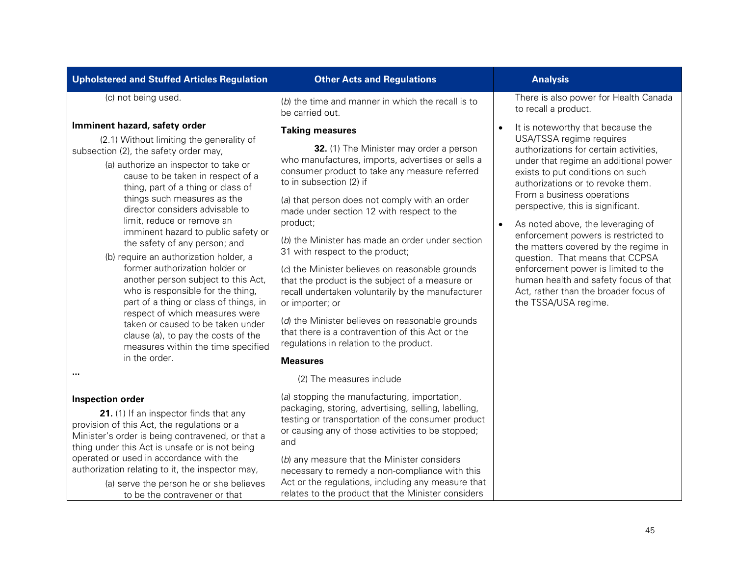| Upholstered and Stuffed Articles Regulation | Other Acts and Regulations | Analysis |
|---|---|---|
| (c) not being used.<br><br>**Imminent hazard, safety order**<br><br>(2.1) Without limiting the generality of subsection (2), the safety order may,<br><br>(a) authorize an inspector to take or cause to be taken in respect of a thing, part of a thing or class of things such measures as the director considers advisable to limit, reduce or remove an imminent hazard to public safety or the safety of any person; and<br><br>(b) require an authorization holder, a former authorization holder or another person subject to this Act, who is responsible for the thing, part of a thing or class of things, in respect of which measures were taken or caused to be taken under clause (a), to pay the costs of the measures within the time specified in the order.<br><br>…<br><br>**Inspection order**<br><br>**21.** (1) If an inspector finds that any provision of this Act, the regulations or a Minister's order is being contravened, or that a thing under this Act is unsafe or is not being operated or used in accordance with the authorization relating to it, the inspector may,<br><br>(a) serve the person he or she believes to be the contravener or that | (*b*) the time and manner in which the recall is to be carried out.<br><br>**Taking measures**<br><br>**32.** (1) The Minister may order a person who manufactures, imports, advertises or sells a consumer product to take any measure referred to in subsection (2) if<br><br>(*a*) that person does not comply with an order made under section 12 with respect to the product;<br><br>(*b*) the Minister has made an order under section 31 with respect to the product;<br><br>(*c*) the Minister believes on reasonable grounds that the product is the subject of a measure or recall undertaken voluntarily by the manufacturer or importer; or<br><br>(*d*) the Minister believes on reasonable grounds that there is a contravention of this Act or the regulations in relation to the product.<br><br>**Measures**<br><br>(2) The measures include<br><br>(*a*) stopping the manufacturing, importation, packaging, storing, advertising, selling, labelling, testing or transportation of the consumer product or causing any of those activities to be stopped; and<br><br>(*b*) any measure that the Minister considers necessary to remedy a non-compliance with this Act or the regulations, including any measure that relates to the product that the Minister considers | There is also power for Health Canada to recall a product.<br><br>• It is noteworthy that because the USA/TSSA regime requires authorizations for certain activities, under that regime an additional power exists to put conditions on such authorizations or to revoke them. From a business operations perspective, this is significant.<br><br>• As noted above, the leveraging of enforcement powers is restricted to the matters covered by the regime in question. That means that CCPSA enforcement power is limited to the human health and safety focus of that Act, rather than the broader focus of the TSSA/USA regime. |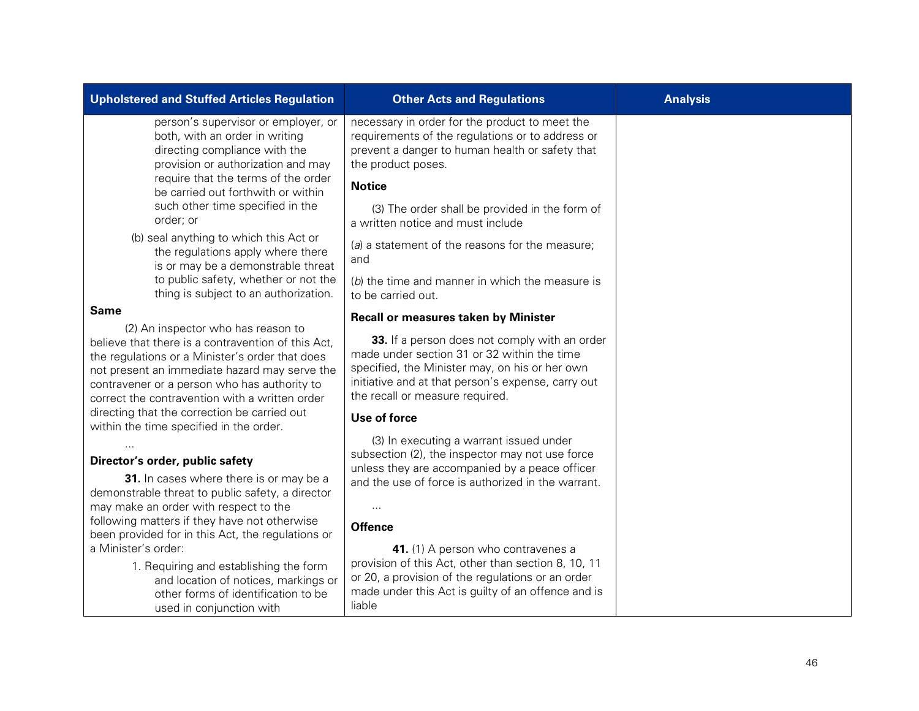| Upholstered and Stuffed Articles Regulation | Other Acts and Regulations | Analysis |
|---|---|---|
| person's supervisor or employer, or both, with an order in writing directing compliance with the provision or authorization and may require that the terms of the order be carried out forthwith or within such other time specified in the order; or<br><br>(b) seal anything to which this Act or the regulations apply where there is or may be a demonstrable threat to public safety, whether or not the thing is subject to an authorization.<br><br>**Same**<br><br>(2) An inspector who has reason to believe that there is a contravention of this Act, the regulations or a Minister's order that does not present an immediate hazard may serve the contravener or a person who has authority to correct the contravention with a written order directing that the correction be carried out within the time specified in the order.<br><br>...<br><br>**Director's order, public safety**<br><br>**31.** In cases where there is or may be a demonstrable threat to public safety, a director may make an order with respect to the following matters if they have not otherwise been provided for in this Act, the regulations or a Minister's order:<br><br>1. Requiring and establishing the form and location of notices, markings or other forms of identification to be used in conjunction with | necessary in order for the product to meet the requirements of the regulations or to address or prevent a danger to human health or safety that the product poses.<br><br>**Notice**<br><br>(3) The order shall be provided in the form of a written notice and must include<br><br>(*a*) a statement of the reasons for the measure; and<br><br>(*b*) the time and manner in which the measure is to be carried out.<br><br>**Recall or measures taken by Minister**<br><br>**33.** If a person does not comply with an order made under section 31 or 32 within the time specified, the Minister may, on his or her own initiative and at that person's expense, carry out the recall or measure required.<br><br>**Use of force**<br><br>(3) In executing a warrant issued under subsection (2), the inspector may not use force unless they are accompanied by a peace officer and the use of force is authorized in the warrant.<br><br>...<br><br>**Offence**<br><br>**41.** (1) A person who contravenes a provision of this Act, other than section 8, 10, 11 or 20, a provision of the regulations or an order made under this Act is guilty of an offence and is liable | |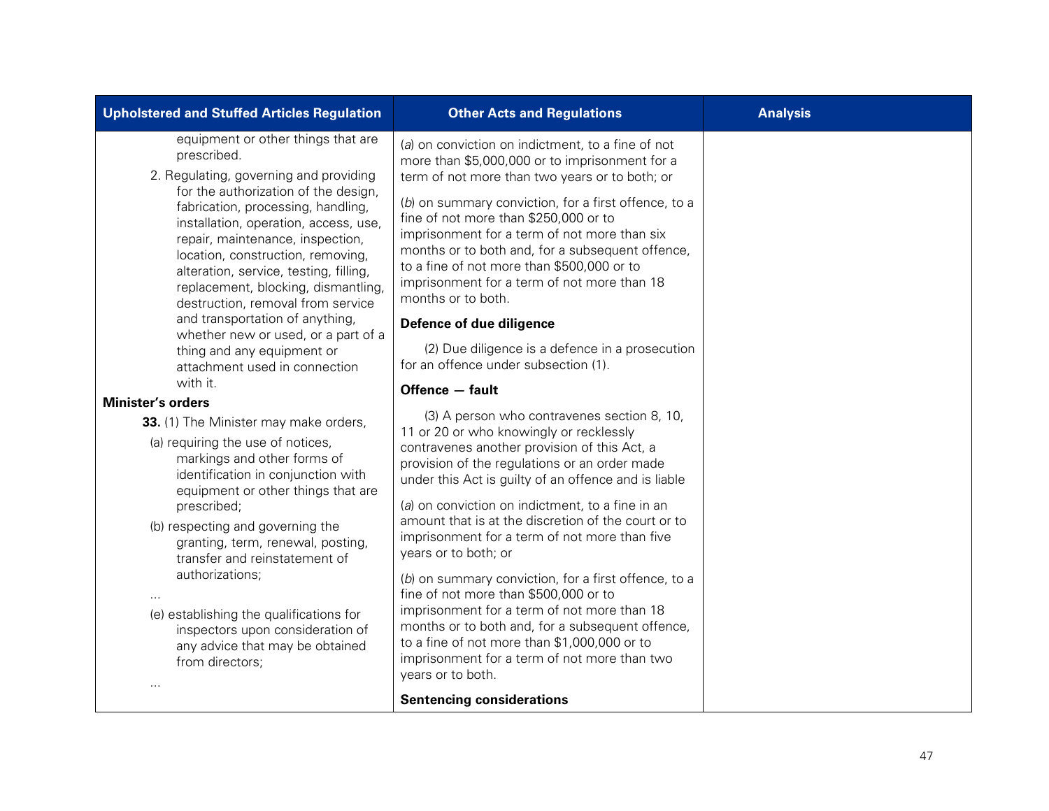| Upholstered and Stuffed Articles Regulation | Other Acts and Regulations | Analysis |
| --- | --- | --- |
| equipment or other things that are prescribed.<br><br>2. Regulating, governing and providing for the authorization of the design, fabrication, processing, handling, installation, operation, access, use, repair, maintenance, inspection, location, construction, removing, alteration, service, testing, filling, replacement, blocking, dismantling, destruction, removal from service and transportation of anything, whether new or used, or a part of a thing and any equipment or attachment used in connection with it.<br><br>**Minister's orders**<br><br>**33.** (1) The Minister may make orders,<br><br>(a) requiring the use of notices, markings and other forms of identification in conjunction with equipment or other things that are prescribed;<br><br>(b) respecting and governing the granting, term, renewal, posting, transfer and reinstatement of authorizations;<br><br>...<br><br>(e) establishing the qualifications for inspectors upon consideration of any advice that may be obtained from directors;<br><br>... | (*a*) on conviction on indictment, to a fine of not more than $5,000,000 or to imprisonment for a term of not more than two years or to both; or<br><br>(*b*) on summary conviction, for a first offence, to a fine of not more than $250,000 or to imprisonment for a term of not more than six months or to both and, for a subsequent offence, to a fine of not more than $500,000 or to imprisonment for a term of not more than 18 months or to both.<br><br>**Defence of due diligence**<br><br>(2) Due diligence is a defence in a prosecution for an offence under subsection (1).<br><br>**Offence — fault**<br><br>(3) A person who contravenes section 8, 10, 11 or 20 or who knowingly or recklessly contravenes another provision of this Act, a provision of the regulations or an order made under this Act is guilty of an offence and is liable<br><br>(*a*) on conviction on indictment, to a fine in an amount that is at the discretion of the court or to imprisonment for a term of not more than five years or to both; or<br><br>(*b*) on summary conviction, for a first offence, to a fine of not more than $500,000 or to imprisonment for a term of not more than 18 months or to both and, for a subsequent offence, to a fine of not more than $1,000,000 or to imprisonment for a term of not more than two years or to both.<br><br>**Sentencing considerations** | |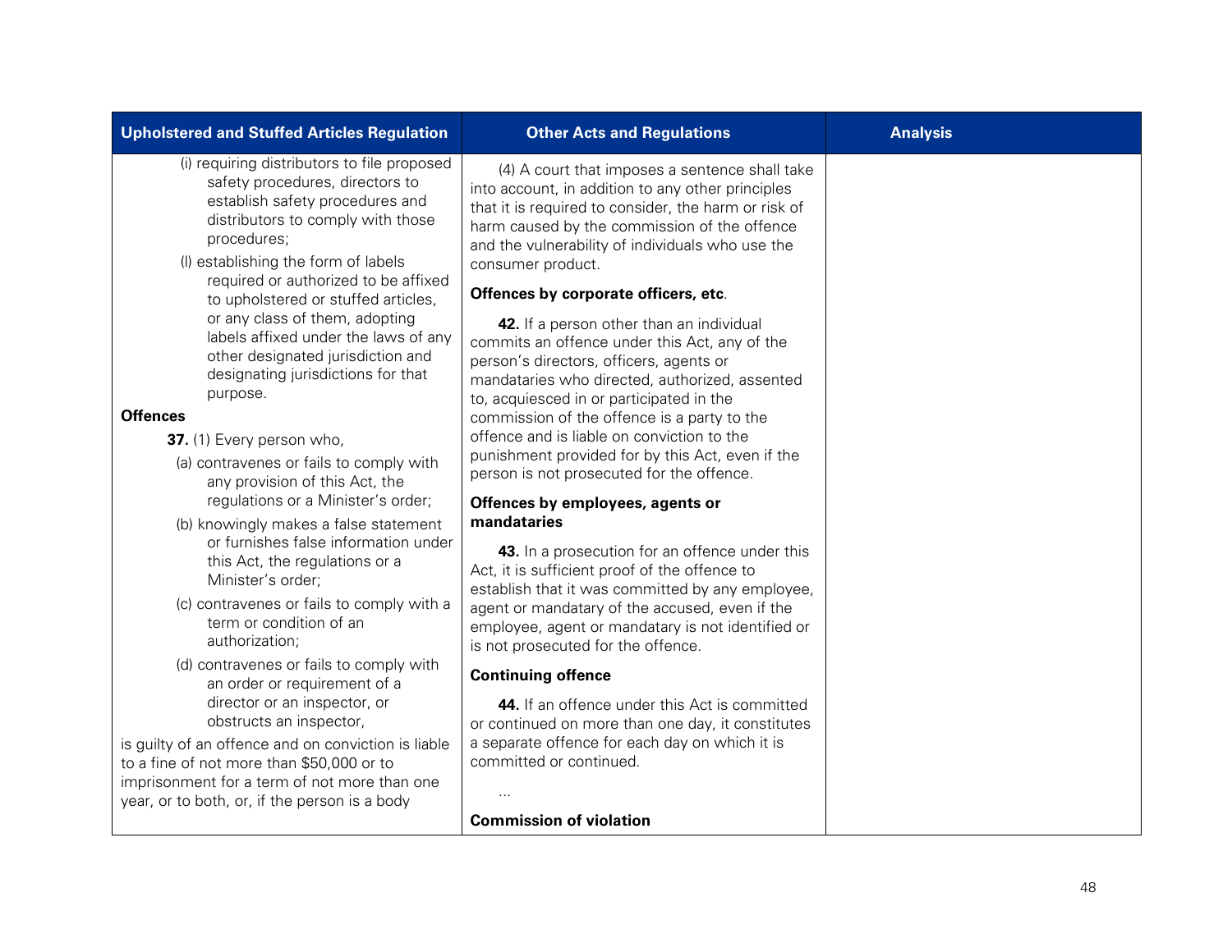| Upholstered and Stuffed Articles Regulation | Other Acts and Regulations | Analysis |
|---|---|---|
| (i) requiring distributors to file proposed safety procedures, directors to establish safety procedures and distributors to comply with those procedures;<br><br>(l) establishing the form of labels required or authorized to be affixed to upholstered or stuffed articles, or any class of them, adopting labels affixed under the laws of any other designated jurisdiction and designating jurisdictions for that purpose.<br><br>**Offences**<br><br>**37.** (1) Every person who,<br><br>(a) contravenes or fails to comply with any provision of this Act, the regulations or a Minister's order;<br><br>(b) knowingly makes a false statement or furnishes false information under this Act, the regulations or a Minister's order;<br><br>(c) contravenes or fails to comply with a term or condition of an authorization;<br><br>(d) contravenes or fails to comply with an order or requirement of a director or an inspector, or obstructs an inspector,<br><br>is guilty of an offence and on conviction is liable to a fine of not more than $50,000 or to imprisonment for a term of not more than one year, or to both, or, if the person is a body | (4) A court that imposes a sentence shall take into account, in addition to any other principles that it is required to consider, the harm or risk of harm caused by the commission of the offence and the vulnerability of individuals who use the consumer product.<br><br>**Offences by corporate officers, etc**.<br><br>**42.** If a person other than an individual commits an offence under this Act, any of the person's directors, officers, agents or mandataries who directed, authorized, assented to, acquiesced in or participated in the commission of the offence is a party to the offence and is liable on conviction to the punishment provided for by this Act, even if the person is not prosecuted for the offence.<br><br>**Offences by employees, agents or mandataries**<br><br>**43.** In a prosecution for an offence under this Act, it is sufficient proof of the offence to establish that it was committed by any employee, agent or mandatary of the accused, even if the employee, agent or mandatary is not identified or is not prosecuted for the offence.<br><br>**Continuing offence**<br><br>**44.** If an offence under this Act is committed or continued on more than one day, it constitutes a separate offence for each day on which it is committed or continued.<br><br>...<br><br>**Commission of violation** | |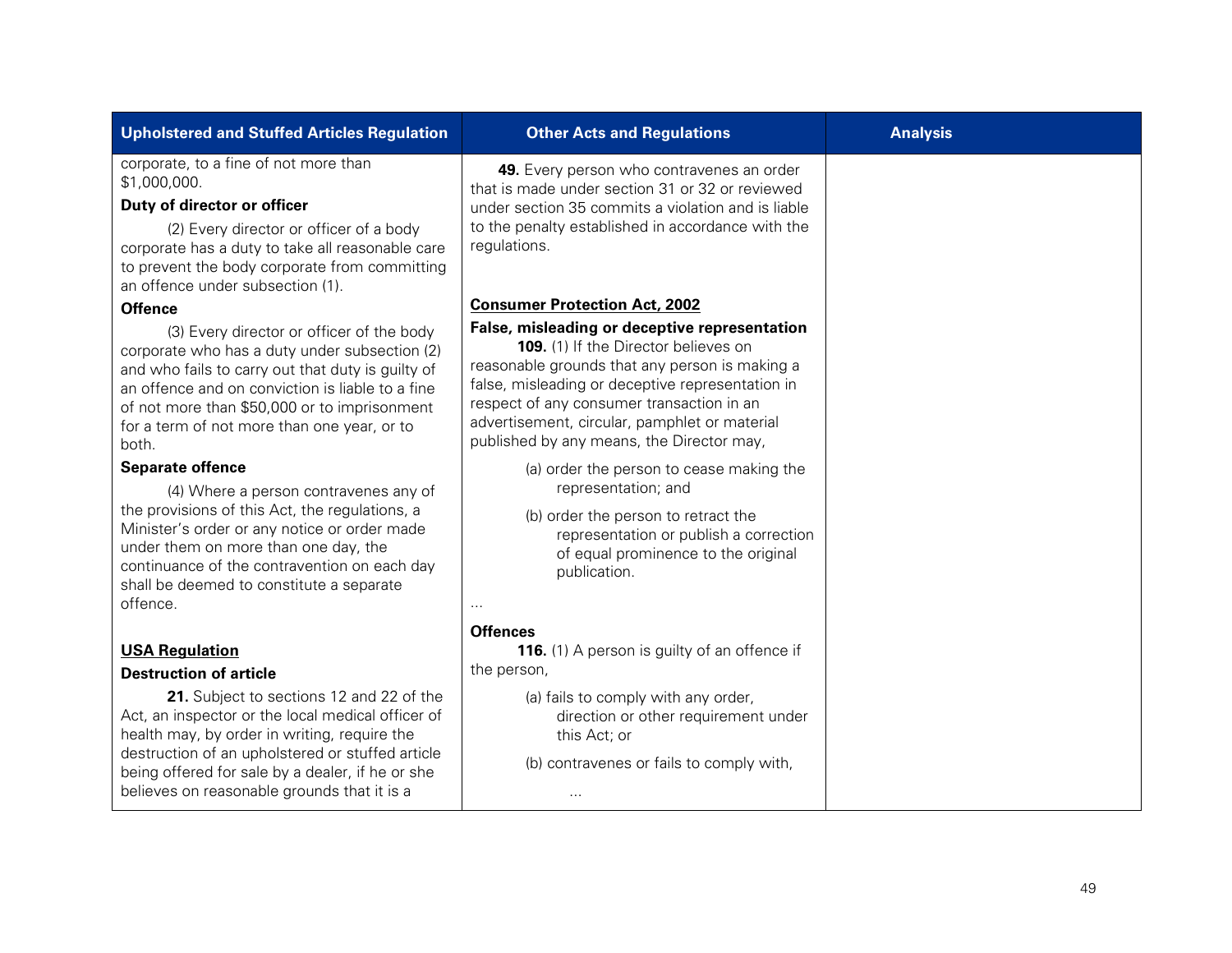| Upholstered and Stuffed Articles Regulation | Other Acts and Regulations | Analysis |
|---|---|---|
| corporate, to a fine of not more than $1,000,000.<br><br>**Duty of director or officer**<br><br>(2) Every director or officer of a body corporate has a duty to take all reasonable care to prevent the body corporate from committing an offence under subsection (1).<br><br>**Offence**<br><br>(3) Every director or officer of the body corporate who has a duty under subsection (2) and who fails to carry out that duty is guilty of an offence and on conviction is liable to a fine of not more than $50,000 or to imprisonment for a term of not more than one year, or to both.<br><br>**Separate offence**<br><br>(4) Where a person contravenes any of the provisions of this Act, the regulations, a Minister's order or any notice or order made under them on more than one day, the continuance of the contravention on each day shall be deemed to constitute a separate offence.<br><br>**<u>USA Regulation</u>**<br><br>**Destruction of article**<br><br>**21.** Subject to sections 12 and 22 of the Act, an inspector or the local medical officer of health may, by order in writing, require the destruction of an upholstered or stuffed article being offered for sale by a dealer, if he or she believes on reasonable grounds that it is a | **49.** Every person who contravenes an order that is made under section 31 or 32 or reviewed under section 35 commits a violation and is liable to the penalty established in accordance with the regulations.<br><br>**<u>Consumer Protection Act, 2002</u>**<br><br>**False, misleading or deceptive representation**<br><br>**109.** (1) If the Director believes on reasonable grounds that any person is making a false, misleading or deceptive representation in respect of any consumer transaction in an advertisement, circular, pamphlet or material published by any means, the Director may,<br><br>(a) order the person to cease making the representation; and<br><br>(b) order the person to retract the representation or publish a correction of equal prominence to the original publication.<br><br>...<br><br>**Offences**<br><br>**116.** (1) A person is guilty of an offence if the person,<br><br>(a) fails to comply with any order, direction or other requirement under this Act; or<br><br>(b) contravenes or fails to comply with,<br><br>... | |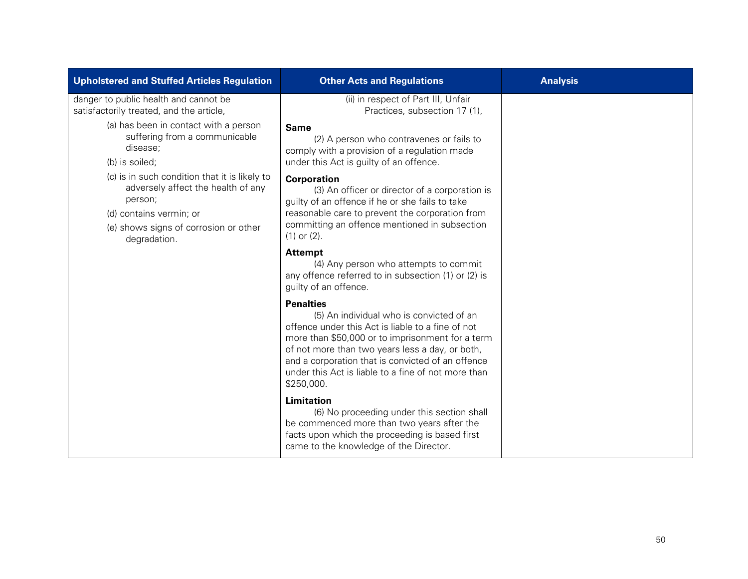| Upholstered and Stuffed Articles Regulation | Other Acts and Regulations | Analysis |
|---|---|---|
| danger to public health and cannot be satisfactorily treated, and the article,<br>(a) has been in contact with a person suffering from a communicable disease;<br>(b) is soiled;<br>(c) is in such condition that it is likely to adversely affect the health of any person;<br>(d) contains vermin; or<br>(e) shows signs of corrosion or other degradation. | (ii) in respect of Part III, Unfair Practices, subsection 17 (1),<br>**Same**<br>(2) A person who contravenes or fails to comply with a provision of a regulation made under this Act is guilty of an offence.<br>**Corporation**<br>(3) An officer or director of a corporation is guilty of an offence if he or she fails to take reasonable care to prevent the corporation from committing an offence mentioned in subsection (1) or (2).<br>**Attempt**<br>(4) Any person who attempts to commit any offence referred to in subsection (1) or (2) is guilty of an offence.<br>**Penalties**<br>(5) An individual who is convicted of an offence under this Act is liable to a fine of not more than $50,000 or to imprisonment for a term of not more than two years less a day, or both, and a corporation that is convicted of an offence under this Act is liable to a fine of not more than $250,000.<br>**Limitation**<br>(6) No proceeding under this section shall be commenced more than two years after the facts upon which the proceeding is based first came to the knowledge of the Director. | |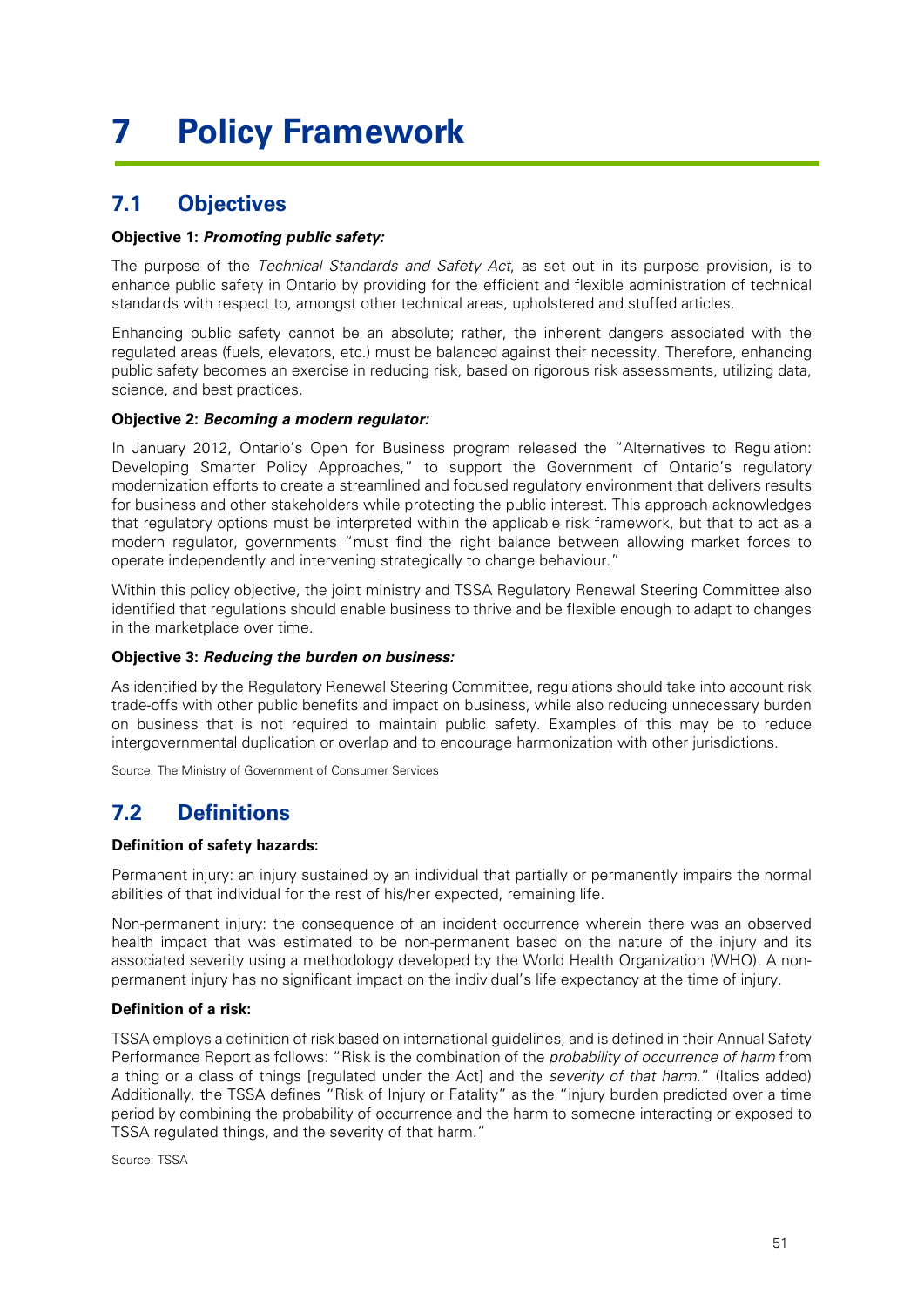# 7 Policy Framework

## 7.1 Objectives

**Objective 1: *Promoting public safety:***

The purpose of the *Technical Standards and Safety Act*, as set out in its purpose provision, is to enhance public safety in Ontario by providing for the efficient and flexible administration of technical standards with respect to, amongst other technical areas, upholstered and stuffed articles.

Enhancing public safety cannot be an absolute; rather, the inherent dangers associated with the regulated areas (fuels, elevators, etc.) must be balanced against their necessity. Therefore, enhancing public safety becomes an exercise in reducing risk, based on rigorous risk assessments, utilizing data, science, and best practices.

**Objective 2: *Becoming a modern regulator:***

In January 2012, Ontario's Open for Business program released the "Alternatives to Regulation: Developing Smarter Policy Approaches," to support the Government of Ontario's regulatory modernization efforts to create a streamlined and focused regulatory environment that delivers results for business and other stakeholders while protecting the public interest. This approach acknowledges that regulatory options must be interpreted within the applicable risk framework, but that to act as a modern regulator, governments "must find the right balance between allowing market forces to operate independently and intervening strategically to change behaviour."

Within this policy objective, the joint ministry and TSSA Regulatory Renewal Steering Committee also identified that regulations should enable business to thrive and be flexible enough to adapt to changes in the marketplace over time.

**Objective 3: *Reducing the burden on business:***

As identified by the Regulatory Renewal Steering Committee, regulations should take into account risk trade-offs with other public benefits and impact on business, while also reducing unnecessary burden on business that is not required to maintain public safety. Examples of this may be to reduce intergovernmental duplication or overlap and to encourage harmonization with other jurisdictions.

Source: The Ministry of Government of Consumer Services

## 7.2 Definitions

**Definition of safety hazards:**

Permanent injury: an injury sustained by an individual that partially or permanently impairs the normal abilities of that individual for the rest of his/her expected, remaining life.

Non-permanent injury: the consequence of an incident occurrence wherein there was an observed health impact that was estimated to be non-permanent based on the nature of the injury and its associated severity using a methodology developed by the World Health Organization (WHO). A non-permanent injury has no significant impact on the individual's life expectancy at the time of injury.

**Definition of a risk:**

TSSA employs a definition of risk based on international guidelines, and is defined in their Annual Safety Performance Report as follows: "Risk is the combination of the *probability of occurrence of harm* from a thing or a class of things [regulated under the Act] and the *severity of that harm*." (Italics added) Additionally, the TSSA defines "Risk of Injury or Fatality" as the "injury burden predicted over a time period by combining the probability of occurrence and the harm to someone interacting or exposed to TSSA regulated things, and the severity of that harm."

Source: TSSA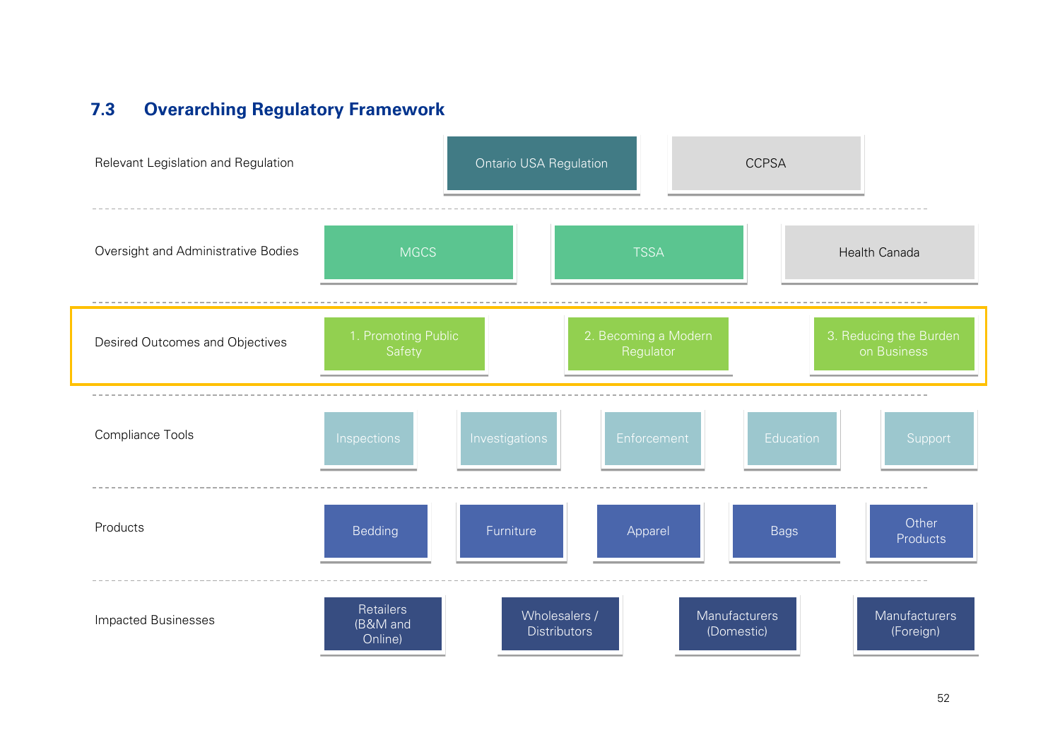## 7.3 Overarching Regulatory Framework

| | | | | | |
|---|---|---|---|---|---|
| Relevant Legislation and Regulation | Ontario USA Regulation | CCPSA | | | |
| Oversight and Administrative Bodies | MGCS | TSSA | Health Canada | | |
| Desired Outcomes and Objectives | 1. Promoting Public Safety | 2. Becoming a Modern Regulator | 3. Reducing the Burden on Business | | |
| Compliance Tools | Inspections | Investigations | Enforcement | Education | Support |
| Products | Bedding | Furniture | Apparel | Bags | Other Products |
| Impacted Businesses | Retailers (B&M and Online) | Wholesalers / Distributors | Manufacturers (Domestic) | Manufacturers (Foreign) | |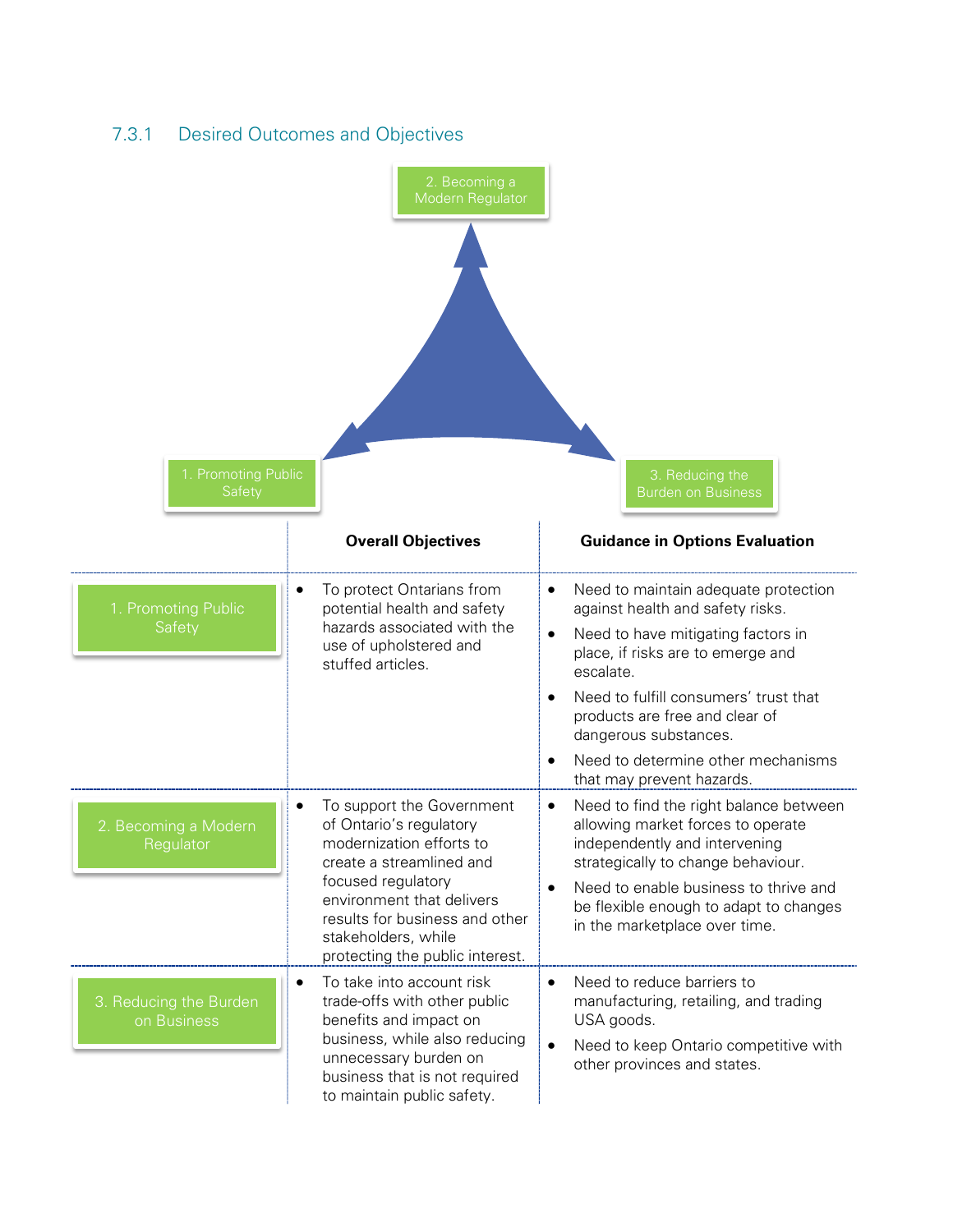### 7.3.1 Desired Outcomes and Objectives

2. Becoming a Modern Regulator

1. Promoting Public Safety

3. Reducing the Burden on Business

| | Overall Objectives | Guidance in Options Evaluation |
|---|---|---|
| 1. Promoting Public Safety | • To protect Ontarians from potential health and safety hazards associated with the use of upholstered and stuffed articles. | • Need to maintain adequate protection against health and safety risks.<br>• Need to have mitigating factors in place, if risks are to emerge and escalate.<br>• Need to fulfill consumers' trust that products are free and clear of dangerous substances.<br>• Need to determine other mechanisms that may prevent hazards. |
| 2. Becoming a Modern Regulator | • To support the Government of Ontario's regulatory modernization efforts to create a streamlined and focused regulatory environment that delivers results for business and other stakeholders, while protecting the public interest. | • Need to find the right balance between allowing market forces to operate independently and intervening strategically to change behaviour.<br>• Need to enable business to thrive and be flexible enough to adapt to changes in the marketplace over time. |
| 3. Reducing the Burden on Business | • To take into account risk trade-offs with other public benefits and impact on business, while also reducing unnecessary burden on business that is not required to maintain public safety. | • Need to reduce barriers to manufacturing, retailing, and trading USA goods.<br>• Need to keep Ontario competitive with other provinces and states. |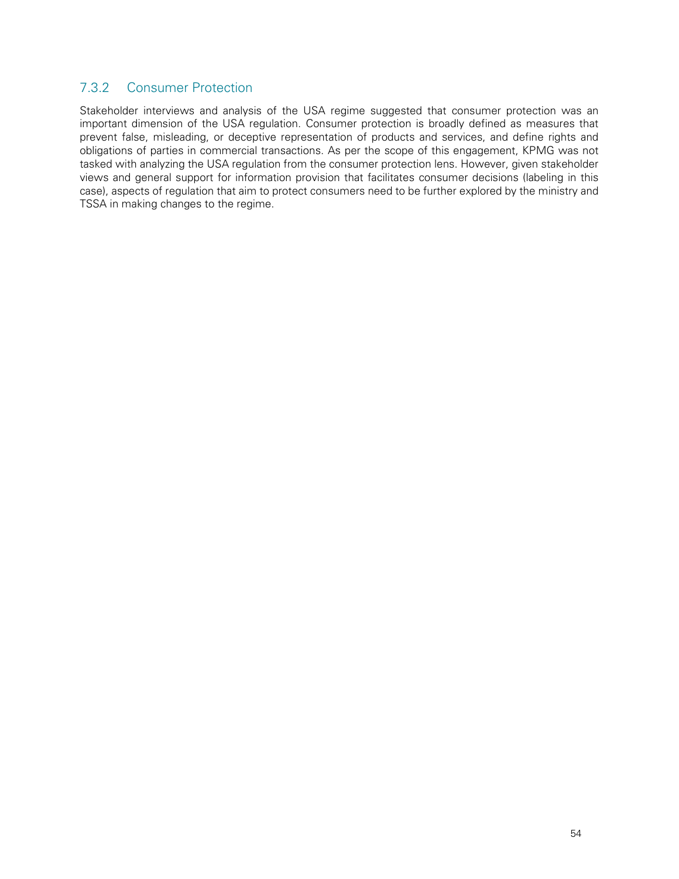### 7.3.2 Consumer Protection

Stakeholder interviews and analysis of the USA regime suggested that consumer protection was an important dimension of the USA regulation. Consumer protection is broadly defined as measures that prevent false, misleading, or deceptive representation of products and services, and define rights and obligations of parties in commercial transactions. As per the scope of this engagement, KPMG was not tasked with analyzing the USA regulation from the consumer protection lens. However, given stakeholder views and general support for information provision that facilitates consumer decisions (labeling in this case), aspects of regulation that aim to protect consumers need to be further explored by the ministry and TSSA in making changes to the regime.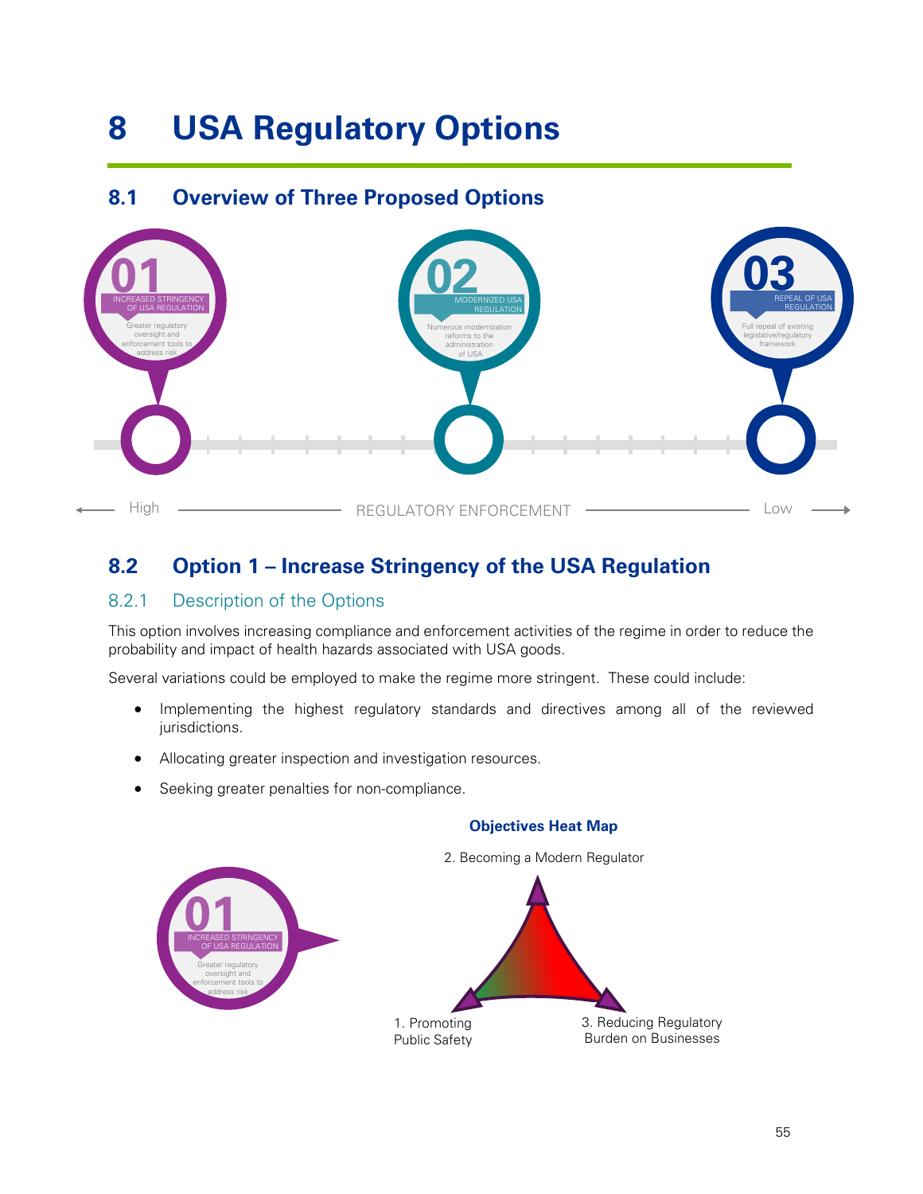# 8 USA Regulatory Options

## 8.1 Overview of Three Proposed Options

01 INCREASED STRINGENCY OF USA REGULATION
Greater regulatory oversight and enforcement tools to address risk

02 MODERNIZED USA REGULATION
Numerous modernization reforms to the administration of USA

03 REPEAL OF USA REGULATION
Full repeal of existing legislative/regulatory framework

High — REGULATORY ENFORCEMENT — Low

## 8.2 Option 1 – Increase Stringency of the USA Regulation

### 8.2.1 Description of the Options

This option involves increasing compliance and enforcement activities of the regime in order to reduce the probability and impact of health hazards associated with USA goods.

Several variations could be employed to make the regime more stringent. These could include:

- Implementing the highest regulatory standards and directives among all of the reviewed jurisdictions.
- Allocating greater inspection and investigation resources.
- Seeking greater penalties for non-compliance.

**Objectives Heat Map**

01 INCREASED STRINGENCY OF USA REGULATION
Greater regulatory oversight and enforcement tools to address risk

2. Becoming a Modern Regulator

1. Promoting Public Safety

3. Reducing Regulatory Burden on Businesses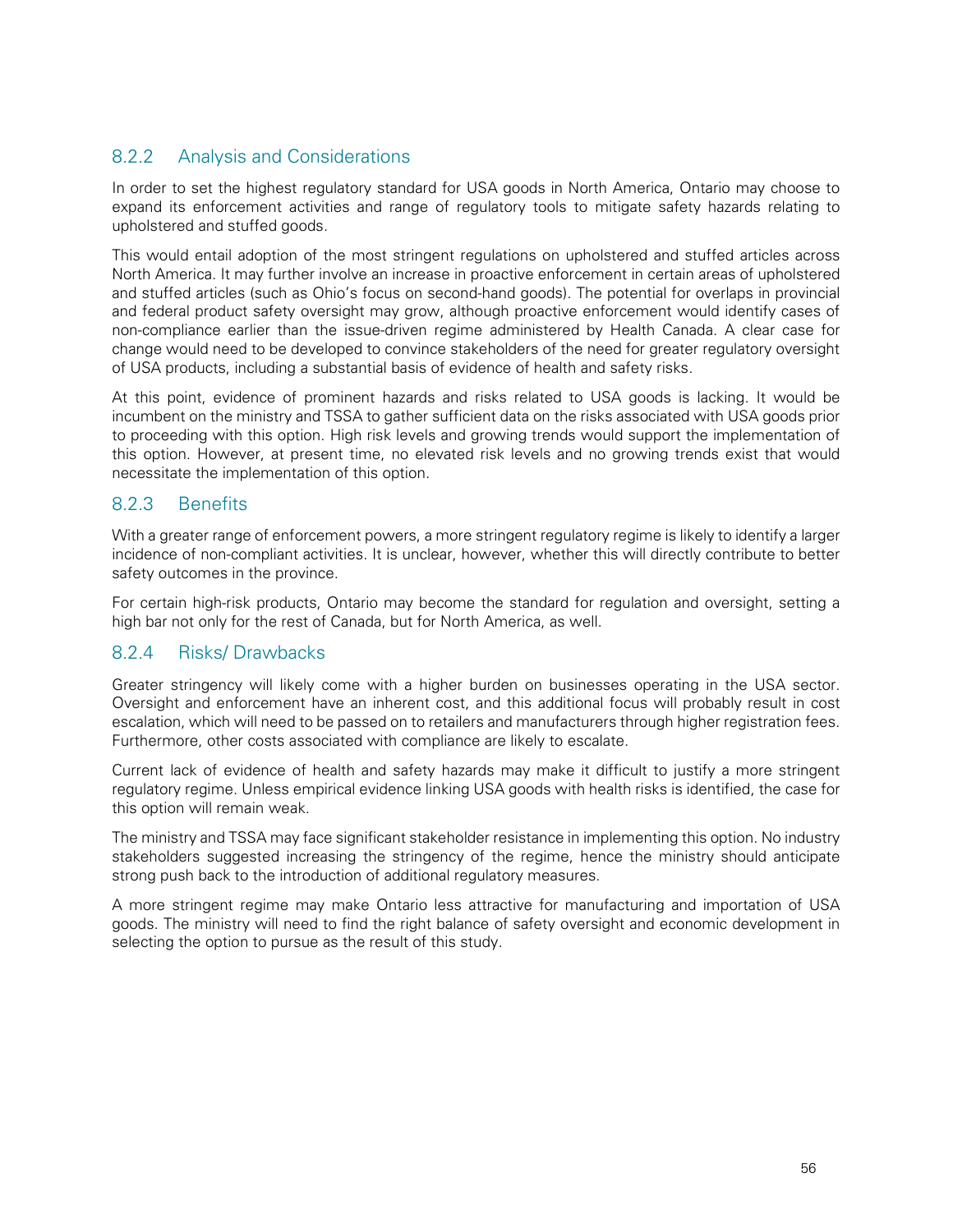### 8.2.2 Analysis and Considerations

In order to set the highest regulatory standard for USA goods in North America, Ontario may choose to expand its enforcement activities and range of regulatory tools to mitigate safety hazards relating to upholstered and stuffed goods.

This would entail adoption of the most stringent regulations on upholstered and stuffed articles across North America. It may further involve an increase in proactive enforcement in certain areas of upholstered and stuffed articles (such as Ohio's focus on second-hand goods). The potential for overlaps in provincial and federal product safety oversight may grow, although proactive enforcement would identify cases of non-compliance earlier than the issue-driven regime administered by Health Canada. A clear case for change would need to be developed to convince stakeholders of the need for greater regulatory oversight of USA products, including a substantial basis of evidence of health and safety risks.

At this point, evidence of prominent hazards and risks related to USA goods is lacking. It would be incumbent on the ministry and TSSA to gather sufficient data on the risks associated with USA goods prior to proceeding with this option. High risk levels and growing trends would support the implementation of this option. However, at present time, no elevated risk levels and no growing trends exist that would necessitate the implementation of this option.

### 8.2.3 Benefits

With a greater range of enforcement powers, a more stringent regulatory regime is likely to identify a larger incidence of non-compliant activities. It is unclear, however, whether this will directly contribute to better safety outcomes in the province.

For certain high-risk products, Ontario may become the standard for regulation and oversight, setting a high bar not only for the rest of Canada, but for North America, as well.

### 8.2.4 Risks/ Drawbacks

Greater stringency will likely come with a higher burden on businesses operating in the USA sector. Oversight and enforcement have an inherent cost, and this additional focus will probably result in cost escalation, which will need to be passed on to retailers and manufacturers through higher registration fees. Furthermore, other costs associated with compliance are likely to escalate.

Current lack of evidence of health and safety hazards may make it difficult to justify a more stringent regulatory regime. Unless empirical evidence linking USA goods with health risks is identified, the case for this option will remain weak.

The ministry and TSSA may face significant stakeholder resistance in implementing this option. No industry stakeholders suggested increasing the stringency of the regime, hence the ministry should anticipate strong push back to the introduction of additional regulatory measures.

A more stringent regime may make Ontario less attractive for manufacturing and importation of USA goods. The ministry will need to find the right balance of safety oversight and economic development in selecting the option to pursue as the result of this study.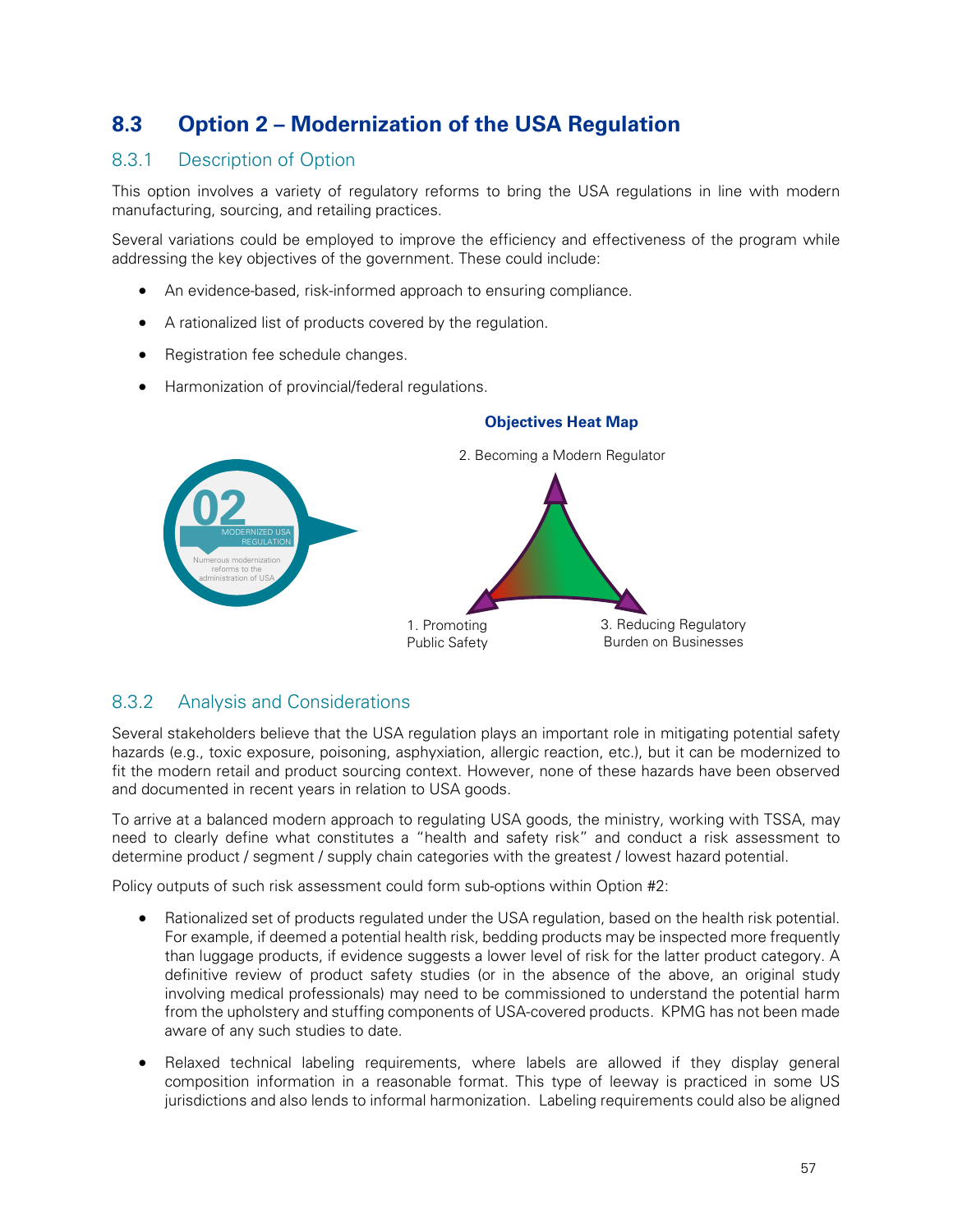## 8.3 Option 2 – Modernization of the USA Regulation

### 8.3.1 Description of Option

This option involves a variety of regulatory reforms to bring the USA regulations in line with modern manufacturing, sourcing, and retailing practices.

Several variations could be employed to improve the efficiency and effectiveness of the program while addressing the key objectives of the government. These could include:

- An evidence-based, risk-informed approach to ensuring compliance.
- A rationalized list of products covered by the regulation.
- Registration fee schedule changes.
- Harmonization of provincial/federal regulations.

**Objectives Heat Map**

02 MODERNIZED USA REGULATION — Numerous modernization reforms to the administration of USA

2. Becoming a Modern Regulator

1. Promoting Public Safety

3. Reducing Regulatory Burden on Businesses

### 8.3.2 Analysis and Considerations

Several stakeholders believe that the USA regulation plays an important role in mitigating potential safety hazards (e.g., toxic exposure, poisoning, asphyxiation, allergic reaction, etc.), but it can be modernized to fit the modern retail and product sourcing context. However, none of these hazards have been observed and documented in recent years in relation to USA goods.

To arrive at a balanced modern approach to regulating USA goods, the ministry, working with TSSA, may need to clearly define what constitutes a "health and safety risk" and conduct a risk assessment to determine product / segment / supply chain categories with the greatest / lowest hazard potential.

Policy outputs of such risk assessment could form sub-options within Option #2:

- Rationalized set of products regulated under the USA regulation, based on the health risk potential. For example, if deemed a potential health risk, bedding products may be inspected more frequently than luggage products, if evidence suggests a lower level of risk for the latter product category. A definitive review of product safety studies (or in the absence of the above, an original study involving medical professionals) may need to be commissioned to understand the potential harm from the upholstery and stuffing components of USA-covered products. KPMG has not been made aware of any such studies to date.
- Relaxed technical labeling requirements, where labels are allowed if they display general composition information in a reasonable format. This type of leeway is practiced in some US jurisdictions and also lends to informal harmonization. Labeling requirements could also be aligned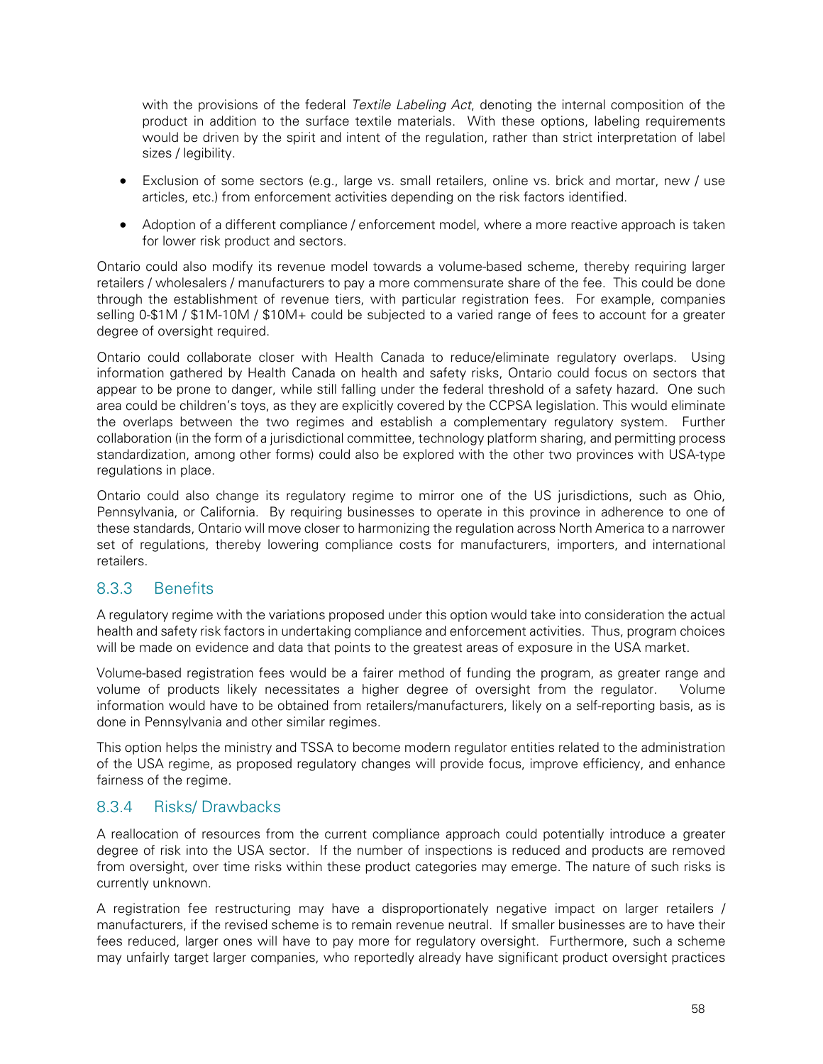with the provisions of the federal *Textile Labeling Act*, denoting the internal composition of the product in addition to the surface textile materials. With these options, labeling requirements would be driven by the spirit and intent of the regulation, rather than strict interpretation of label sizes / legibility.

- Exclusion of some sectors (e.g., large vs. small retailers, online vs. brick and mortar, new / use articles, etc.) from enforcement activities depending on the risk factors identified.
- Adoption of a different compliance / enforcement model, where a more reactive approach is taken for lower risk product and sectors.

Ontario could also modify its revenue model towards a volume-based scheme, thereby requiring larger retailers / wholesalers / manufacturers to pay a more commensurate share of the fee. This could be done through the establishment of revenue tiers, with particular registration fees. For example, companies selling 0-$1M / $1M-10M / $10M+ could be subjected to a varied range of fees to account for a greater degree of oversight required.

Ontario could collaborate closer with Health Canada to reduce/eliminate regulatory overlaps. Using information gathered by Health Canada on health and safety risks, Ontario could focus on sectors that appear to be prone to danger, while still falling under the federal threshold of a safety hazard. One such area could be children's toys, as they are explicitly covered by the CCPSA legislation. This would eliminate the overlaps between the two regimes and establish a complementary regulatory system. Further collaboration (in the form of a jurisdictional committee, technology platform sharing, and permitting process standardization, among other forms) could also be explored with the other two provinces with USA-type regulations in place.

Ontario could also change its regulatory regime to mirror one of the US jurisdictions, such as Ohio, Pennsylvania, or California. By requiring businesses to operate in this province in adherence to one of these standards, Ontario will move closer to harmonizing the regulation across North America to a narrower set of regulations, thereby lowering compliance costs for manufacturers, importers, and international retailers.

### 8.3.3 Benefits

A regulatory regime with the variations proposed under this option would take into consideration the actual health and safety risk factors in undertaking compliance and enforcement activities. Thus, program choices will be made on evidence and data that points to the greatest areas of exposure in the USA market.

Volume-based registration fees would be a fairer method of funding the program, as greater range and volume of products likely necessitates a higher degree of oversight from the regulator. Volume information would have to be obtained from retailers/manufacturers, likely on a self-reporting basis, as is done in Pennsylvania and other similar regimes.

This option helps the ministry and TSSA to become modern regulator entities related to the administration of the USA regime, as proposed regulatory changes will provide focus, improve efficiency, and enhance fairness of the regime.

### 8.3.4 Risks/ Drawbacks

A reallocation of resources from the current compliance approach could potentially introduce a greater degree of risk into the USA sector. If the number of inspections is reduced and products are removed from oversight, over time risks within these product categories may emerge. The nature of such risks is currently unknown.

A registration fee restructuring may have a disproportionately negative impact on larger retailers / manufacturers, if the revised scheme is to remain revenue neutral. If smaller businesses are to have their fees reduced, larger ones will have to pay more for regulatory oversight. Furthermore, such a scheme may unfairly target larger companies, who reportedly already have significant product oversight practices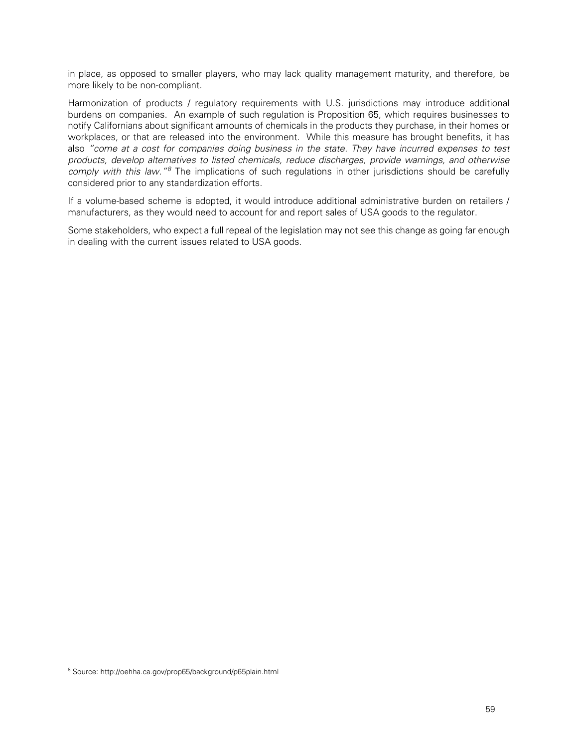in place, as opposed to smaller players, who may lack quality management maturity, and therefore, be more likely to be non-compliant.

Harmonization of products / regulatory requirements with U.S. jurisdictions may introduce additional burdens on companies. An example of such regulation is Proposition 65, which requires businesses to notify Californians about significant amounts of chemicals in the products they purchase, in their homes or workplaces, or that are released into the environment. While this measure has brought benefits, it has also *"come at a cost for companies doing business in the state. They have incurred expenses to test products, develop alternatives to listed chemicals, reduce discharges, provide warnings, and otherwise comply with this law."*[8] The implications of such regulations in other jurisdictions should be carefully considered prior to any standardization efforts.

If a volume-based scheme is adopted, it would introduce additional administrative burden on retailers / manufacturers, as they would need to account for and report sales of USA goods to the regulator.

Some stakeholders, who expect a full repeal of the legislation may not see this change as going far enough in dealing with the current issues related to USA goods.

[8] Source: http://oehha.ca.gov/prop65/background/p65plain.html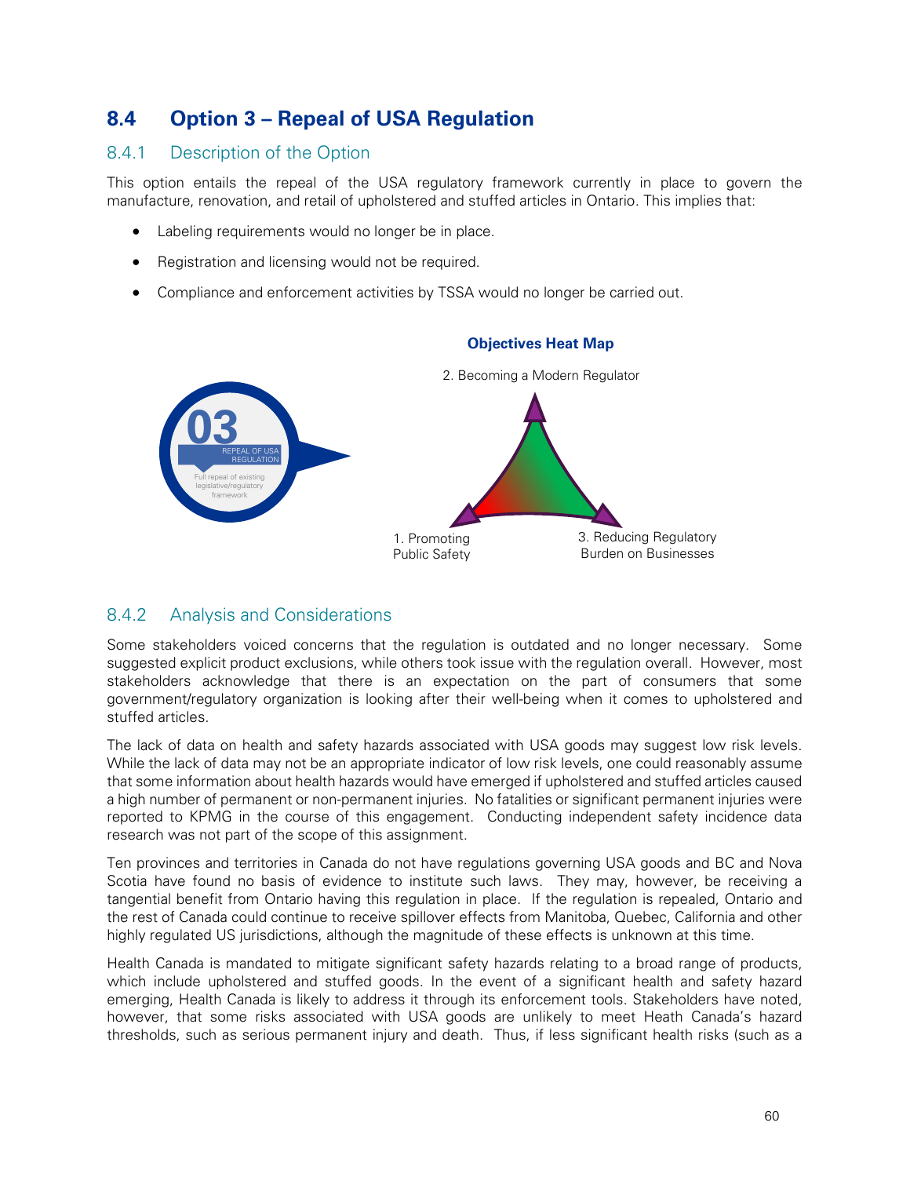## 8.4 Option 3 – Repeal of USA Regulation

### 8.4.1 Description of the Option

This option entails the repeal of the USA regulatory framework currently in place to govern the manufacture, renovation, and retail of upholstered and stuffed articles in Ontario. This implies that:

- Labeling requirements would no longer be in place.
- Registration and licensing would not be required.
- Compliance and enforcement activities by TSSA would no longer be carried out.

03
REPEAL OF USA REGULATION
Full repeal of existing legislative/regulatory framework

**Objectives Heat Map**

2. Becoming a Modern Regulator

1. Promoting Public Safety

3. Reducing Regulatory Burden on Businesses

### 8.4.2 Analysis and Considerations

Some stakeholders voiced concerns that the regulation is outdated and no longer necessary. Some suggested explicit product exclusions, while others took issue with the regulation overall. However, most stakeholders acknowledge that there is an expectation on the part of consumers that some government/regulatory organization is looking after their well-being when it comes to upholstered and stuffed articles.

The lack of data on health and safety hazards associated with USA goods may suggest low risk levels. While the lack of data may not be an appropriate indicator of low risk levels, one could reasonably assume that some information about health hazards would have emerged if upholstered and stuffed articles caused a high number of permanent or non-permanent injuries. No fatalities or significant permanent injuries were reported to KPMG in the course of this engagement. Conducting independent safety incidence data research was not part of the scope of this assignment.

Ten provinces and territories in Canada do not have regulations governing USA goods and BC and Nova Scotia have found no basis of evidence to institute such laws. They may, however, be receiving a tangential benefit from Ontario having this regulation in place. If the regulation is repealed, Ontario and the rest of Canada could continue to receive spillover effects from Manitoba, Quebec, California and other highly regulated US jurisdictions, although the magnitude of these effects is unknown at this time.

Health Canada is mandated to mitigate significant safety hazards relating to a broad range of products, which include upholstered and stuffed goods. In the event of a significant health and safety hazard emerging, Health Canada is likely to address it through its enforcement tools. Stakeholders have noted, however, that some risks associated with USA goods are unlikely to meet Heath Canada's hazard thresholds, such as serious permanent injury and death. Thus, if less significant health risks (such as a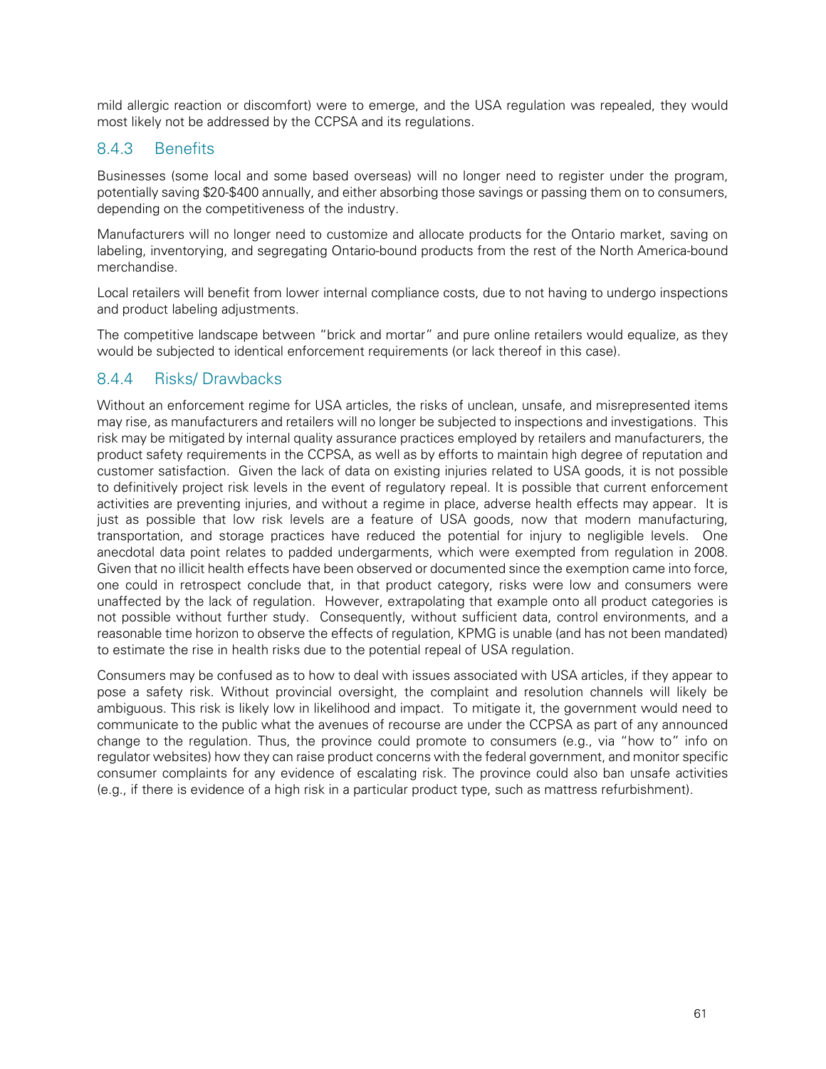mild allergic reaction or discomfort) were to emerge, and the USA regulation was repealed, they would most likely not be addressed by the CCPSA and its regulations.

### 8.4.3 Benefits

Businesses (some local and some based overseas) will no longer need to register under the program, potentially saving $20-$400 annually, and either absorbing those savings or passing them on to consumers, depending on the competitiveness of the industry.

Manufacturers will no longer need to customize and allocate products for the Ontario market, saving on labeling, inventorying, and segregating Ontario-bound products from the rest of the North America-bound merchandise.

Local retailers will benefit from lower internal compliance costs, due to not having to undergo inspections and product labeling adjustments.

The competitive landscape between "brick and mortar" and pure online retailers would equalize, as they would be subjected to identical enforcement requirements (or lack thereof in this case).

### 8.4.4 Risks/ Drawbacks

Without an enforcement regime for USA articles, the risks of unclean, unsafe, and misrepresented items may rise, as manufacturers and retailers will no longer be subjected to inspections and investigations. This risk may be mitigated by internal quality assurance practices employed by retailers and manufacturers, the product safety requirements in the CCPSA, as well as by efforts to maintain high degree of reputation and customer satisfaction. Given the lack of data on existing injuries related to USA goods, it is not possible to definitively project risk levels in the event of regulatory repeal. It is possible that current enforcement activities are preventing injuries, and without a regime in place, adverse health effects may appear. It is just as possible that low risk levels are a feature of USA goods, now that modern manufacturing, transportation, and storage practices have reduced the potential for injury to negligible levels. One anecdotal data point relates to padded undergarments, which were exempted from regulation in 2008. Given that no illicit health effects have been observed or documented since the exemption came into force, one could in retrospect conclude that, in that product category, risks were low and consumers were unaffected by the lack of regulation. However, extrapolating that example onto all product categories is not possible without further study. Consequently, without sufficient data, control environments, and a reasonable time horizon to observe the effects of regulation, KPMG is unable (and has not been mandated) to estimate the rise in health risks due to the potential repeal of USA regulation.

Consumers may be confused as to how to deal with issues associated with USA articles, if they appear to pose a safety risk. Without provincial oversight, the complaint and resolution channels will likely be ambiguous. This risk is likely low in likelihood and impact. To mitigate it, the government would need to communicate to the public what the avenues of recourse are under the CCPSA as part of any announced change to the regulation. Thus, the province could promote to consumers (e.g., via "how to" info on regulator websites) how they can raise product concerns with the federal government, and monitor specific consumer complaints for any evidence of escalating risk. The province could also ban unsafe activities (e.g., if there is evidence of a high risk in a particular product type, such as mattress refurbishment).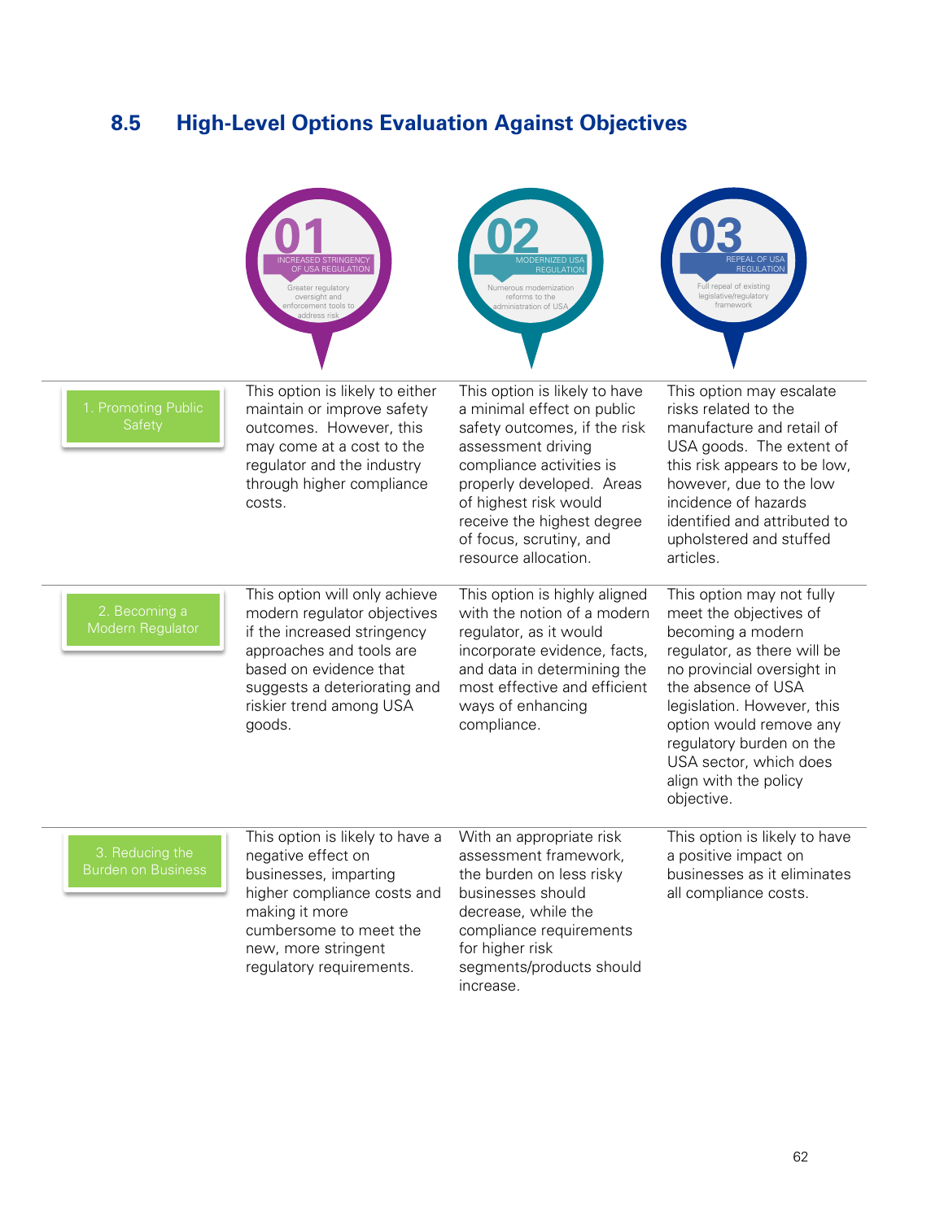## 8.5 High-Level Options Evaluation Against Objectives

| | 01 INCREASED STRINGENCY OF USA REGULATION — Greater regulatory oversight and enforcement tools to address risk | 02 MODERNIZED USA REGULATION — Numerous modernization reforms to the administration of USA | 03 REPEAL OF USA REGULATION — Full repeal of existing legislative/regulatory framework |
|---|---|---|---|
| 1. Promoting Public Safety | This option is likely to either maintain or improve safety outcomes. However, this may come at a cost to the regulator and the industry through higher compliance costs. | This option is likely to have a minimal effect on public safety outcomes, if the risk assessment driving compliance activities is properly developed. Areas of highest risk would receive the highest degree of focus, scrutiny, and resource allocation. | This option may escalate risks related to the manufacture and retail of USA goods. The extent of this risk appears to be low, however, due to the low incidence of hazards identified and attributed to upholstered and stuffed articles. |
| 2. Becoming a Modern Regulator | This option will only achieve modern regulator objectives if the increased stringency approaches and tools are based on evidence that suggests a deteriorating and riskier trend among USA goods. | This option is highly aligned with the notion of a modern regulator, as it would incorporate evidence, facts, and data in determining the most effective and efficient ways of enhancing compliance. | This option may not fully meet the objectives of becoming a modern regulator, as there will be no provincial oversight in the absence of USA legislation. However, this option would remove any regulatory burden on the USA sector, which does align with the policy objective. |
| 3. Reducing the Burden on Business | This option is likely to have a negative effect on businesses, imparting higher compliance costs and making it more cumbersome to meet the new, more stringent regulatory requirements. | With an appropriate risk assessment framework, the burden on less risky businesses should decrease, while the compliance requirements for higher risk segments/products should increase. | This option is likely to have a positive impact on businesses as it eliminates all compliance costs. |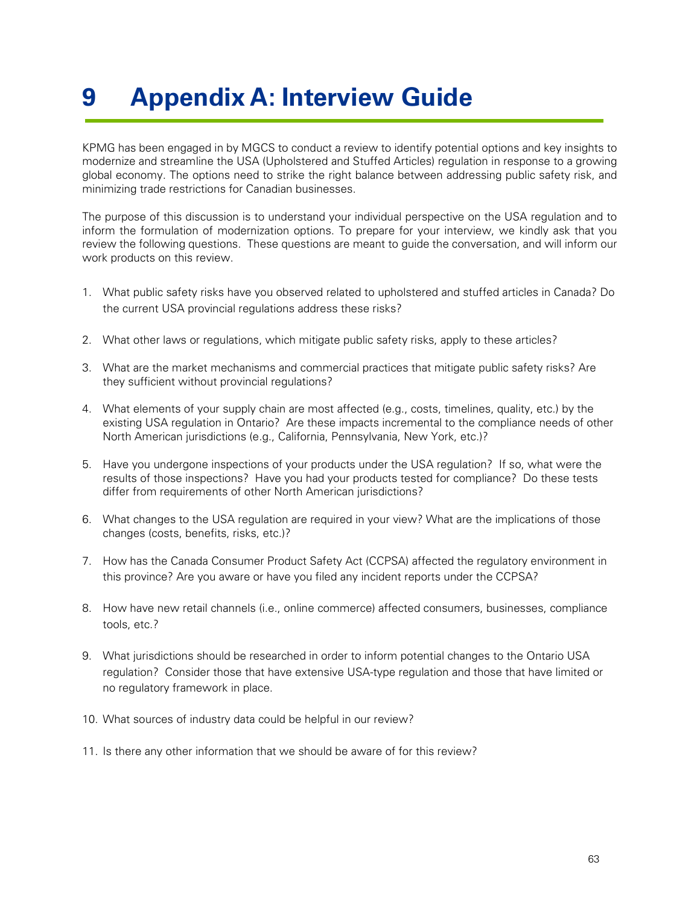# 9 Appendix A: Interview Guide

KPMG has been engaged in by MGCS to conduct a review to identify potential options and key insights to modernize and streamline the USA (Upholstered and Stuffed Articles) regulation in response to a growing global economy. The options need to strike the right balance between addressing public safety risk, and minimizing trade restrictions for Canadian businesses.

The purpose of this discussion is to understand your individual perspective on the USA regulation and to inform the formulation of modernization options. To prepare for your interview, we kindly ask that you review the following questions. These questions are meant to guide the conversation, and will inform our work products on this review.

1. What public safety risks have you observed related to upholstered and stuffed articles in Canada? Do the current USA provincial regulations address these risks?
2. What other laws or regulations, which mitigate public safety risks, apply to these articles?
3. What are the market mechanisms and commercial practices that mitigate public safety risks? Are they sufficient without provincial regulations?
4. What elements of your supply chain are most affected (e.g., costs, timelines, quality, etc.) by the existing USA regulation in Ontario? Are these impacts incremental to the compliance needs of other North American jurisdictions (e.g., California, Pennsylvania, New York, etc.)?
5. Have you undergone inspections of your products under the USA regulation? If so, what were the results of those inspections? Have you had your products tested for compliance? Do these tests differ from requirements of other North American jurisdictions?
6. What changes to the USA regulation are required in your view? What are the implications of those changes (costs, benefits, risks, etc.)?
7. How has the Canada Consumer Product Safety Act (CCPSA) affected the regulatory environment in this province? Are you aware or have you filed any incident reports under the CCPSA?
8. How have new retail channels (i.e., online commerce) affected consumers, businesses, compliance tools, etc.?
9. What jurisdictions should be researched in order to inform potential changes to the Ontario USA regulation? Consider those that have extensive USA-type regulation and those that have limited or no regulatory framework in place.
10. What sources of industry data could be helpful in our review?
11. Is there any other information that we should be aware of for this review?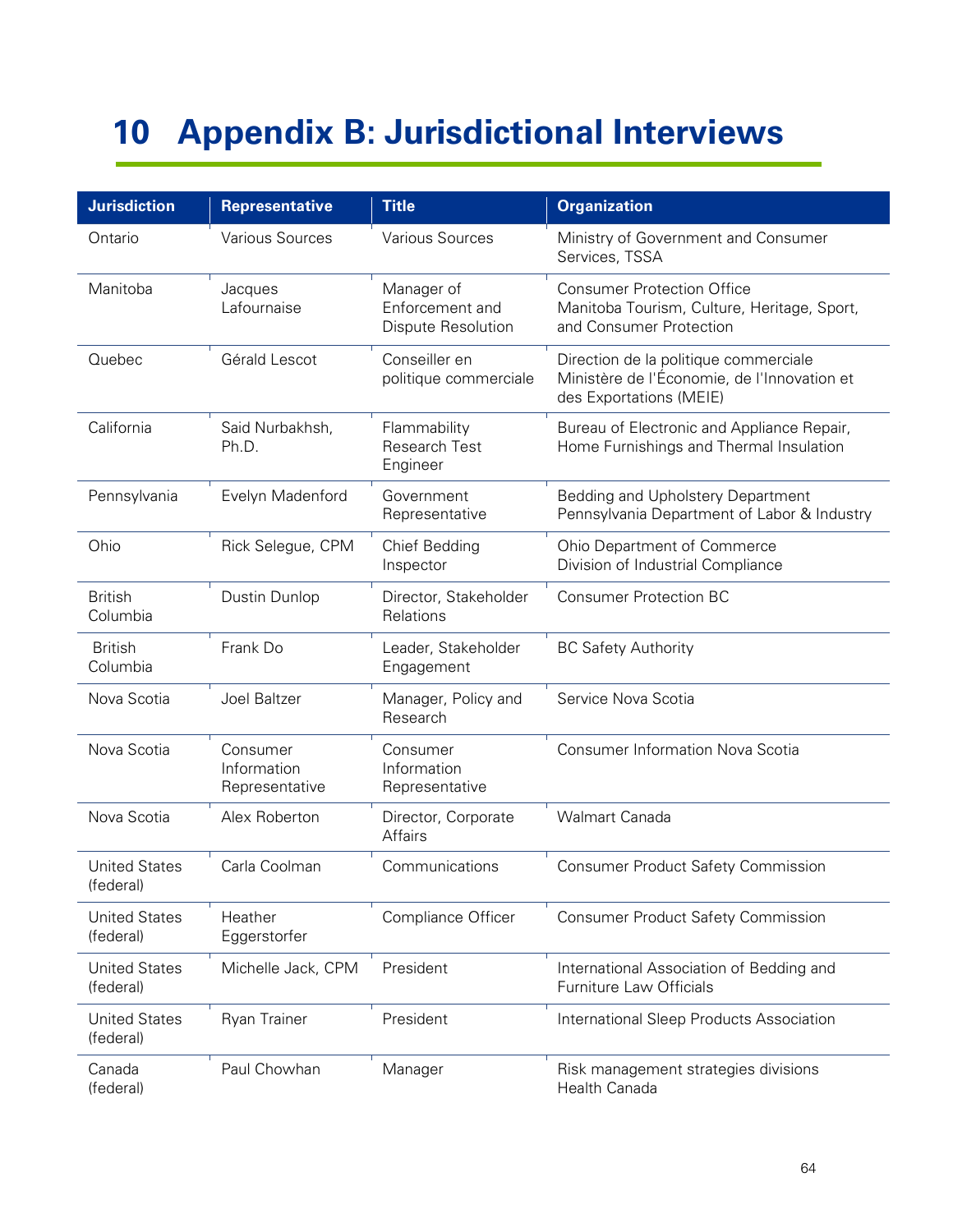# 10 Appendix B: Jurisdictional Interviews

| Jurisdiction | Representative | Title | Organization |
|---|---|---|---|
| Ontario | Various Sources | Various Sources | Ministry of Government and Consumer Services, TSSA |
| Manitoba | Jacques Lafournaise | Manager of Enforcement and Dispute Resolution | Consumer Protection Office<br>Manitoba Tourism, Culture, Heritage, Sport, and Consumer Protection |
| Quebec | Gérald Lescot | Conseiller en politique commerciale | Direction de la politique commerciale<br>Ministère de l'Économie, de l'Innovation et des Exportations (MEIE) |
| California | Said Nurbakhsh, Ph.D. | Flammability Research Test Engineer | Bureau of Electronic and Appliance Repair, Home Furnishings and Thermal Insulation |
| Pennsylvania | Evelyn Madenford | Government Representative | Bedding and Upholstery Department<br>Pennsylvania Department of Labor & Industry |
| Ohio | Rick Selegue, CPM | Chief Bedding Inspector | Ohio Department of Commerce<br>Division of Industrial Compliance |
| British Columbia | Dustin Dunlop | Director, Stakeholder Relations | Consumer Protection BC |
| British Columbia | Frank Do | Leader, Stakeholder Engagement | BC Safety Authority |
| Nova Scotia | Joel Baltzer | Manager, Policy and Research | Service Nova Scotia |
| Nova Scotia | Consumer Information Representative | Consumer Information Representative | Consumer Information Nova Scotia |
| Nova Scotia | Alex Roberton | Director, Corporate Affairs | Walmart Canada |
| United States (federal) | Carla Coolman | Communications | Consumer Product Safety Commission |
| United States (federal) | Heather Eggerstorfer | Compliance Officer | Consumer Product Safety Commission |
| United States (federal) | Michelle Jack, CPM | President | International Association of Bedding and Furniture Law Officials |
| United States (federal) | Ryan Trainer | President | International Sleep Products Association |
| Canada (federal) | Paul Chowhan | Manager | Risk management strategies divisions<br>Health Canada |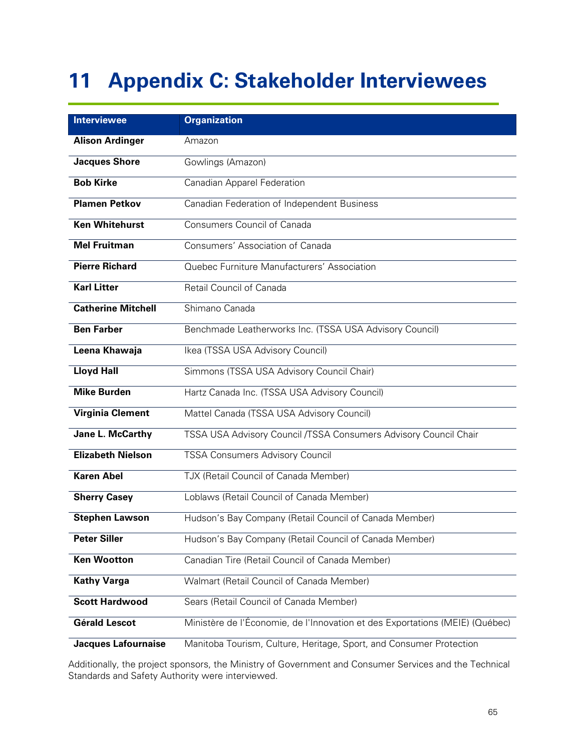# 11 Appendix C: Stakeholder Interviewees

| Interviewee | Organization |
| --- | --- |
| **Alison Ardinger** | Amazon |
| **Jacques Shore** | Gowlings (Amazon) |
| **Bob Kirke** | Canadian Apparel Federation |
| **Plamen Petkov** | Canadian Federation of Independent Business |
| **Ken Whitehurst** | Consumers Council of Canada |
| **Mel Fruitman** | Consumers' Association of Canada |
| **Pierre Richard** | Quebec Furniture Manufacturers' Association |
| **Karl Litter** | Retail Council of Canada |
| **Catherine Mitchell** | Shimano Canada |
| **Ben Farber** | Benchmade Leatherworks Inc. (TSSA USA Advisory Council) |
| **Leena Khawaja** | Ikea (TSSA USA Advisory Council) |
| **Lloyd Hall** | Simmons (TSSA USA Advisory Council Chair) |
| **Mike Burden** | Hartz Canada Inc. (TSSA USA Advisory Council) |
| **Virginia Clement** | Mattel Canada (TSSA USA Advisory Council) |
| **Jane L. McCarthy** | TSSA USA Advisory Council /TSSA Consumers Advisory Council Chair |
| **Elizabeth Nielson** | TSSA Consumers Advisory Council |
| **Karen Abel** | TJX (Retail Council of Canada Member) |
| **Sherry Casey** | Loblaws (Retail Council of Canada Member) |
| **Stephen Lawson** | Hudson's Bay Company (Retail Council of Canada Member) |
| **Peter Siller** | Hudson's Bay Company (Retail Council of Canada Member) |
| **Ken Wootton** | Canadian Tire (Retail Council of Canada Member) |
| **Kathy Varga** | Walmart (Retail Council of Canada Member) |
| **Scott Hardwood** | Sears (Retail Council of Canada Member) |
| **Gérald Lescot** | Ministère de l'Économie, de l'Innovation et des Exportations (MEIE) (Québec) |
| **Jacques Lafournaise** | Manitoba Tourism, Culture, Heritage, Sport, and Consumer Protection |

Additionally, the project sponsors, the Ministry of Government and Consumer Services and the Technical Standards and Safety Authority were interviewed.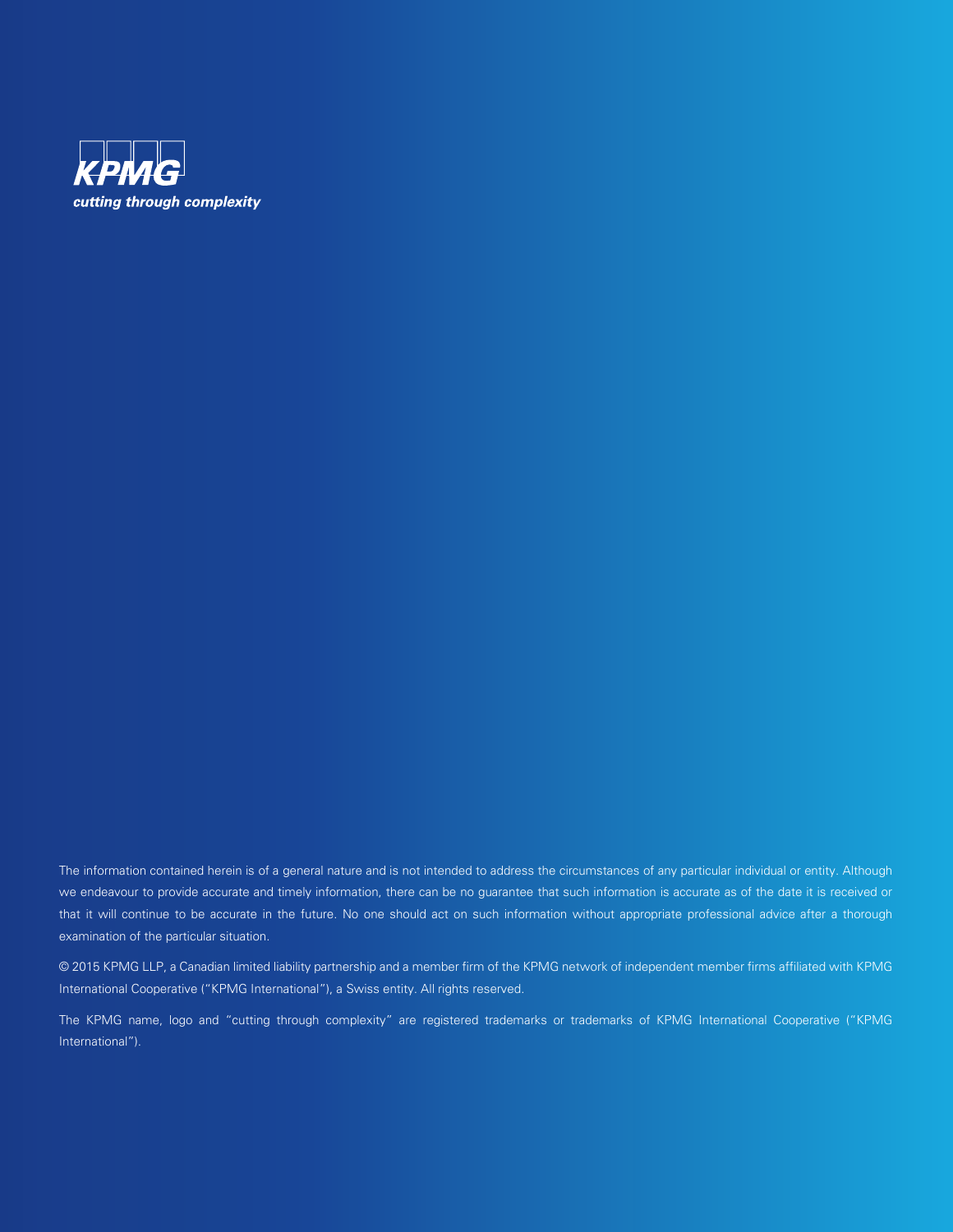KPMG

*cutting through complexity*

The information contained herein is of a general nature and is not intended to address the circumstances of any particular individual or entity. Although we endeavour to provide accurate and timely information, there can be no guarantee that such information is accurate as of the date it is received or that it will continue to be accurate in the future. No one should act on such information without appropriate professional advice after a thorough examination of the particular situation.

© 2015 KPMG LLP, a Canadian limited liability partnership and a member firm of the KPMG network of independent member firms affiliated with KPMG International Cooperative ("KPMG International"), a Swiss entity. All rights reserved.

The KPMG name, logo and "cutting through complexity" are registered trademarks or trademarks of KPMG International Cooperative ("KPMG International").